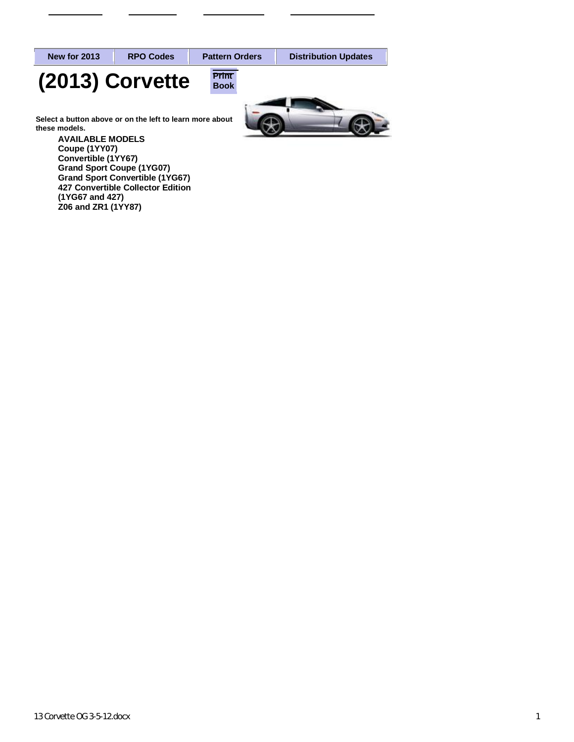| New for 2013 | RPO Codes | Pattern Orders | Distribution Updates |
| --- | --- | --- | --- |

# (2013) Corvette

Print Book

Select a button above or on the left to learn more about these models.

**AVAILABLE MODELS**
**Coupe (1YY07)**
**Convertible (1YY67)**
**Grand Sport Coupe (1YG07)**
**Grand Sport Convertible (1YG67)**
**427 Convertible Collector Edition (1YG67 and 427)**
**Z06 and ZR1 (1YY87)**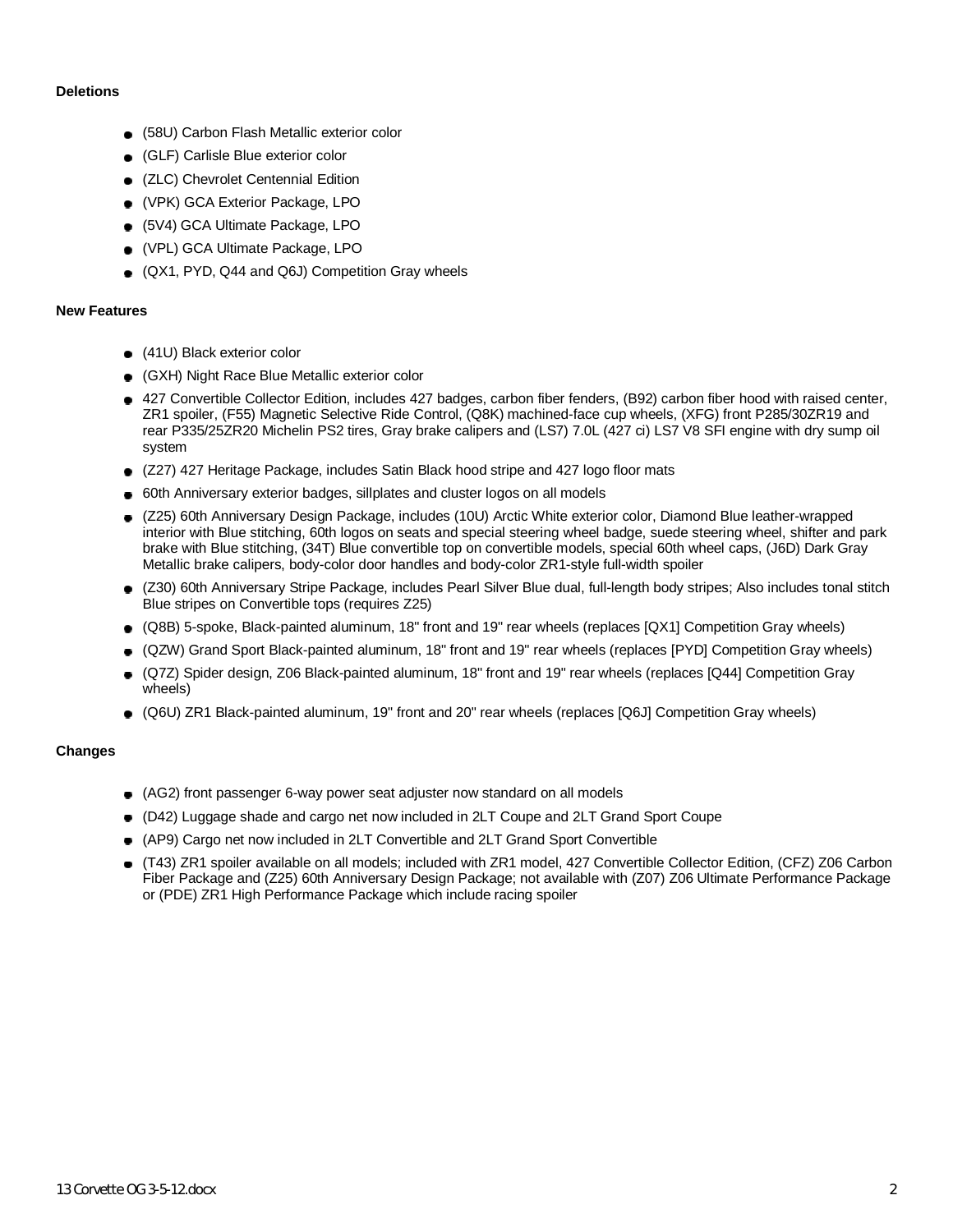**Deletions**

- (58U) Carbon Flash Metallic exterior color
- (GLF) Carlisle Blue exterior color
- (ZLC) Chevrolet Centennial Edition
- (VPK) GCA Exterior Package, LPO
- (5V4) GCA Ultimate Package, LPO
- (VPL) GCA Ultimate Package, LPO
- (QX1, PYD, Q44 and Q6J) Competition Gray wheels

**New Features**

- (41U) Black exterior color
- (GXH) Night Race Blue Metallic exterior color
- 427 Convertible Collector Edition, includes 427 badges, carbon fiber fenders, (B92) carbon fiber hood with raised center, ZR1 spoiler, (F55) Magnetic Selective Ride Control, (Q8K) machined-face cup wheels, (XFG) front P285/30ZR19 and rear P335/25ZR20 Michelin PS2 tires, Gray brake calipers and (LS7) 7.0L (427 ci) LS7 V8 SFI engine with dry sump oil system
- (Z27) 427 Heritage Package, includes Satin Black hood stripe and 427 logo floor mats
- 60th Anniversary exterior badges, sillplates and cluster logos on all models
- (Z25) 60th Anniversary Design Package, includes (10U) Arctic White exterior color, Diamond Blue leather-wrapped interior with Blue stitching, 60th logos on seats and special steering wheel badge, suede steering wheel, shifter and park brake with Blue stitching, (34T) Blue convertible top on convertible models, special 60th wheel caps, (J6D) Dark Gray Metallic brake calipers, body-color door handles and body-color ZR1-style full-width spoiler
- (Z30) 60th Anniversary Stripe Package, includes Pearl Silver Blue dual, full-length body stripes; Also includes tonal stitch Blue stripes on Convertible tops (requires Z25)
- (Q8B) 5-spoke, Black-painted aluminum, 18" front and 19" rear wheels (replaces [QX1] Competition Gray wheels)
- (QZW) Grand Sport Black-painted aluminum, 18" front and 19" rear wheels (replaces [PYD] Competition Gray wheels)
- (Q7Z) Spider design, Z06 Black-painted aluminum, 18" front and 19" rear wheels (replaces [Q44] Competition Gray wheels)
- (Q6U) ZR1 Black-painted aluminum, 19" front and 20" rear wheels (replaces [Q6J] Competition Gray wheels)

**Changes**

- (AG2) front passenger 6-way power seat adjuster now standard on all models
- (D42) Luggage shade and cargo net now included in 2LT Coupe and 2LT Grand Sport Coupe
- (AP9) Cargo net now included in 2LT Convertible and 2LT Grand Sport Convertible
- (T43) ZR1 spoiler available on all models; included with ZR1 model, 427 Convertible Collector Edition, (CFZ) Z06 Carbon Fiber Package and (Z25) 60th Anniversary Design Package; not available with (Z07) Z06 Ultimate Performance Package or (PDE) ZR1 High Performance Package which include racing spoiler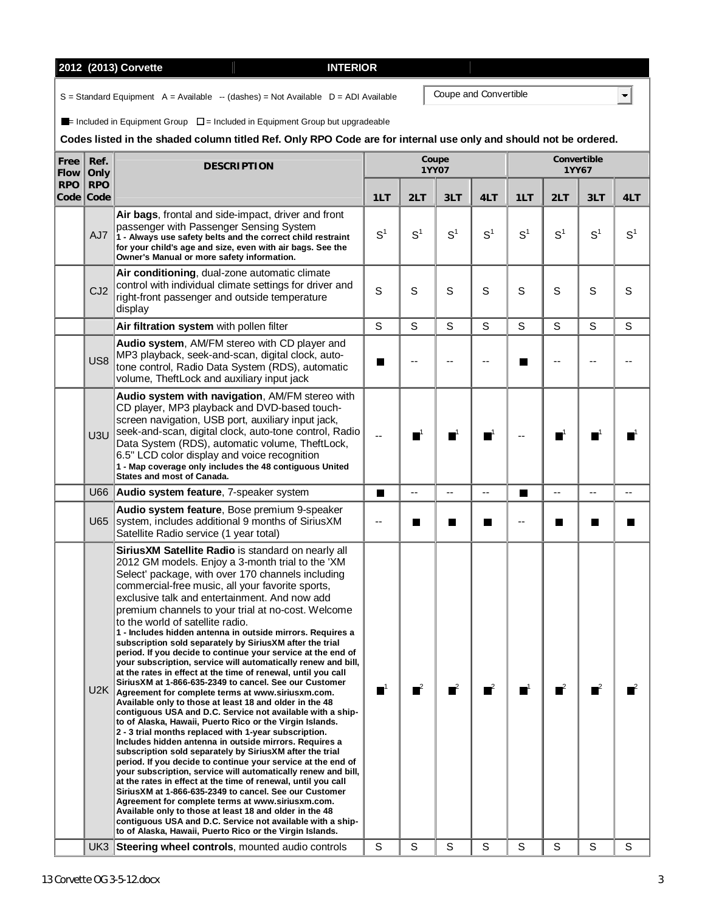**2012 (2013) Corvette** | **INTERIOR**

S = Standard Equipment A = Available -- (dashes) = Not Available D = ADI Available

Coupe and Convertible

■ = Included in Equipment Group □ = Included in Equipment Group but upgradeable

**Codes listed in the shaded column titled Ref. Only RPO Code are for internal use only and should not be ordered.**

| Free Flow RPO Code | Ref. Only RPO Code | DESCRIPTION | Coupe 1YY07 | | | | Convertible 1YY67 | | | |
|---|---|---|---|---|---|---|---|---|---|---|
| | | | 1LT | 2LT | 3LT | 4LT | 1LT | 2LT | 3LT | 4LT |
| | AJ7 | **Air bags**, frontal and side-impact, driver and front passenger with Passenger Sensing System **1 - Always use safety belts and the correct child restraint for your child's age and size, even with air bags. See the Owner's Manual or more safety information.** | S[1] | S[1] | S[1] | S[1] | S[1] | S[1] | S[1] | S[1] |
| | CJ2 | **Air conditioning**, dual-zone automatic climate control with individual climate settings for driver and right-front passenger and outside temperature display | S | S | S | S | S | S | S | S |
| | | **Air filtration system** with pollen filter | S | S | S | S | S | S | S | S |
| | US8 | **Audio system**, AM/FM stereo with CD player and MP3 playback, seek-and-scan, digital clock, auto-tone control, Radio Data System (RDS), automatic volume, TheftLock and auxiliary input jack | ■ | -- | -- | -- | ■ | -- | -- | -- |
| | U3U | **Audio system with navigation**, AM/FM stereo with CD player, MP3 playback and DVD-based touch-screen navigation, USB port, auxiliary input jack, seek-and-scan, digital clock, auto-tone control, Radio Data System (RDS), automatic volume, TheftLock, 6.5" LCD color display and voice recognition **1 - Map coverage only includes the 48 contiguous United States and most of Canada.** | -- | ■[1] | ■[1] | ■[1] | -- | ■[1] | ■[1] | ■[1] |
| | U66 | **Audio system feature**, 7-speaker system | ■ | -- | -- | -- | ■ | -- | -- | -- |
| | U65 | **Audio system feature**, Bose premium 9-speaker system, includes additional 9 months of SiriusXM Satellite Radio service (1 year total) | -- | ■ | ■ | ■ | -- | ■ | ■ | ■ |
| | U2K | **SiriusXM Satellite Radio** is standard on nearly all 2012 GM models. Enjoy a 3-month trial to the 'XM Select' package, with over 170 channels including commercial-free music, all your favorite sports, exclusive talk and entertainment. And now add premium channels to your trial at no-cost. Welcome to the world of satellite radio. **1 - Includes hidden antenna in outside mirrors. Requires a subscription sold separately by SiriusXM after the trial period. If you decide to continue your service at the end of your subscription, service will automatically renew and bill, at the rates in effect at the time of renewal, until you call SiriusXM at 1-866-635-2349 to cancel. See our Customer Agreement for complete terms at www.siriusxm.com. Available only to those at least 18 and older in the 48 contiguous USA and D.C. Service not available with a ship-to of Alaska, Hawaii, Puerto Rico or the Virgin Islands. 2 - 3 trial months replaced with 1-year subscription. Includes hidden antenna in outside mirrors. Requires a subscription sold separately by SiriusXM after the trial period. If you decide to continue your service at the end of your subscription, service will automatically renew and bill, at the rates in effect at the time of renewal, until you call SiriusXM at 1-866-635-2349 to cancel. See our Customer Agreement for complete terms at www.siriusxm.com. Available only to those at least 18 and older in the 48 contiguous USA and D.C. Service not available with a ship-to of Alaska, Hawaii, Puerto Rico or the Virgin Islands.** | ■[1] | ■[2] | ■[2] | ■[2] | ■[1] | ■[2] | ■[2] | ■[2] |
| | UK3 | **Steering wheel controls**, mounted audio controls | S | S | S | S | S | S | S | S |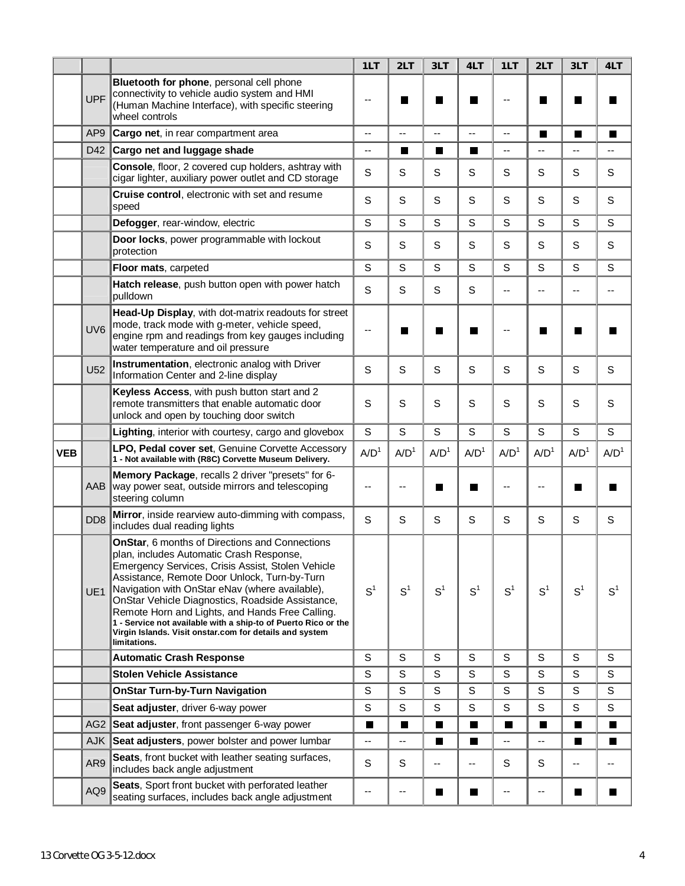| | | | 1LT | 2LT | 3LT | 4LT | 1LT | 2LT | 3LT | 4LT |
|---|---|---|---|---|---|---|---|---|---|---|
| | UPF | **Bluetooth for phone**, personal cell phone connectivity to vehicle audio system and HMI (Human Machine Interface), with specific steering wheel controls | -- | ■ | ■ | ■ | -- | ■ | ■ | ■ |
| | AP9 | **Cargo net**, in rear compartment area | -- | -- | -- | -- | -- | ■ | ■ | ■ |
| | D42 | **Cargo net and luggage shade** | -- | ■ | ■ | ■ | -- | -- | -- | -- |
| | | **Console**, floor, 2 covered cup holders, ashtray with cigar lighter, auxiliary power outlet and CD storage | S | S | S | S | S | S | S | S |
| | | **Cruise control**, electronic with set and resume speed | S | S | S | S | S | S | S | S |
| | | **Defogger**, rear-window, electric | S | S | S | S | S | S | S | S |
| | | **Door locks**, power programmable with lockout protection | S | S | S | S | S | S | S | S |
| | | **Floor mats**, carpeted | S | S | S | S | S | S | S | S |
| | | **Hatch release**, push button open with power hatch pulldown | S | S | S | S | -- | -- | -- | -- |
| | UV6 | **Head-Up Display**, with dot-matrix readouts for street mode, track mode with g-meter, vehicle speed, engine rpm and readings from key gauges including water temperature and oil pressure | -- | ■ | ■ | ■ | -- | ■ | ■ | ■ |
| | U52 | **Instrumentation**, electronic analog with Driver Information Center and 2-line display | S | S | S | S | S | S | S | S |
| | | **Keyless Access**, with push button start and 2 remote transmitters that enable automatic door unlock and open by touching door switch | S | S | S | S | S | S | S | S |
| | | **Lighting**, interior with courtesy, cargo and glovebox | S | S | S | S | S | S | S | S |
| **VEB** | | **LPO, Pedal cover set**, Genuine Corvette Accessory **1 - Not available with (R8C) Corvette Museum Delivery.** | A/D[1] | A/D[1] | A/D[1] | A/D[1] | A/D[1] | A/D[1] | A/D[1] | A/D[1] |
| | AAB | **Memory Package**, recalls 2 driver "presets" for 6-way power seat, outside mirrors and telescoping steering column | -- | -- | ■ | ■ | -- | -- | ■ | ■ |
| | DD8 | **Mirror**, inside rearview auto-dimming with compass, includes dual reading lights | S | S | S | S | S | S | S | S |
| | UE1 | **OnStar**, 6 months of Directions and Connections plan, includes Automatic Crash Response, Emergency Services, Crisis Assist, Stolen Vehicle Assistance, Remote Door Unlock, Turn-by-Turn Navigation with OnStar eNav (where available), OnStar Vehicle Diagnostics, Roadside Assistance, Remote Horn and Lights, and Hands Free Calling. **1 - Service not available with a ship-to of Puerto Rico or the Virgin Islands. Visit onstar.com for details and system limitations.** | S[1] | S[1] | S[1] | S[1] | S[1] | S[1] | S[1] | S[1] |
| | | **Automatic Crash Response** | S | S | S | S | S | S | S | S |
| | | **Stolen Vehicle Assistance** | S | S | S | S | S | S | S | S |
| | | **OnStar Turn-by-Turn Navigation** | S | S | S | S | S | S | S | S |
| | | **Seat adjuster**, driver 6-way power | S | S | S | S | S | S | S | S |
| | AG2 | **Seat adjuster**, front passenger 6-way power | ■ | ■ | ■ | ■ | ■ | ■ | ■ | ■ |
| | AJK | **Seat adjusters**, power bolster and power lumbar | -- | -- | ■ | ■ | -- | -- | ■ | ■ |
| | AR9 | **Seats**, front bucket with leather seating surfaces, includes back angle adjustment | S | S | -- | -- | S | S | -- | -- |
| | AQ9 | **Seats**, Sport front bucket with perforated leather seating surfaces, includes back angle adjustment | -- | -- | ■ | ■ | -- | -- | ■ | ■ |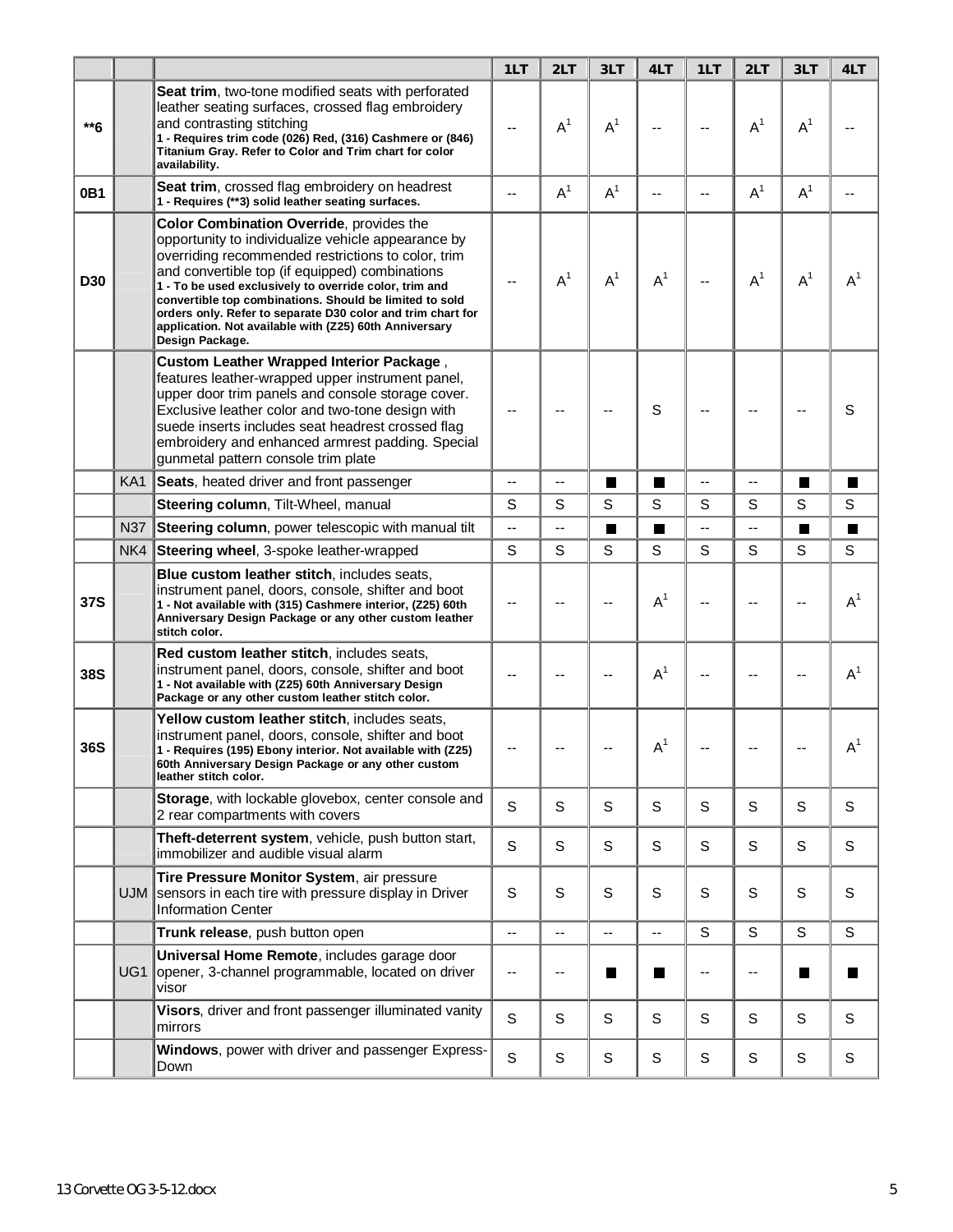| | | | 1LT | 2LT | 3LT | 4LT | 1LT | 2LT | 3LT | 4LT |
|---|---|---|---|---|---|---|---|---|---|---|
| **6 | | **Seat trim**, two-tone modified seats with perforated leather seating surfaces, crossed flag embroidery and contrasting stitching<br>**1 - Requires trim code (026) Red, (316) Cashmere or (846) Titanium Gray. Refer to Color and Trim chart for color availability.** | -- | A[1] | A[1] | -- | -- | A[1] | A[1] | -- |
| 0B1 | | **Seat trim**, crossed flag embroidery on headrest<br>**1 - Requires (**3) solid leather seating surfaces.** | -- | A[1] | A[1] | -- | -- | A[1] | A[1] | -- |
| D30 | | **Color Combination Override**, provides the opportunity to individualize vehicle appearance by overriding recommended restrictions to color, trim and convertible top (if equipped) combinations<br>**1 - To be used exclusively to override color, trim and convertible top combinations. Should be limited to sold orders only. Refer to separate D30 color and trim chart for application. Not available with (Z25) 60th Anniversary Design Package.** | -- | A[1] | A[1] | A[1] | -- | A[1] | A[1] | A[1] |
| | | **Custom Leather Wrapped Interior Package**, features leather-wrapped upper instrument panel, upper door trim panels and console storage cover. Exclusive leather color and two-tone design with suede inserts includes seat headrest crossed flag embroidery and enhanced armrest padding. Special gunmetal pattern console trim plate | -- | -- | -- | S | -- | -- | -- | S |
| | KA1 | **Seats**, heated driver and front passenger | -- | -- | ■ | ■ | -- | -- | ■ | ■ |
| | | **Steering column**, Tilt-Wheel, manual | S | S | S | S | S | S | S | S |
| | N37 | **Steering column**, power telescopic with manual tilt | -- | -- | ■ | ■ | -- | -- | ■ | ■ |
| | NK4 | **Steering wheel**, 3-spoke leather-wrapped | S | S | S | S | S | S | S | S |
| 37S | | **Blue custom leather stitch**, includes seats, instrument panel, doors, console, shifter and boot<br>**1 - Not available with (315) Cashmere interior, (Z25) 60th Anniversary Design Package or any other custom leather stitch color.** | -- | -- | -- | A[1] | -- | -- | -- | A[1] |
| 38S | | **Red custom leather stitch**, includes seats, instrument panel, doors, console, shifter and boot<br>**1 - Not available with (Z25) 60th Anniversary Design Package or any other custom leather stitch color.** | -- | -- | -- | A[1] | -- | -- | -- | A[1] |
| 36S | | **Yellow custom leather stitch**, includes seats, instrument panel, doors, console, shifter and boot<br>**1 - Requires (195) Ebony interior. Not available with (Z25) 60th Anniversary Design Package or any other custom leather stitch color.** | -- | -- | -- | A[1] | -- | -- | -- | A[1] |
| | | **Storage**, with lockable glovebox, center console and 2 rear compartments with covers | S | S | S | S | S | S | S | S |
| | | **Theft-deterrent system**, vehicle, push button start, immobilizer and audible visual alarm | S | S | S | S | S | S | S | S |
| | UJM | **Tire Pressure Monitor System**, air pressure sensors in each tire with pressure display in Driver Information Center | S | S | S | S | S | S | S | S |
| | | **Trunk release**, push button open | -- | -- | -- | -- | S | S | S | S |
| | UG1 | **Universal Home Remote**, includes garage door opener, 3-channel programmable, located on driver visor | -- | -- | ■ | ■ | -- | -- | ■ | ■ |
| | | **Visors**, driver and front passenger illuminated vanity mirrors | S | S | S | S | S | S | S | S |
| | | **Windows**, power with driver and passenger Express-Down | S | S | S | S | S | S | S | S |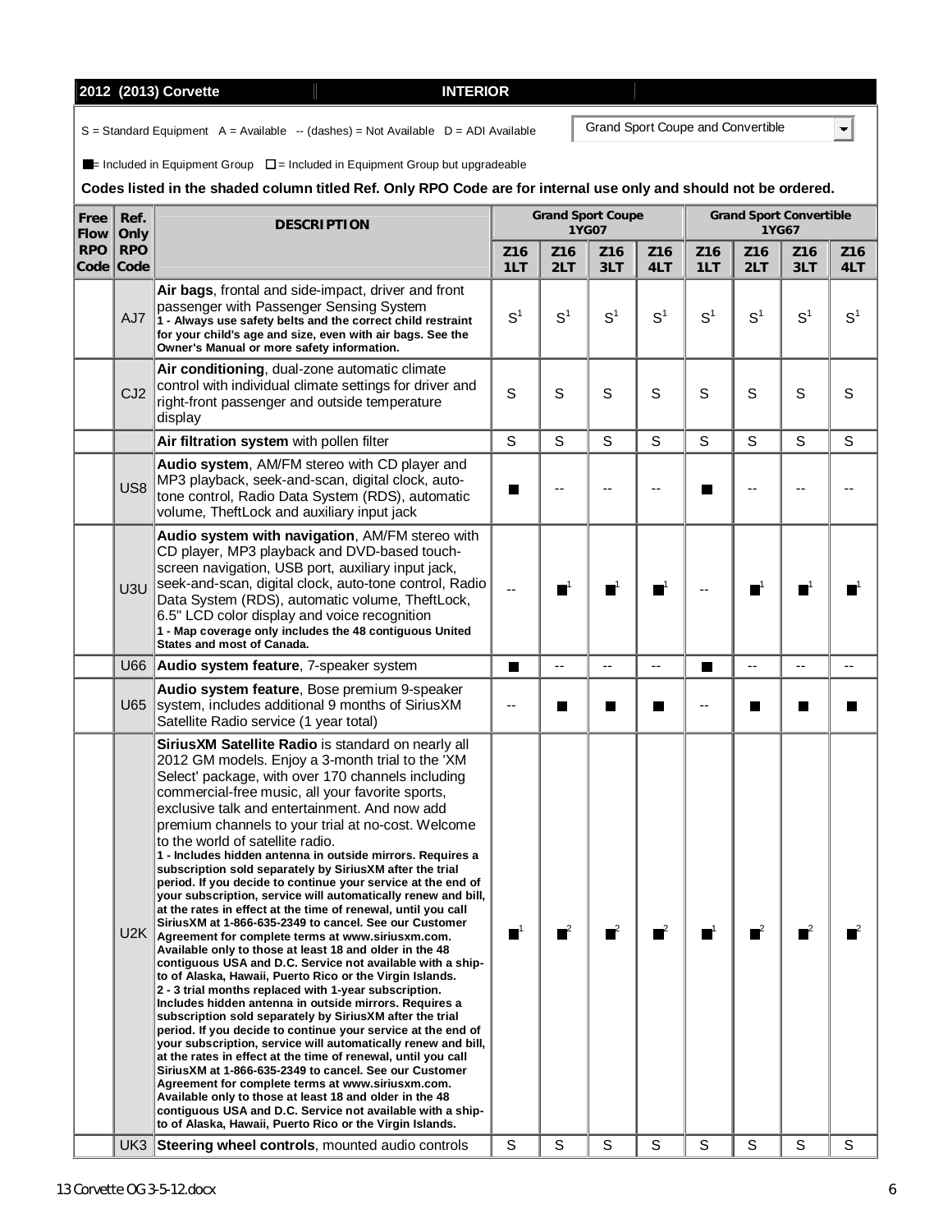**2012 (2013) Corvette** | **INTERIOR**

S = Standard Equipment A = Available -- (dashes) = Not Available D = ADI Available

Grand Sport Coupe and Convertible

■ = Included in Equipment Group □ = Included in Equipment Group but upgradeable

**Codes listed in the shaded column titled Ref. Only RPO Code are for internal use only and should not be ordered.**

| Free Flow RPO Code | Ref. Only RPO Code | DESCRIPTION | Grand Sport Coupe 1YG07 | | | | Grand Sport Convertible 1YG67 | | | |
|---|---|---|---|---|---|---|---|---|---|---|
| | | | Z16 1LT | Z16 2LT | Z16 3LT | Z16 4LT | Z16 1LT | Z16 2LT | Z16 3LT | Z16 4LT |
| | AJ7 | **Air bags**, frontal and side-impact, driver and front passenger with Passenger Sensing System<br>**1 - Always use safety belts and the correct child restraint for your child's age and size, even with air bags. See the Owner's Manual or more safety information.** | S[1] | S[1] | S[1] | S[1] | S[1] | S[1] | S[1] | S[1] |
| | CJ2 | **Air conditioning**, dual-zone automatic climate control with individual climate settings for driver and right-front passenger and outside temperature display | S | S | S | S | S | S | S | S |
| | | **Air filtration system** with pollen filter | S | S | S | S | S | S | S | S |
| | US8 | **Audio system**, AM/FM stereo with CD player and MP3 playback, seek-and-scan, digital clock, auto-tone control, Radio Data System (RDS), automatic volume, TheftLock and auxiliary input jack | ■ | -- | -- | -- | ■ | -- | -- | -- |
| | U3U | **Audio system with navigation**, AM/FM stereo with CD player, MP3 playback and DVD-based touch-screen navigation, USB port, auxiliary input jack, seek-and-scan, digital clock, auto-tone control, Radio Data System (RDS), automatic volume, TheftLock, 6.5" LCD color display and voice recognition<br>**1 - Map coverage only includes the 48 contiguous United States and most of Canada.** | -- | ■[1] | ■[1] | ■[1] | -- | ■[1] | ■[1] | ■[1] |
| | U66 | **Audio system feature**, 7-speaker system | ■ | -- | -- | -- | ■ | -- | -- | -- |
| | U65 | **Audio system feature**, Bose premium 9-speaker system, includes additional 9 months of SiriusXM Satellite Radio service (1 year total) | -- | ■ | ■ | ■ | -- | ■ | ■ | ■ |
| | U2K | **SiriusXM Satellite Radio** is standard on nearly all 2012 GM models. Enjoy a 3-month trial to the 'XM Select' package, with over 170 channels including commercial-free music, all your favorite sports, exclusive talk and entertainment. And now add premium channels to your trial at no-cost. Welcome to the world of satellite radio.<br>**1 - Includes hidden antenna in outside mirrors. Requires a subscription sold separately by SiriusXM after the trial period. If you decide to continue your service at the end of your subscription, service will automatically renew and bill, at the rates in effect at the time of renewal, until you call SiriusXM at 1-866-635-2349 to cancel. See our Customer Agreement for complete terms at www.siriusxm.com. Available only to those at least 18 and older in the 48 contiguous USA and D.C. Service not available with a ship-to of Alaska, Hawaii, Puerto Rico or the Virgin Islands.**<br>**2 - 3 trial months replaced with 1-year subscription. Includes hidden antenna in outside mirrors. Requires a subscription sold separately by SiriusXM after the trial period. If you decide to continue your service at the end of your subscription, service will automatically renew and bill, at the rates in effect at the time of renewal, until you call SiriusXM at 1-866-635-2349 to cancel. See our Customer Agreement for complete terms at www.siriusxm.com. Available only to those at least 18 and older in the 48 contiguous USA and D.C. Service not available with a ship-to of Alaska, Hawaii, Puerto Rico or the Virgin Islands.** | ■[1] | ■[2] | ■[2] | ■[2] | ■[1] | ■[2] | ■[2] | ■[2] |
| | UK3 | **Steering wheel controls**, mounted audio controls | S | S | S | S | S | S | S | S |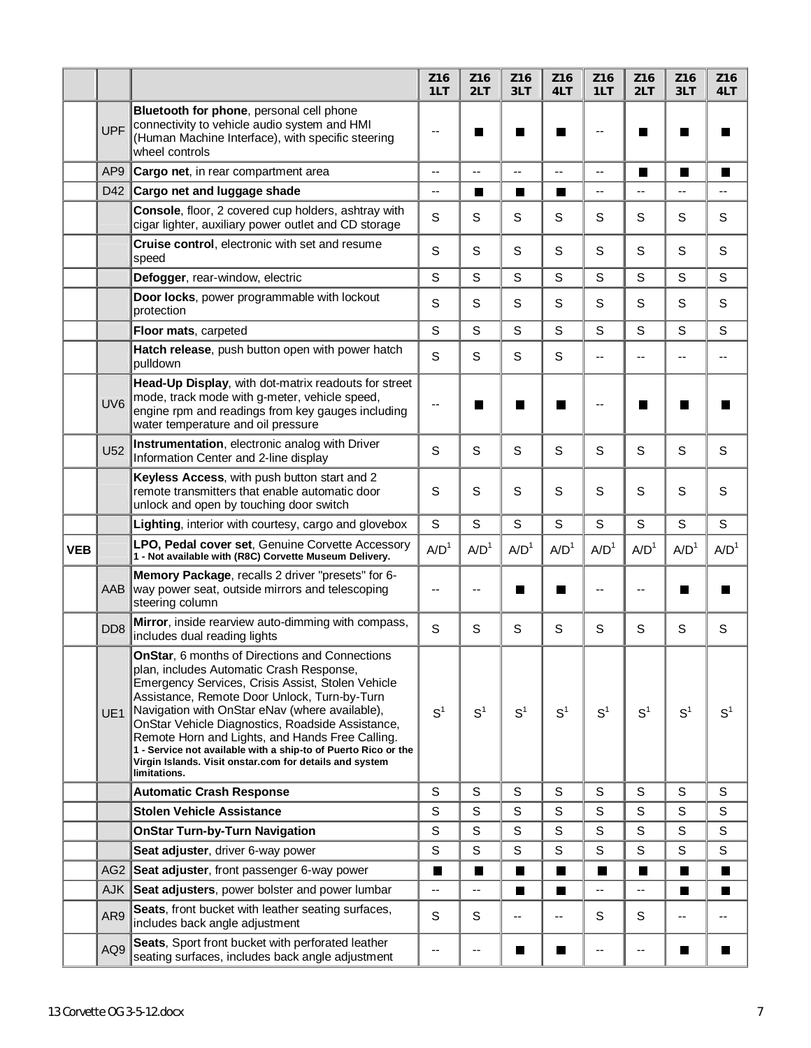| | | | Z16 1LT | Z16 2LT | Z16 3LT | Z16 4LT | Z16 1LT | Z16 2LT | Z16 3LT | Z16 4LT |
|---|---|---|---|---|---|---|---|---|---|---|
| | UPF | **Bluetooth for phone**, personal cell phone connectivity to vehicle audio system and HMI (Human Machine Interface), with specific steering wheel controls | -- | ■ | ■ | ■ | -- | ■ | ■ | ■ |
| | AP9 | **Cargo net**, in rear compartment area | -- | -- | -- | -- | -- | ■ | ■ | ■ |
| | D42 | **Cargo net and luggage shade** | -- | ■ | ■ | ■ | -- | -- | -- | -- |
| | | **Console**, floor, 2 covered cup holders, ashtray with cigar lighter, auxiliary power outlet and CD storage | S | S | S | S | S | S | S | S |
| | | **Cruise control**, electronic with set and resume speed | S | S | S | S | S | S | S | S |
| | | **Defogger**, rear-window, electric | S | S | S | S | S | S | S | S |
| | | **Door locks**, power programmable with lockout protection | S | S | S | S | S | S | S | S |
| | | **Floor mats**, carpeted | S | S | S | S | S | S | S | S |
| | | **Hatch release**, push button open with power hatch pulldown | S | S | S | S | -- | -- | -- | -- |
| | UV6 | **Head-Up Display**, with dot-matrix readouts for street mode, track mode with g-meter, vehicle speed, engine rpm and readings from key gauges including water temperature and oil pressure | -- | ■ | ■ | ■ | -- | ■ | ■ | ■ |
| | U52 | **Instrumentation**, electronic analog with Driver Information Center and 2-line display | S | S | S | S | S | S | S | S |
| | | **Keyless Access**, with push button start and 2 remote transmitters that enable automatic door unlock and open by touching door switch | S | S | S | S | S | S | S | S |
| | | **Lighting**, interior with courtesy, cargo and glovebox | S | S | S | S | S | S | S | S |
| **VEB** | | **LPO, Pedal cover set**, Genuine Corvette Accessory **1 - Not available with (R8C) Corvette Museum Delivery.** | A/D[1] | A/D[1] | A/D[1] | A/D[1] | A/D[1] | A/D[1] | A/D[1] | A/D[1] |
| | AAB | **Memory Package**, recalls 2 driver "presets" for 6-way power seat, outside mirrors and telescoping steering column | -- | -- | ■ | ■ | -- | -- | ■ | ■ |
| | DD8 | **Mirror**, inside rearview auto-dimming with compass, includes dual reading lights | S | S | S | S | S | S | S | S |
| | UE1 | **OnStar**, 6 months of Directions and Connections plan, includes Automatic Crash Response, Emergency Services, Crisis Assist, Stolen Vehicle Assistance, Remote Door Unlock, Turn-by-Turn Navigation with OnStar eNav (where available), OnStar Vehicle Diagnostics, Roadside Assistance, Remote Horn and Lights, and Hands Free Calling. **1 - Service not available with a ship-to of Puerto Rico or the Virgin Islands. Visit onstar.com for details and system limitations.** | S[1] | S[1] | S[1] | S[1] | S[1] | S[1] | S[1] | S[1] |
| | | **Automatic Crash Response** | S | S | S | S | S | S | S | S |
| | | **Stolen Vehicle Assistance** | S | S | S | S | S | S | S | S |
| | | **OnStar Turn-by-Turn Navigation** | S | S | S | S | S | S | S | S |
| | | **Seat adjuster**, driver 6-way power | S | S | S | S | S | S | S | S |
| | AG2 | **Seat adjuster**, front passenger 6-way power | ■ | ■ | ■ | ■ | ■ | ■ | ■ | ■ |
| | AJK | **Seat adjusters**, power bolster and power lumbar | -- | -- | ■ | ■ | -- | -- | ■ | ■ |
| | AR9 | **Seats**, front bucket with leather seating surfaces, includes back angle adjustment | S | S | -- | -- | S | S | -- | -- |
| | AQ9 | **Seats**, Sport front bucket with perforated leather seating surfaces, includes back angle adjustment | -- | -- | ■ | ■ | -- | -- | ■ | ■ |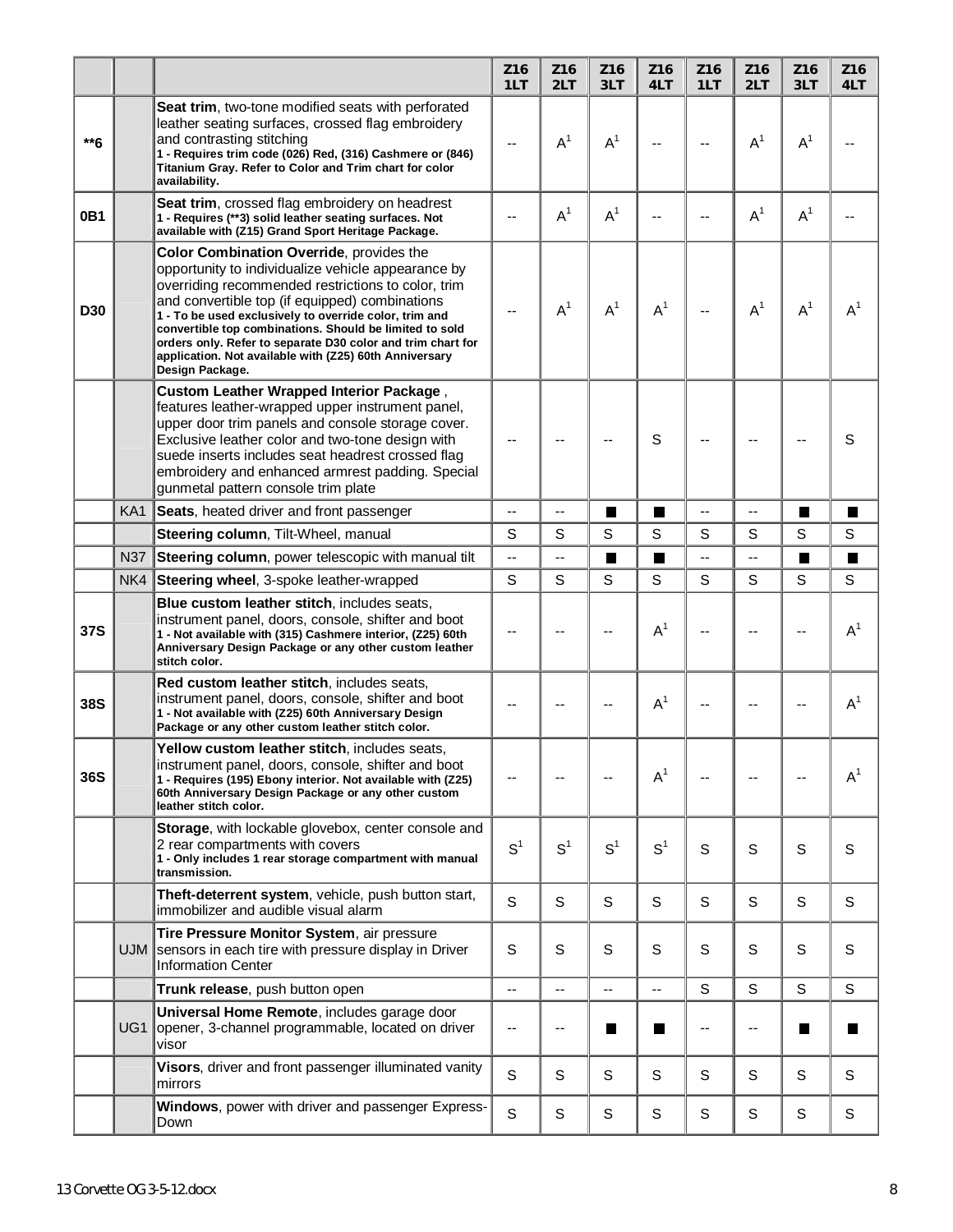| | | | Z16 1LT | Z16 2LT | Z16 3LT | Z16 4LT | Z16 1LT | Z16 2LT | Z16 3LT | Z16 4LT |
|---|---|---|---|---|---|---|---|---|---|---|
| **6 | | **Seat trim**, two-tone modified seats with perforated leather seating surfaces, crossed flag embroidery and contrasting stitching **1 - Requires trim code (026) Red, (316) Cashmere or (846) Titanium Gray. Refer to Color and Trim chart for color availability.** | -- | A[1] | A[1] | -- | -- | A[1] | A[1] | -- |
| 0B1 | | **Seat trim**, crossed flag embroidery on headrest **1 - Requires (**3) solid leather seating surfaces. Not available with (Z15) Grand Sport Heritage Package.** | -- | A[1] | A[1] | -- | -- | A[1] | A[1] | -- |
| D30 | | **Color Combination Override**, provides the opportunity to individualize vehicle appearance by overriding recommended restrictions to color, trim and convertible top (if equipped) combinations **1 - To be used exclusively to override color, trim and convertible top combinations. Should be limited to sold orders only. Refer to separate D30 color and trim chart for application. Not available with (Z25) 60th Anniversary Design Package.** | -- | A[1] | A[1] | A[1] | -- | A[1] | A[1] | A[1] |
| | | **Custom Leather Wrapped Interior Package**, features leather-wrapped upper instrument panel, upper door trim panels and console storage cover. Exclusive leather color and two-tone design with suede inserts includes seat headrest crossed flag embroidery and enhanced armrest padding. Special gunmetal pattern console trim plate | -- | -- | -- | S | -- | -- | -- | S |
| | KA1 | **Seats**, heated driver and front passenger | -- | -- | ■ | ■ | -- | -- | ■ | ■ |
| | | **Steering column**, Tilt-Wheel, manual | S | S | S | S | S | S | S | S |
| | N37 | **Steering column**, power telescopic with manual tilt | -- | -- | ■ | ■ | -- | -- | ■ | ■ |
| | NK4 | **Steering wheel**, 3-spoke leather-wrapped | S | S | S | S | S | S | S | S |
| 37S | | **Blue custom leather stitch**, includes seats, instrument panel, doors, console, shifter and boot **1 - Not available with (315) Cashmere interior, (Z25) 60th Anniversary Design Package or any other custom leather stitch color.** | -- | -- | -- | A[1] | -- | -- | -- | A[1] |
| 38S | | **Red custom leather stitch**, includes seats, instrument panel, doors, console, shifter and boot **1 - Not available with (Z25) 60th Anniversary Design Package or any other custom leather stitch color.** | -- | -- | -- | A[1] | -- | -- | -- | A[1] |
| 36S | | **Yellow custom leather stitch**, includes seats, instrument panel, doors, console, shifter and boot **1 - Requires (195) Ebony interior. Not available with (Z25) 60th Anniversary Design Package or any other custom leather stitch color.** | -- | -- | -- | A[1] | -- | -- | -- | A[1] |
| | | **Storage**, with lockable glovebox, center console and 2 rear compartments with covers **1 - Only includes 1 rear storage compartment with manual transmission.** | S[1] | S[1] | S[1] | S[1] | S | S | S | S |
| | | **Theft-deterrent system**, vehicle, push button start, immobilizer and audible visual alarm | S | S | S | S | S | S | S | S |
| | UJM | **Tire Pressure Monitor System**, air pressure sensors in each tire with pressure display in Driver Information Center | S | S | S | S | S | S | S | S |
| | | **Trunk release**, push button open | -- | -- | -- | -- | S | S | S | S |
| | UG1 | **Universal Home Remote**, includes garage door opener, 3-channel programmable, located on driver visor | -- | -- | ■ | ■ | -- | -- | ■ | ■ |
| | | **Visors**, driver and front passenger illuminated vanity mirrors | S | S | S | S | S | S | S | S |
| | | **Windows**, power with driver and passenger Express-Down | S | S | S | S | S | S | S | S |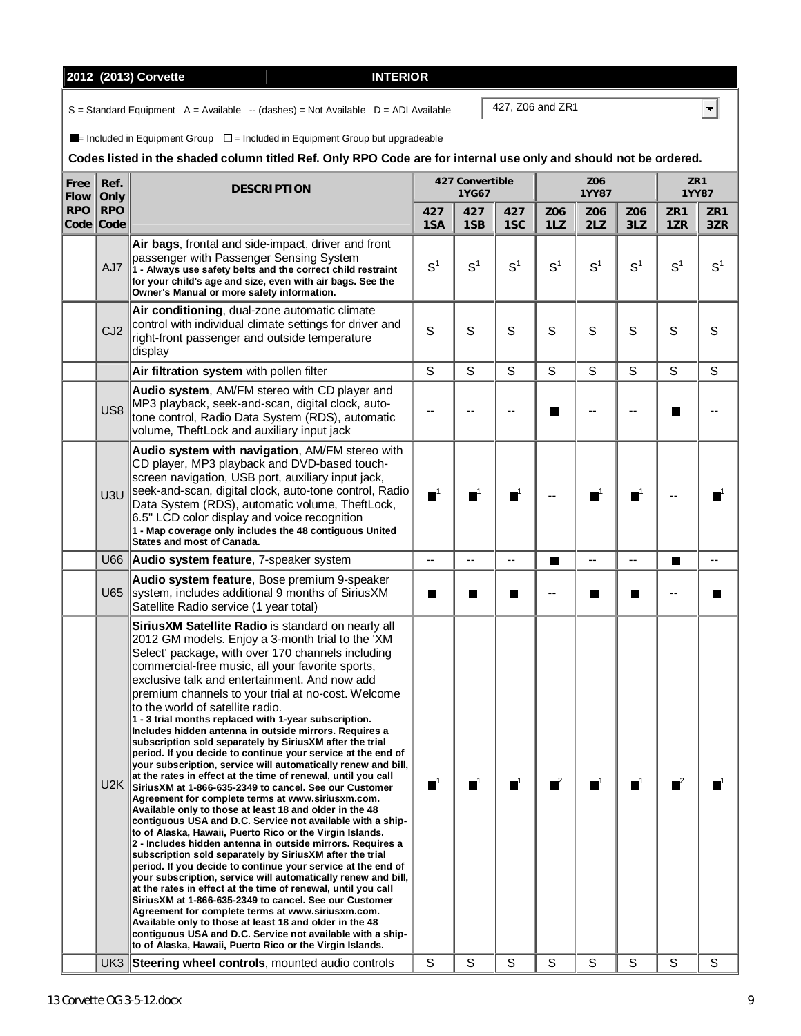| 2012 (2013) Corvette | INTERIOR |
|---|---|

S = Standard Equipment  A = Available  -- (dashes) = Not Available  D = ADI Available

427, Z06 and ZR1

■ = Included in Equipment Group  □ = Included in Equipment Group but upgradeable

**Codes listed in the shaded column titled Ref. Only RPO Code are for internal use only and should not be ordered.**

| Free Flow RPO Code | Ref. Only RPO Code | DESCRIPTION | 427 Convertible 1YG67 | | | Z06 1YY87 | | | ZR1 1YY87 | |
|---|---|---|---|---|---|---|---|---|---|---|
| | | | 427 1SA | 427 1SB | 427 1SC | Z06 1LZ | Z06 2LZ | Z06 3LZ | ZR1 1ZR | ZR1 3ZR |
| | AJ7 | **Air bags**, frontal and side-impact, driver and front passenger with Passenger Sensing System **1 - Always use safety belts and the correct child restraint for your child's age and size, even with air bags. See the Owner's Manual or more safety information.** | S[1] | S[1] | S[1] | S[1] | S[1] | S[1] | S[1] | S[1] |
| | CJ2 | **Air conditioning**, dual-zone automatic climate control with individual climate settings for driver and right-front passenger and outside temperature display | S | S | S | S | S | S | S | S |
| | | **Air filtration system** with pollen filter | S | S | S | S | S | S | S | S |
| | US8 | **Audio system**, AM/FM stereo with CD player and MP3 playback, seek-and-scan, digital clock, auto-tone control, Radio Data System (RDS), automatic volume, TheftLock and auxiliary input jack | -- | -- | -- | ■ | -- | -- | ■ | -- |
| | U3U | **Audio system with navigation**, AM/FM stereo with CD player, MP3 playback and DVD-based touch-screen navigation, USB port, auxiliary input jack, seek-and-scan, digital clock, auto-tone control, Radio Data System (RDS), automatic volume, TheftLock, 6.5" LCD color display and voice recognition **1 - Map coverage only includes the 48 contiguous United States and most of Canada.** | ■[1] | ■[1] | ■[1] | -- | ■[1] | ■[1] | -- | ■[1] |
| | U66 | **Audio system feature**, 7-speaker system | -- | -- | -- | ■ | -- | -- | ■ | -- |
| | U65 | **Audio system feature**, Bose premium 9-speaker system, includes additional 9 months of SiriusXM Satellite Radio service (1 year total) | ■ | ■ | ■ | -- | ■ | ■ | -- | ■ |
| | U2K | **SiriusXM Satellite Radio** is standard on nearly all 2012 GM models. Enjoy a 3-month trial to the 'XM Select' package, with over 170 channels including commercial-free music, all your favorite sports, exclusive talk and entertainment. And now add premium channels to your trial at no-cost. Welcome to the world of satellite radio. **1 - 3 trial months replaced with 1-year subscription. Includes hidden antenna in outside mirrors. Requires a subscription sold separately by SiriusXM after the trial period. If you decide to continue your service at the end of your subscription, service will automatically renew and bill, at the rates in effect at the time of renewal, until you call SiriusXM at 1-866-635-2349 to cancel. See our Customer Agreement for complete terms at www.siriusxm.com. Available only to those at least 18 and older in the 48 contiguous USA and D.C. Service not available with a ship-to of Alaska, Hawaii, Puerto Rico or the Virgin Islands. 2 - Includes hidden antenna in outside mirrors. Requires a subscription sold separately by SiriusXM after the trial period. If you decide to continue your service at the end of your subscription, service will automatically renew and bill, at the rates in effect at the time of renewal, until you call SiriusXM at 1-866-635-2349 to cancel. See our Customer Agreement for complete terms at www.siriusxm.com. Available only to those at least 18 and older in the 48 contiguous USA and D.C. Service not available with a ship-to of Alaska, Hawaii, Puerto Rico or the Virgin Islands.** | ■[1] | ■[1] | ■[1] | ■[2] | ■[1] | ■[1] | ■[2] | ■[1] |
| | UK3 | **Steering wheel controls**, mounted audio controls | S | S | S | S | S | S | S | S |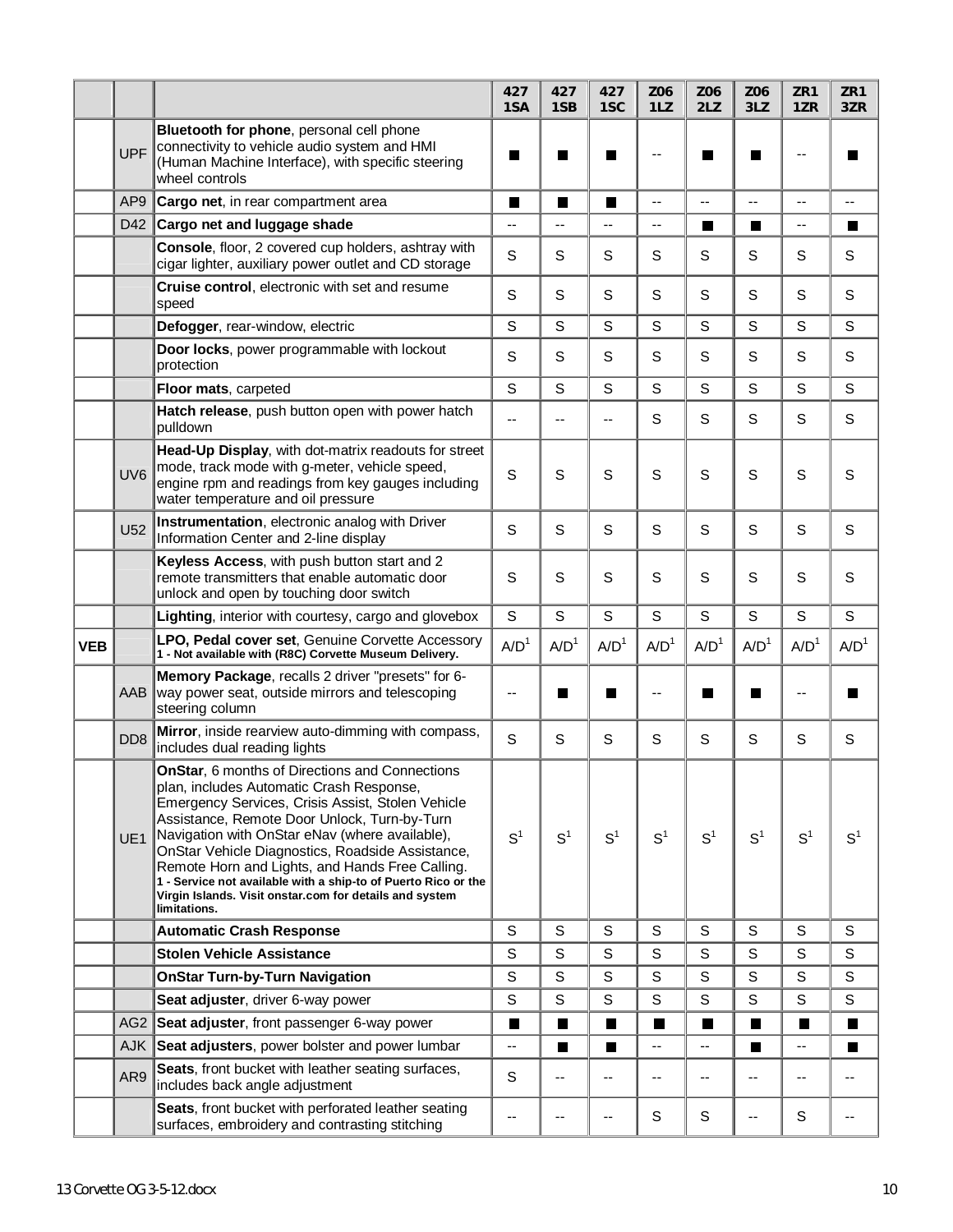| | | | 427 1SA | 427 1SB | 427 1SC | Z06 1LZ | Z06 2LZ | Z06 3LZ | ZR1 1ZR | ZR1 3ZR |
|---|---|---|---|---|---|---|---|---|---|---|
| | UPF | **Bluetooth for phone**, personal cell phone connectivity to vehicle audio system and HMI (Human Machine Interface), with specific steering wheel controls | ■ | ■ | ■ | -- | ■ | ■ | -- | ■ |
| | AP9 | **Cargo net**, in rear compartment area | ■ | ■ | ■ | -- | -- | -- | -- | -- |
| | D42 | **Cargo net and luggage shade** | -- | -- | -- | -- | ■ | ■ | -- | ■ |
| | | **Console**, floor, 2 covered cup holders, ashtray with cigar lighter, auxiliary power outlet and CD storage | S | S | S | S | S | S | S | S |
| | | **Cruise control**, electronic with set and resume speed | S | S | S | S | S | S | S | S |
| | | **Defogger**, rear-window, electric | S | S | S | S | S | S | S | S |
| | | **Door locks**, power programmable with lockout protection | S | S | S | S | S | S | S | S |
| | | **Floor mats**, carpeted | S | S | S | S | S | S | S | S |
| | | **Hatch release**, push button open with power hatch pulldown | -- | -- | -- | S | S | S | S | S |
| | UV6 | **Head-Up Display**, with dot-matrix readouts for street mode, track mode with g-meter, vehicle speed, engine rpm and readings from key gauges including water temperature and oil pressure | S | S | S | S | S | S | S | S |
| | U52 | **Instrumentation**, electronic analog with Driver Information Center and 2-line display | S | S | S | S | S | S | S | S |
| | | **Keyless Access**, with push button start and 2 remote transmitters that enable automatic door unlock and open by touching door switch | S | S | S | S | S | S | S | S |
| | | **Lighting**, interior with courtesy, cargo and glovebox | S | S | S | S | S | S | S | S |
| **VEB** | | **LPO, Pedal cover set**, Genuine Corvette Accessory **1 - Not available with (R8C) Corvette Museum Delivery.** | A/D[1] | A/D[1] | A/D[1] | A/D[1] | A/D[1] | A/D[1] | A/D[1] | A/D[1] |
| | AAB | **Memory Package**, recalls 2 driver "presets" for 6-way power seat, outside mirrors and telescoping steering column | -- | ■ | ■ | -- | ■ | ■ | -- | ■ |
| | DD8 | **Mirror**, inside rearview auto-dimming with compass, includes dual reading lights | S | S | S | S | S | S | S | S |
| | UE1 | **OnStar**, 6 months of Directions and Connections plan, includes Automatic Crash Response, Emergency Services, Crisis Assist, Stolen Vehicle Assistance, Remote Door Unlock, Turn-by-Turn Navigation with OnStar eNav (where available), OnStar Vehicle Diagnostics, Roadside Assistance, Remote Horn and Lights, and Hands Free Calling. **1 - Service not available with a ship-to of Puerto Rico or the Virgin Islands. Visit onstar.com for details and system limitations.** | S[1] | S[1] | S[1] | S[1] | S[1] | S[1] | S[1] | S[1] |
| | | **Automatic Crash Response** | S | S | S | S | S | S | S | S |
| | | **Stolen Vehicle Assistance** | S | S | S | S | S | S | S | S |
| | | **OnStar Turn-by-Turn Navigation** | S | S | S | S | S | S | S | S |
| | | **Seat adjuster**, driver 6-way power | S | S | S | S | S | S | S | S |
| | AG2 | **Seat adjuster**, front passenger 6-way power | ■ | ■ | ■ | ■ | ■ | ■ | ■ | ■ |
| | AJK | **Seat adjusters**, power bolster and power lumbar | -- | ■ | ■ | -- | -- | ■ | -- | ■ |
| | AR9 | **Seats**, front bucket with leather seating surfaces, includes back angle adjustment | S | -- | -- | -- | -- | -- | -- | -- |
| | | **Seats**, front bucket with perforated leather seating surfaces, embroidery and contrasting stitching | -- | -- | -- | S | S | -- | S | -- |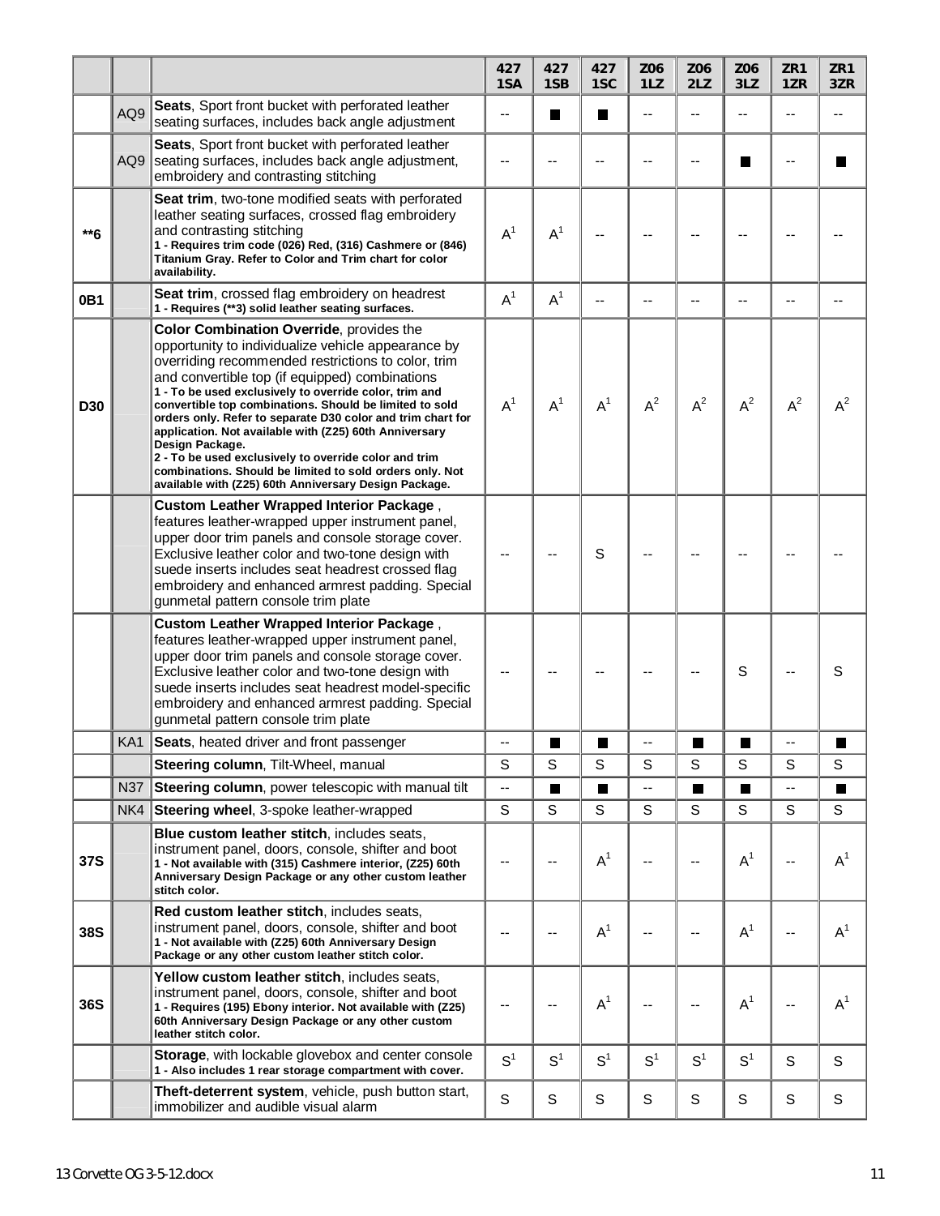| | | | 427 1SA | 427 1SB | 427 1SC | Z06 1LZ | Z06 2LZ | Z06 3LZ | ZR1 1ZR | ZR1 3ZR |
|---|---|---|---|---|---|---|---|---|---|---|
| | AQ9 | **Seats**, Sport front bucket with perforated leather seating surfaces, includes back angle adjustment | -- | ■ | ■ | -- | -- | -- | -- | -- |
| | AQ9 | **Seats**, Sport front bucket with perforated leather seating surfaces, includes back angle adjustment, embroidery and contrasting stitching | -- | -- | -- | -- | -- | ■ | -- | ■ |
| **\*\*6** | | **Seat trim**, two-tone modified seats with perforated leather seating surfaces, crossed flag embroidery and contrasting stitching **1 - Requires trim code (026) Red, (316) Cashmere or (846) Titanium Gray. Refer to Color and Trim chart for color availability.** | A[1] | A[1] | -- | -- | -- | -- | -- | -- |
| **0B1** | | **Seat trim**, crossed flag embroidery on headrest **1 - Requires (\*\*3) solid leather seating surfaces.** | A[1] | A[1] | -- | -- | -- | -- | -- | -- |
| **D30** | | **Color Combination Override**, provides the opportunity to individualize vehicle appearance by overriding recommended restrictions to color, trim and convertible top (if equipped) combinations **1 - To be used exclusively to override color, trim and convertible top combinations. Should be limited to sold orders only. Refer to separate D30 color and trim chart for application. Not available with (Z25) 60th Anniversary Design Package. 2 - To be used exclusively to override color and trim combinations. Should be limited to sold orders only. Not available with (Z25) 60th Anniversary Design Package.** | A[1] | A[1] | A[1] | A[2] | A[2] | A[2] | A[2] | A[2] |
| | | **Custom Leather Wrapped Interior Package**, features leather-wrapped upper instrument panel, upper door trim panels and console storage cover. Exclusive leather color and two-tone design with suede inserts includes seat headrest crossed flag embroidery and enhanced armrest padding. Special gunmetal pattern console trim plate | -- | -- | S | -- | -- | -- | -- | -- |
| | | **Custom Leather Wrapped Interior Package**, features leather-wrapped upper instrument panel, upper door trim panels and console storage cover. Exclusive leather color and two-tone design with suede inserts includes seat headrest model-specific embroidery and enhanced armrest padding. Special gunmetal pattern console trim plate | -- | -- | -- | -- | -- | S | -- | S |
| | KA1 | **Seats**, heated driver and front passenger | -- | ■ | ■ | -- | ■ | ■ | -- | ■ |
| | | **Steering column**, Tilt-Wheel, manual | S | S | S | S | S | S | S | S |
| | N37 | **Steering column**, power telescopic with manual tilt | -- | ■ | ■ | -- | ■ | ■ | -- | ■ |
| | NK4 | **Steering wheel**, 3-spoke leather-wrapped | S | S | S | S | S | S | S | S |
| **37S** | | **Blue custom leather stitch**, includes seats, instrument panel, doors, console, shifter and boot **1 - Not available with (315) Cashmere interior, (Z25) 60th Anniversary Design Package or any other custom leather stitch color.** | -- | -- | A[1] | -- | -- | A[1] | -- | A[1] |
| **38S** | | **Red custom leather stitch**, includes seats, instrument panel, doors, console, shifter and boot **1 - Not available with (Z25) 60th Anniversary Design Package or any other custom leather stitch color.** | -- | -- | A[1] | -- | -- | A[1] | -- | A[1] |
| **36S** | | **Yellow custom leather stitch**, includes seats, instrument panel, doors, console, shifter and boot **1 - Requires (195) Ebony interior. Not available with (Z25) 60th Anniversary Design Package or any other custom leather stitch color.** | -- | -- | A[1] | -- | -- | A[1] | -- | A[1] |
| | | **Storage**, with lockable glovebox and center console **1 - Also includes 1 rear storage compartment with cover.** | S[1] | S[1] | S[1] | S[1] | S[1] | S[1] | S | S |
| | | **Theft-deterrent system**, vehicle, push button start, immobilizer and audible visual alarm | S | S | S | S | S | S | S | S |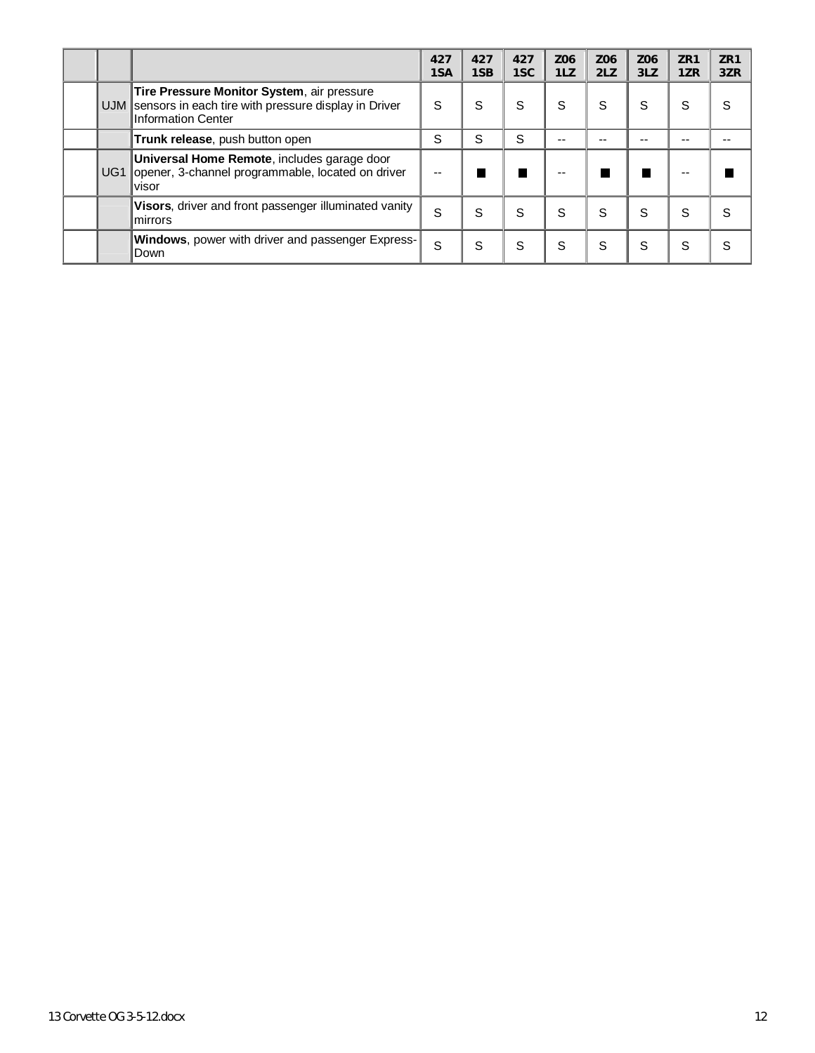| | | | 427 1SA | 427 1SB | 427 1SC | Z06 1LZ | Z06 2LZ | Z06 3LZ | ZR1 1ZR | ZR1 3ZR |
|---|---|---|---|---|---|---|---|---|---|---|
| | UJM | **Tire Pressure Monitor System**, air pressure sensors in each tire with pressure display in Driver Information Center | S | S | S | S | S | S | S | S |
| | | **Trunk release**, push button open | S | S | S | -- | -- | -- | -- | -- |
| | UG1 | **Universal Home Remote**, includes garage door opener, 3-channel programmable, located on driver visor | -- | ■ | ■ | -- | ■ | ■ | -- | ■ |
| | | **Visors**, driver and front passenger illuminated vanity mirrors | S | S | S | S | S | S | S | S |
| | | **Windows**, power with driver and passenger Express-Down | S | S | S | S | S | S | S | S |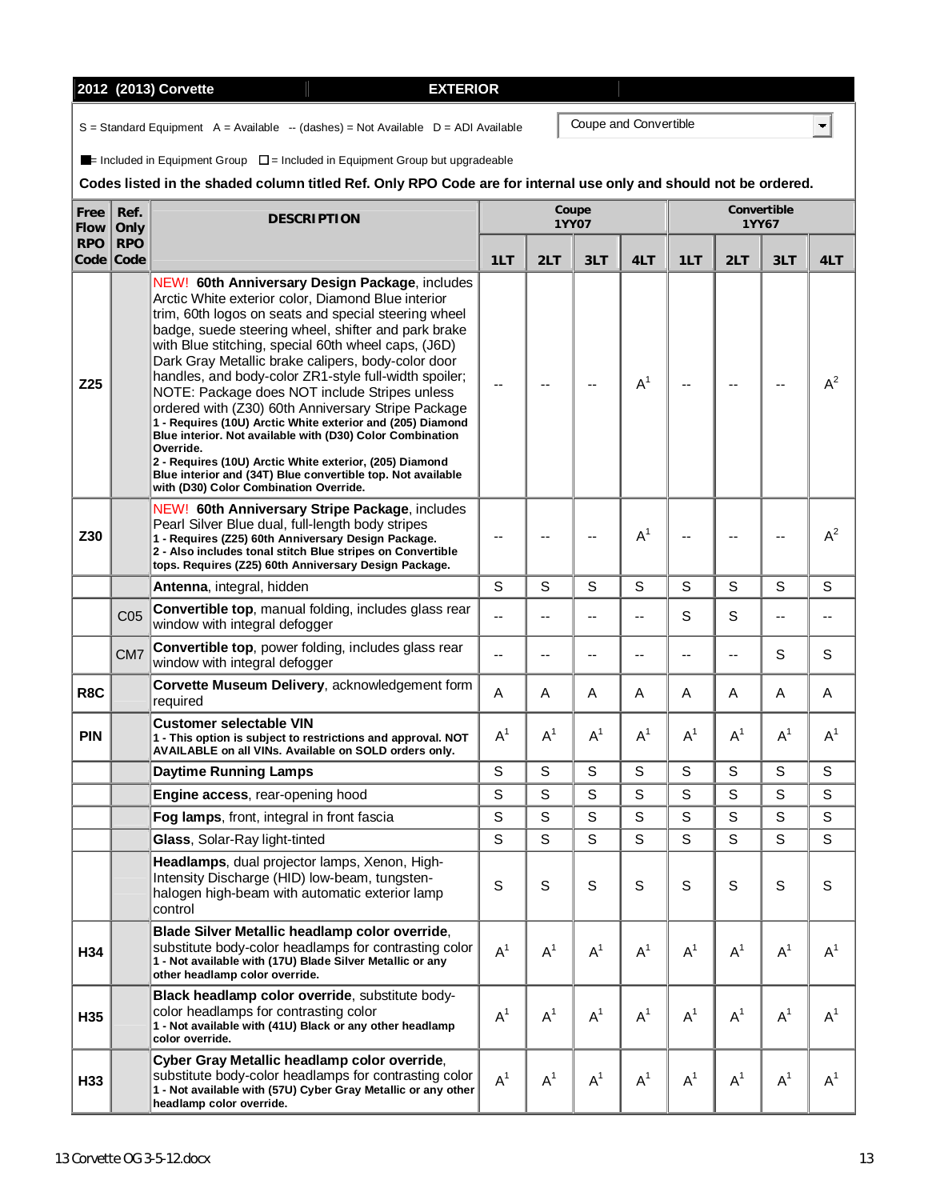**2012 (2013) Corvette** — **EXTERIOR**

S = Standard Equipment   A = Available   -- (dashes) = Not Available   D = ADI Available

Coupe and Convertible

■ = Included in Equipment Group   □ = Included in Equipment Group but upgradeable

**Codes listed in the shaded column titled Ref. Only RPO Code are for internal use only and should not be ordered.**

| Free Flow RPO Code | Ref. Only RPO Code | DESCRIPTION | Coupe 1YY07 | | | | Convertible 1YY67 | | | |
|---|---|---|---|---|---|---|---|---|---|---|
| | | | 1LT | 2LT | 3LT | 4LT | 1LT | 2LT | 3LT | 4LT |
| Z25 | | NEW! **60th Anniversary Design Package**, includes Arctic White exterior color, Diamond Blue interior trim, 60th logos on seats and special steering wheel badge, suede steering wheel, shifter and park brake with Blue stitching, special 60th wheel caps, (J6D) Dark Gray Metallic brake calipers, body-color door handles, and body-color ZR1-style full-width spoiler; NOTE: Package does NOT include Stripes unless ordered with (Z30) 60th Anniversary Stripe Package **1 - Requires (10U) Arctic White exterior and (205) Diamond Blue interior. Not available with (D30) Color Combination Override. 2 - Requires (10U) Arctic White exterior, (205) Diamond Blue interior and (34T) Blue convertible top. Not available with (D30) Color Combination Override.** | -- | -- | -- | A[1] | -- | -- | -- | A[2] |
| Z30 | | NEW! **60th Anniversary Stripe Package**, includes Pearl Silver Blue dual, full-length body stripes **1 - Requires (Z25) 60th Anniversary Design Package. 2 - Also includes tonal stitch Blue stripes on Convertible tops. Requires (Z25) 60th Anniversary Design Package.** | -- | -- | -- | A[1] | -- | -- | -- | A[2] |
| | | **Antenna**, integral, hidden | S | S | S | S | S | S | S | S |
| | C05 | **Convertible top**, manual folding, includes glass rear window with integral defogger | -- | -- | -- | -- | S | S | -- | -- |
| | CM7 | **Convertible top**, power folding, includes glass rear window with integral defogger | -- | -- | -- | -- | -- | -- | S | S |
| R8C | | **Corvette Museum Delivery**, acknowledgement form required | A | A | A | A | A | A | A | A |
| PIN | | **Customer selectable VIN** **1 - This option is subject to restrictions and approval. NOT AVAILABLE on all VINs. Available on SOLD orders only.** | A[1] | A[1] | A[1] | A[1] | A[1] | A[1] | A[1] | A[1] |
| | | **Daytime Running Lamps** | S | S | S | S | S | S | S | S |
| | | **Engine access**, rear-opening hood | S | S | S | S | S | S | S | S |
| | | **Fog lamps**, front, integral in front fascia | S | S | S | S | S | S | S | S |
| | | **Glass**, Solar-Ray light-tinted | S | S | S | S | S | S | S | S |
| | | **Headlamps**, dual projector lamps, Xenon, High-Intensity Discharge (HID) low-beam, tungsten-halogen high-beam with automatic exterior lamp control | S | S | S | S | S | S | S | S |
| H34 | | **Blade Silver Metallic headlamp color override**, substitute body-color headlamps for contrasting color **1 - Not available with (17U) Blade Silver Metallic or any other headlamp color override.** | A[1] | A[1] | A[1] | A[1] | A[1] | A[1] | A[1] | A[1] |
| H35 | | **Black headlamp color override**, substitute body-color headlamps for contrasting color **1 - Not available with (41U) Black or any other headlamp color override.** | A[1] | A[1] | A[1] | A[1] | A[1] | A[1] | A[1] | A[1] |
| H33 | | **Cyber Gray Metallic headlamp color override**, substitute body-color headlamps for contrasting color **1 - Not available with (57U) Cyber Gray Metallic or any other headlamp color override.** | A[1] | A[1] | A[1] | A[1] | A[1] | A[1] | A[1] | A[1] |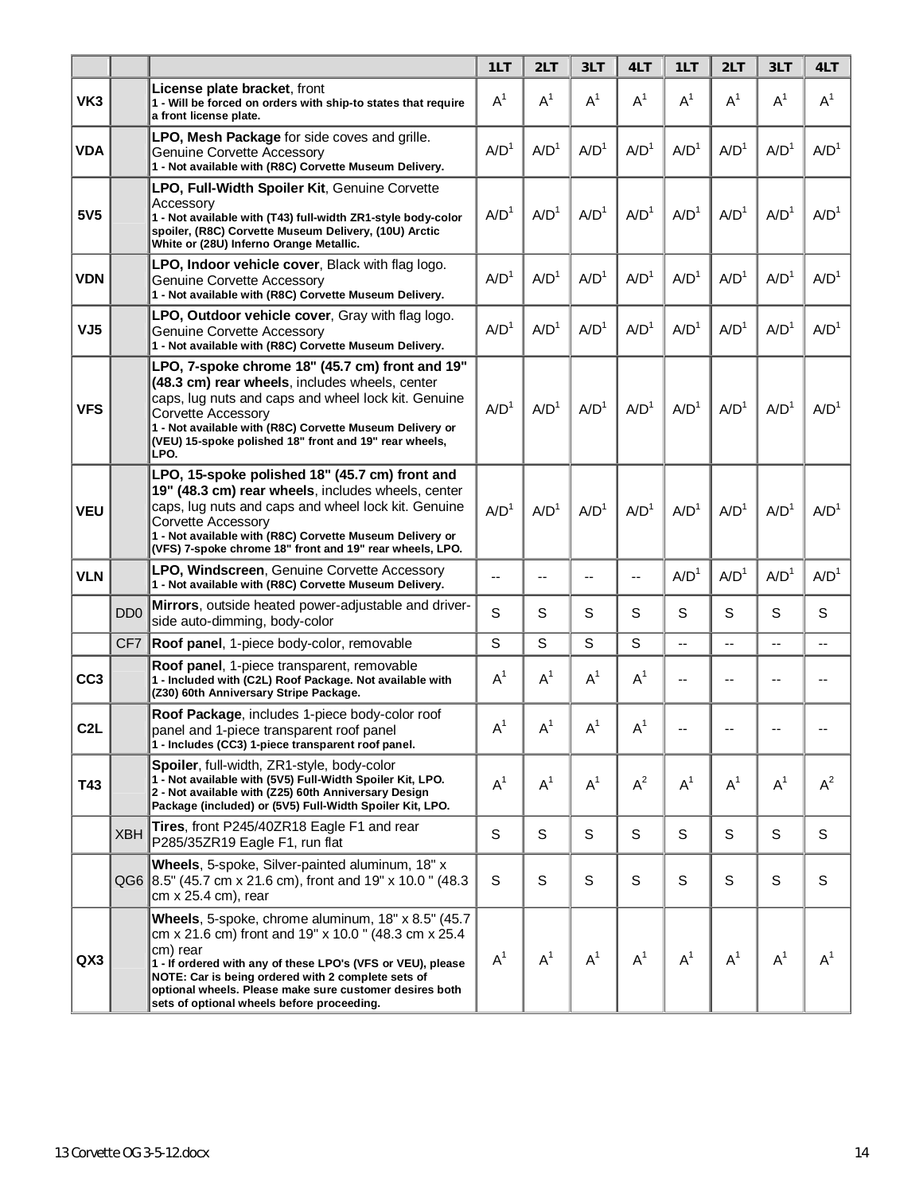| | | | 1LT | 2LT | 3LT | 4LT | 1LT | 2LT | 3LT | 4LT |
|---|---|---|---|---|---|---|---|---|---|---|
| VK3 | | **License plate bracket**, front<br>**1 - Will be forced on orders with ship-to states that require a front license plate.** | A[1] | A[1] | A[1] | A[1] | A[1] | A[1] | A[1] | A[1] |
| VDA | | **LPO, Mesh Package** for side coves and grille. Genuine Corvette Accessory<br>**1 - Not available with (R8C) Corvette Museum Delivery.** | A/D[1] | A/D[1] | A/D[1] | A/D[1] | A/D[1] | A/D[1] | A/D[1] | A/D[1] |
| 5V5 | | **LPO, Full-Width Spoiler Kit**, Genuine Corvette Accessory<br>**1 - Not available with (T43) full-width ZR1-style body-color spoiler, (R8C) Corvette Museum Delivery, (10U) Arctic White or (28U) Inferno Orange Metallic.** | A/D[1] | A/D[1] | A/D[1] | A/D[1] | A/D[1] | A/D[1] | A/D[1] | A/D[1] |
| VDN | | **LPO, Indoor vehicle cover**, Black with flag logo. Genuine Corvette Accessory<br>**1 - Not available with (R8C) Corvette Museum Delivery.** | A/D[1] | A/D[1] | A/D[1] | A/D[1] | A/D[1] | A/D[1] | A/D[1] | A/D[1] |
| VJ5 | | **LPO, Outdoor vehicle cover**, Gray with flag logo. Genuine Corvette Accessory<br>**1 - Not available with (R8C) Corvette Museum Delivery.** | A/D[1] | A/D[1] | A/D[1] | A/D[1] | A/D[1] | A/D[1] | A/D[1] | A/D[1] |
| VFS | | **LPO, 7-spoke chrome 18" (45.7 cm) front and 19" (48.3 cm) rear wheels**, includes wheels, center caps, lug nuts and caps and wheel lock kit. Genuine Corvette Accessory<br>**1 - Not available with (R8C) Corvette Museum Delivery or (VEU) 15-spoke polished 18" front and 19" rear wheels, LPO.** | A/D[1] | A/D[1] | A/D[1] | A/D[1] | A/D[1] | A/D[1] | A/D[1] | A/D[1] |
| VEU | | **LPO, 15-spoke polished 18" (45.7 cm) front and 19" (48.3 cm) rear wheels**, includes wheels, center caps, lug nuts and caps and wheel lock kit. Genuine Corvette Accessory<br>**1 - Not available with (R8C) Corvette Museum Delivery or (VFS) 7-spoke chrome 18" front and 19" rear wheels, LPO.** | A/D[1] | A/D[1] | A/D[1] | A/D[1] | A/D[1] | A/D[1] | A/D[1] | A/D[1] |
| VLN | | **LPO, Windscreen**, Genuine Corvette Accessory<br>**1 - Not available with (R8C) Corvette Museum Delivery.** | -- | -- | -- | -- | A/D[1] | A/D[1] | A/D[1] | A/D[1] |
| | DD0 | **Mirrors**, outside heated power-adjustable and driver-side auto-dimming, body-color | S | S | S | S | S | S | S | S |
| | CF7 | **Roof panel**, 1-piece body-color, removable | S | S | S | S | -- | -- | -- | -- |
| CC3 | | **Roof panel**, 1-piece transparent, removable<br>**1 - Included with (C2L) Roof Package. Not available with (Z30) 60th Anniversary Stripe Package.** | A[1] | A[1] | A[1] | A[1] | -- | -- | -- | -- |
| C2L | | **Roof Package**, includes 1-piece body-color roof panel and 1-piece transparent roof panel<br>**1 - Includes (CC3) 1-piece transparent roof panel.** | A[1] | A[1] | A[1] | A[1] | -- | -- | -- | -- |
| T43 | | **Spoiler**, full-width, ZR1-style, body-color<br>**1 - Not available with (5V5) Full-Width Spoiler Kit, LPO.**<br>**2 - Not available with (Z25) 60th Anniversary Design Package (included) or (5V5) Full-Width Spoiler Kit, LPO.** | A[1] | A[1] | A[1] | A[2] | A[1] | A[1] | A[1] | A[2] |
| | XBH | **Tires**, front P245/40ZR18 Eagle F1 and rear P285/35ZR19 Eagle F1, run flat | S | S | S | S | S | S | S | S |
| | QG6 | **Wheels**, 5-spoke, Silver-painted aluminum, 18" x 8.5" (45.7 cm x 21.6 cm), front and 19" x 10.0 " (48.3 cm x 25.4 cm), rear | S | S | S | S | S | S | S | S |
| QX3 | | **Wheels**, 5-spoke, chrome aluminum, 18" x 8.5" (45.7 cm x 21.6 cm) front and 19" x 10.0 " (48.3 cm x 25.4 cm) rear<br>**1 - If ordered with any of these LPO's (VFS or VEU), please NOTE: Car is being ordered with 2 complete sets of optional wheels. Please make sure customer desires both sets of optional wheels before proceeding.** | A[1] | A[1] | A[1] | A[1] | A[1] | A[1] | A[1] | A[1] |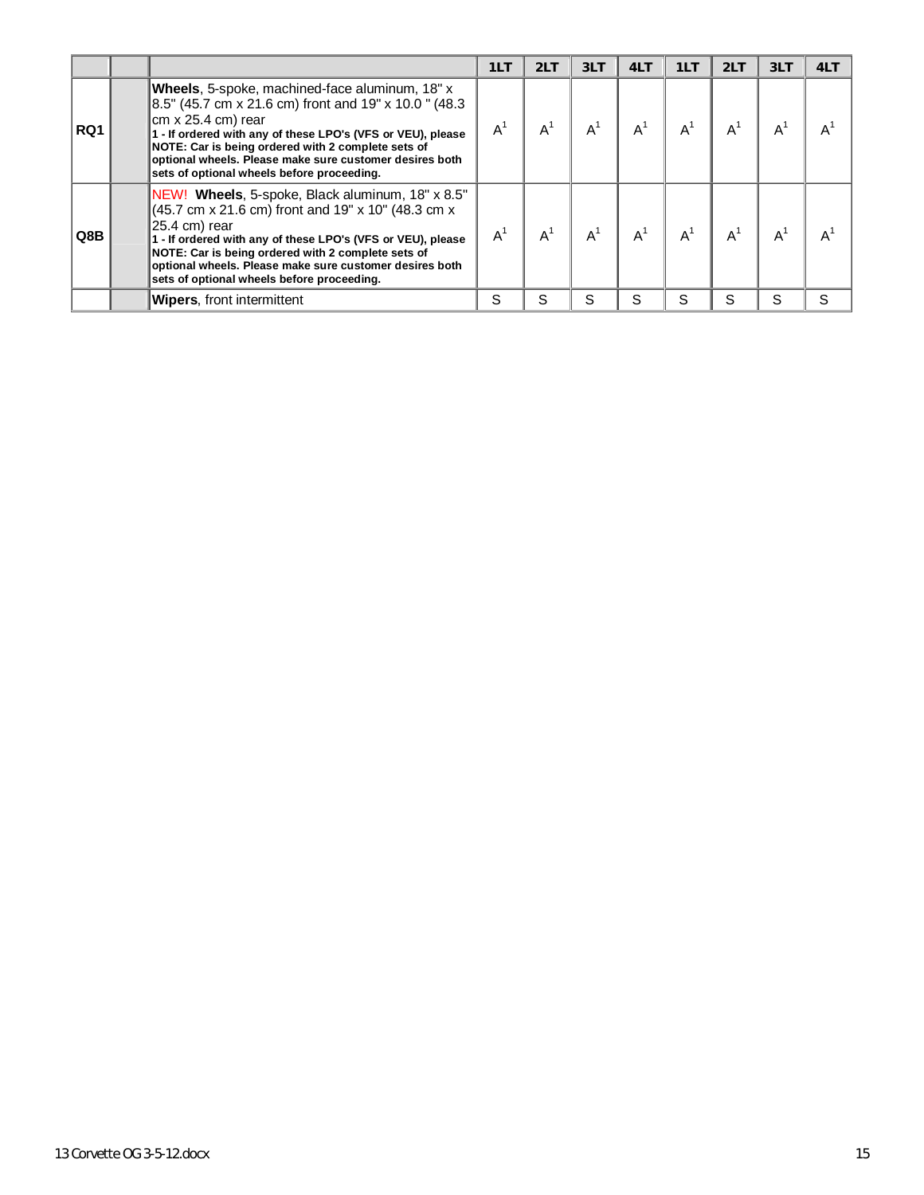| | | | 1LT | 2LT | 3LT | 4LT | 1LT | 2LT | 3LT | 4LT |
|---|---|---|---|---|---|---|---|---|---|---|
| RQ1 | | **Wheels**, 5-spoke, machined-face aluminum, 18" x 8.5" (45.7 cm x 21.6 cm) front and 19" x 10.0 " (48.3 cm x 25.4 cm) rear **1 - If ordered with any of these LPO's (VFS or VEU), please NOTE: Car is being ordered with 2 complete sets of optional wheels. Please make sure customer desires both sets of optional wheels before proceeding.** | A[1] | A[1] | A[1] | A[1] | A[1] | A[1] | A[1] | A[1] |
| Q8B | | NEW! **Wheels**, 5-spoke, Black aluminum, 18" x 8.5" (45.7 cm x 21.6 cm) front and 19" x 10" (48.3 cm x 25.4 cm) rear **1 - If ordered with any of these LPO's (VFS or VEU), please NOTE: Car is being ordered with 2 complete sets of optional wheels. Please make sure customer desires both sets of optional wheels before proceeding.** | A[1] | A[1] | A[1] | A[1] | A[1] | A[1] | A[1] | A[1] |
| | | **Wipers**, front intermittent | S | S | S | S | S | S | S | S |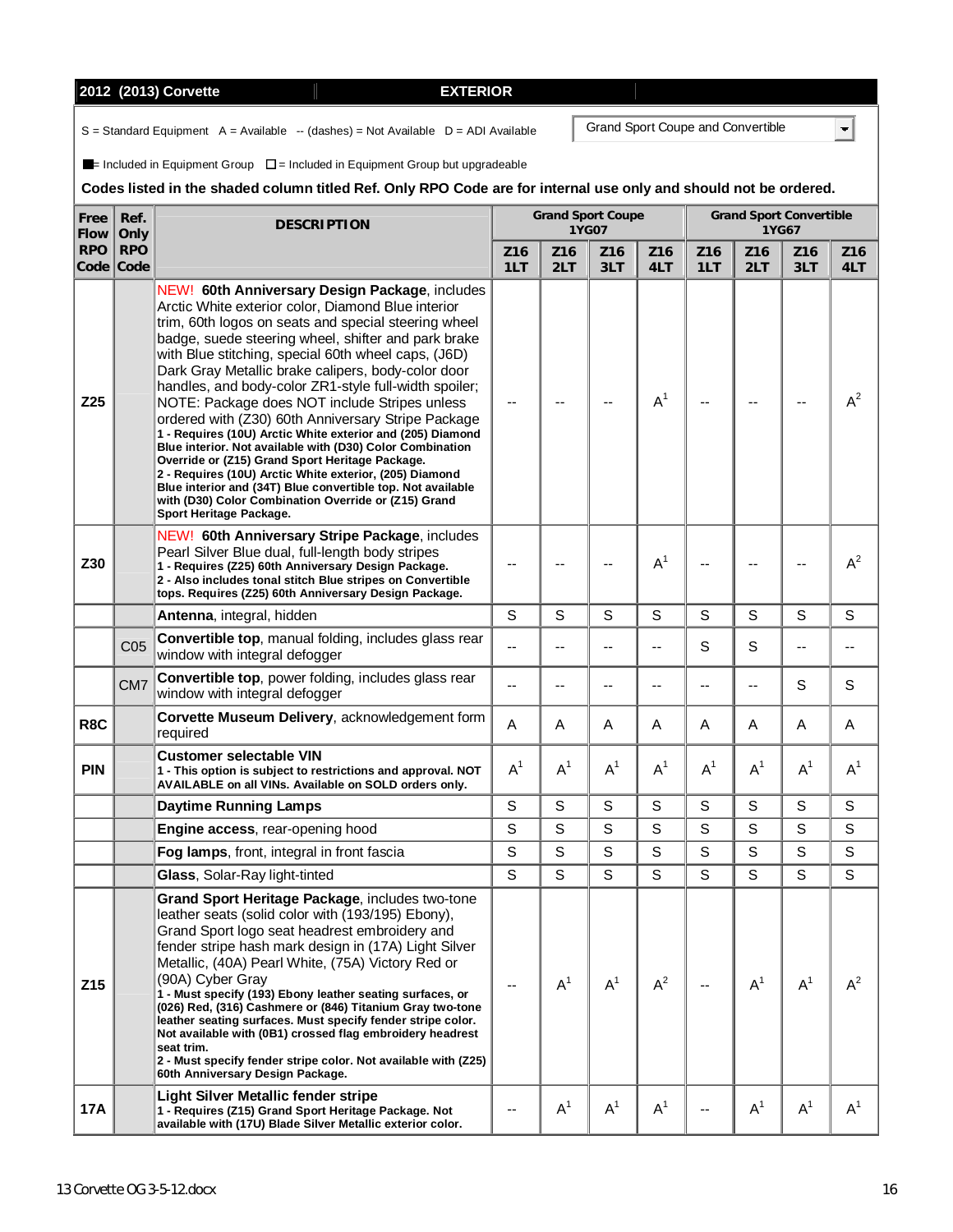**2012 (2013) Corvette** — **EXTERIOR**

S = Standard Equipment A = Available -- (dashes) = Not Available D = ADI Available

Grand Sport Coupe and Convertible

■= Included in Equipment Group □ = Included in Equipment Group but upgradeable

**Codes listed in the shaded column titled Ref. Only RPO Code are for internal use only and should not be ordered.**

| Free Flow RPO Code | Ref. Only RPO Code | DESCRIPTION | Grand Sport Coupe 1YG07 | | | | Grand Sport Convertible 1YG67 | | | |
|---|---|---|---|---|---|---|---|---|---|---|
| | | | Z16 1LT | Z16 2LT | Z16 3LT | Z16 4LT | Z16 1LT | Z16 2LT | Z16 3LT | Z16 4LT |
| Z25 | | NEW! **60th Anniversary Design Package**, includes Arctic White exterior color, Diamond Blue interior trim, 60th logos on seats and special steering wheel badge, suede steering wheel, shifter and park brake with Blue stitching, special 60th wheel caps, (J6D) Dark Gray Metallic brake calipers, body-color door handles, and body-color ZR1-style full-width spoiler; NOTE: Package does NOT include Stripes unless ordered with (Z30) 60th Anniversary Stripe Package **1 - Requires (10U) Arctic White exterior and (205) Diamond Blue interior. Not available with (D30) Color Combination Override or (Z15) Grand Sport Heritage Package. 2 - Requires (10U) Arctic White exterior, (205) Diamond Blue interior and (34T) Blue convertible top. Not available with (D30) Color Combination Override or (Z15) Grand Sport Heritage Package.** | -- | -- | -- | A[1] | -- | -- | -- | A[2] |
| Z30 | | NEW! **60th Anniversary Stripe Package**, includes Pearl Silver Blue dual, full-length body stripes **1 - Requires (Z25) 60th Anniversary Design Package. 2 - Also includes tonal stitch Blue stripes on Convertible tops. Requires (Z25) 60th Anniversary Design Package.** | -- | -- | -- | A[1] | -- | -- | -- | A[2] |
| | | **Antenna**, integral, hidden | S | S | S | S | S | S | S | S |
| | C05 | **Convertible top**, manual folding, includes glass rear window with integral defogger | -- | -- | -- | -- | S | S | -- | -- |
| | CM7 | **Convertible top**, power folding, includes glass rear window with integral defogger | -- | -- | -- | -- | -- | -- | S | S |
| R8C | | **Corvette Museum Delivery**, acknowledgement form required | A | A | A | A | A | A | A | A |
| PIN | | **Customer selectable VIN** **1 - This option is subject to restrictions and approval. NOT AVAILABLE on all VINs. Available on SOLD orders only.** | A[1] | A[1] | A[1] | A[1] | A[1] | A[1] | A[1] | A[1] |
| | | **Daytime Running Lamps** | S | S | S | S | S | S | S | S |
| | | **Engine access**, rear-opening hood | S | S | S | S | S | S | S | S |
| | | **Fog lamps**, front, integral in front fascia | S | S | S | S | S | S | S | S |
| | | **Glass**, Solar-Ray light-tinted | S | S | S | S | S | S | S | S |
| Z15 | | **Grand Sport Heritage Package**, includes two-tone leather seats (solid color with (193/195) Ebony), Grand Sport logo seat headrest embroidery and fender stripe hash mark design in (17A) Light Silver Metallic, (40A) Pearl White, (75A) Victory Red or (90A) Cyber Gray **1 - Must specify (193) Ebony leather seating surfaces, or (026) Red, (316) Cashmere or (846) Titanium Gray two-tone leather seating surfaces. Must specify fender stripe color. Not available with (0B1) crossed flag embroidery headrest seat trim. 2 - Must specify fender stripe color. Not available with (Z25) 60th Anniversary Design Package.** | -- | A[1] | A[1] | A[2] | -- | A[1] | A[1] | A[2] |
| 17A | | **Light Silver Metallic fender stripe** **1 - Requires (Z15) Grand Sport Heritage Package. Not available with (17U) Blade Silver Metallic exterior color.** | -- | A[1] | A[1] | A[1] | -- | A[1] | A[1] | A[1] |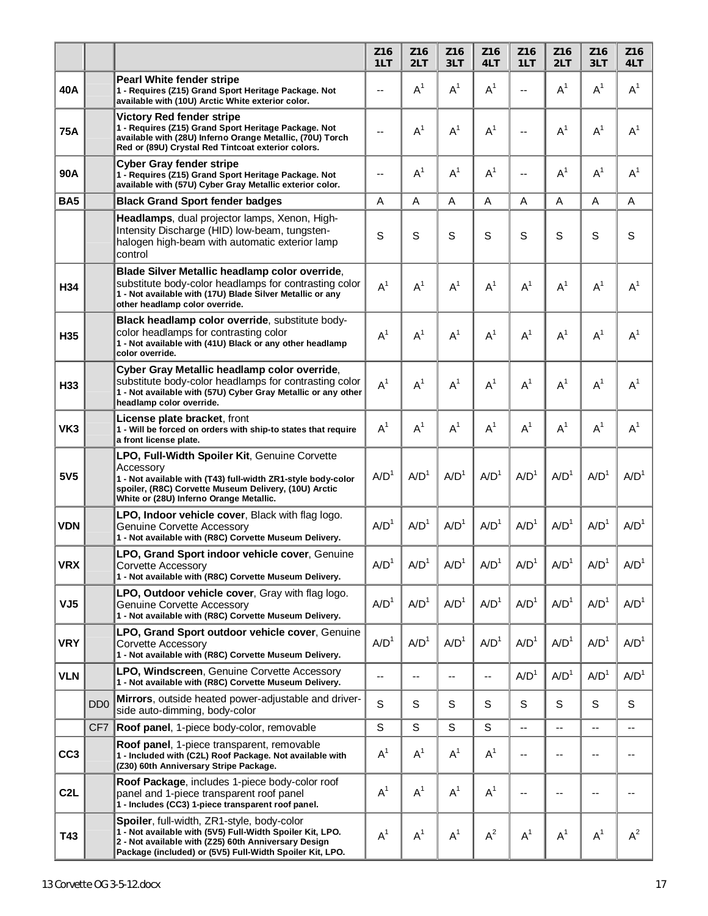| | | | Z16 1LT | Z16 2LT | Z16 3LT | Z16 4LT | Z16 1LT | Z16 2LT | Z16 3LT | Z16 4LT |
|---|---|---|---|---|---|---|---|---|---|---|
| 40A | | **Pearl White fender stripe** 1 - Requires (Z15) Grand Sport Heritage Package. Not available with (10U) Arctic White exterior color. | -- | A[1] | A[1] | A[1] | -- | A[1] | A[1] | A[1] |
| 75A | | **Victory Red fender stripe** 1 - Requires (Z15) Grand Sport Heritage Package. Not available with (28U) Inferno Orange Metallic, (70U) Torch Red or (89U) Crystal Red Tintcoat exterior colors. | -- | A[1] | A[1] | A[1] | -- | A[1] | A[1] | A[1] |
| 90A | | **Cyber Gray fender stripe** 1 - Requires (Z15) Grand Sport Heritage Package. Not available with (57U) Cyber Gray Metallic exterior color. | -- | A[1] | A[1] | A[1] | -- | A[1] | A[1] | A[1] |
| BA5 | | **Black Grand Sport fender badges** | A | A | A | A | A | A | A | A |
| | | **Headlamps**, dual projector lamps, Xenon, High-Intensity Discharge (HID) low-beam, tungsten-halogen high-beam with automatic exterior lamp control | S | S | S | S | S | S | S | S |
| H34 | | **Blade Silver Metallic headlamp color override**, substitute body-color headlamps for contrasting color 1 - Not available with (17U) Blade Silver Metallic or any other headlamp color override. | A[1] | A[1] | A[1] | A[1] | A[1] | A[1] | A[1] | A[1] |
| H35 | | **Black headlamp color override**, substitute body-color headlamps for contrasting color 1 - Not available with (41U) Black or any other headlamp color override. | A[1] | A[1] | A[1] | A[1] | A[1] | A[1] | A[1] | A[1] |
| H33 | | **Cyber Gray Metallic headlamp color override**, substitute body-color headlamps for contrasting color 1 - Not available with (57U) Cyber Gray Metallic or any other headlamp color override. | A[1] | A[1] | A[1] | A[1] | A[1] | A[1] | A[1] | A[1] |
| VK3 | | **License plate bracket**, front 1 - Will be forced on orders with ship-to states that require a front license plate. | A[1] | A[1] | A[1] | A[1] | A[1] | A[1] | A[1] | A[1] |
| 5V5 | | **LPO, Full-Width Spoiler Kit**, Genuine Corvette Accessory 1 - Not available with (T43) full-width ZR1-style body-color spoiler, (R8C) Corvette Museum Delivery, (10U) Arctic White or (28U) Inferno Orange Metallic. | A/D[1] | A/D[1] | A/D[1] | A/D[1] | A/D[1] | A/D[1] | A/D[1] | A/D[1] |
| VDN | | **LPO, Indoor vehicle cover**, Black with flag logo. Genuine Corvette Accessory 1 - Not available with (R8C) Corvette Museum Delivery. | A/D[1] | A/D[1] | A/D[1] | A/D[1] | A/D[1] | A/D[1] | A/D[1] | A/D[1] |
| VRX | | **LPO, Grand Sport indoor vehicle cover**, Genuine Corvette Accessory 1 - Not available with (R8C) Corvette Museum Delivery. | A/D[1] | A/D[1] | A/D[1] | A/D[1] | A/D[1] | A/D[1] | A/D[1] | A/D[1] |
| VJ5 | | **LPO, Outdoor vehicle cover**, Gray with flag logo. Genuine Corvette Accessory 1 - Not available with (R8C) Corvette Museum Delivery. | A/D[1] | A/D[1] | A/D[1] | A/D[1] | A/D[1] | A/D[1] | A/D[1] | A/D[1] |
| VRY | | **LPO, Grand Sport outdoor vehicle cover**, Genuine Corvette Accessory 1 - Not available with (R8C) Corvette Museum Delivery. | A/D[1] | A/D[1] | A/D[1] | A/D[1] | A/D[1] | A/D[1] | A/D[1] | A/D[1] |
| VLN | | **LPO, Windscreen**, Genuine Corvette Accessory 1 - Not available with (R8C) Corvette Museum Delivery. | -- | -- | -- | -- | A/D[1] | A/D[1] | A/D[1] | A/D[1] |
| | DD0 | **Mirrors**, outside heated power-adjustable and driver-side auto-dimming, body-color | S | S | S | S | S | S | S | S |
| | CF7 | **Roof panel**, 1-piece body-color, removable | S | S | S | S | -- | -- | -- | -- |
| CC3 | | **Roof panel**, 1-piece transparent, removable 1 - Included with (C2L) Roof Package. Not available with (Z30) 60th Anniversary Stripe Package. | A[1] | A[1] | A[1] | A[1] | -- | -- | -- | -- |
| C2L | | **Roof Package**, includes 1-piece body-color roof panel and 1-piece transparent roof panel 1 - Includes (CC3) 1-piece transparent roof panel. | A[1] | A[1] | A[1] | A[1] | -- | -- | -- | -- |
| T43 | | **Spoiler**, full-width, ZR1-style, body-color 1 - Not available with (5V5) Full-Width Spoiler Kit, LPO. 2 - Not available with (Z25) 60th Anniversary Design Package (included) or (5V5) Full-Width Spoiler Kit, LPO. | A[1] | A[1] | A[1] | A[2] | A[1] | A[1] | A[1] | A[2] |

13 Corvette OG 3-5-12.docx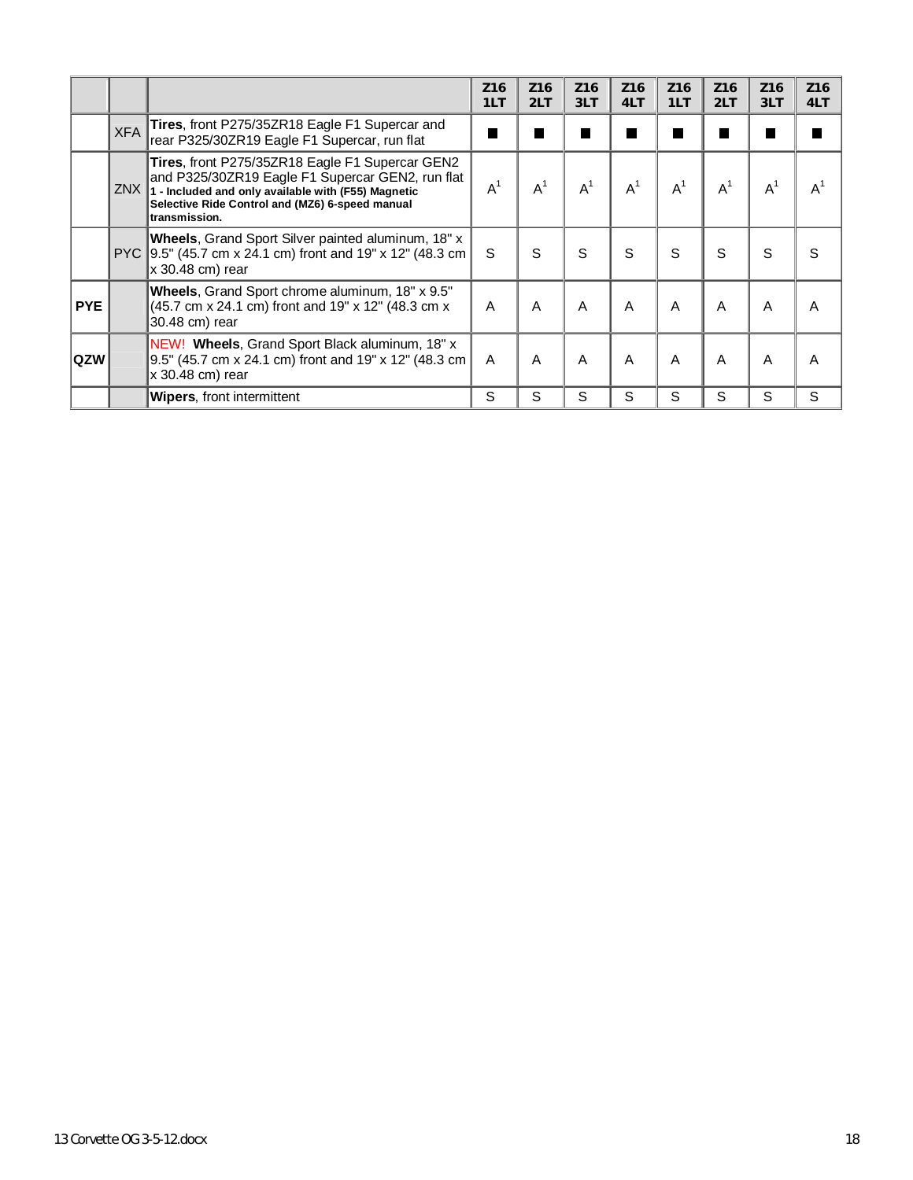| | | | Z16 1LT | Z16 2LT | Z16 3LT | Z16 4LT | Z16 1LT | Z16 2LT | Z16 3LT | Z16 4LT |
|---|---|---|---|---|---|---|---|---|---|---|
| | XFA | **Tires**, front P275/35ZR18 Eagle F1 Supercar and rear P325/30ZR19 Eagle F1 Supercar, run flat | ■ | ■ | ■ | ■ | ■ | ■ | ■ | ■ |
| | ZNX | **Tires**, front P275/35ZR18 Eagle F1 Supercar GEN2 and P325/30ZR19 Eagle F1 Supercar GEN2, run flat **1 - Included and only available with (F55) Magnetic Selective Ride Control and (MZ6) 6-speed manual transmission.** | A[1] | A[1] | A[1] | A[1] | A[1] | A[1] | A[1] | A[1] |
| | PYC | **Wheels**, Grand Sport Silver painted aluminum, 18" x 9.5" (45.7 cm x 24.1 cm) front and 19" x 12" (48.3 cm x 30.48 cm) rear | S | S | S | S | S | S | S | S |
| **PYE** | | **Wheels**, Grand Sport chrome aluminum, 18" x 9.5" (45.7 cm x 24.1 cm) front and 19" x 12" (48.3 cm x 30.48 cm) rear | A | A | A | A | A | A | A | A |
| **QZW** | | NEW! **Wheels**, Grand Sport Black aluminum, 18" x 9.5" (45.7 cm x 24.1 cm) front and 19" x 12" (48.3 cm x 30.48 cm) rear | A | A | A | A | A | A | A | A |
| | | **Wipers**, front intermittent | S | S | S | S | S | S | S | S |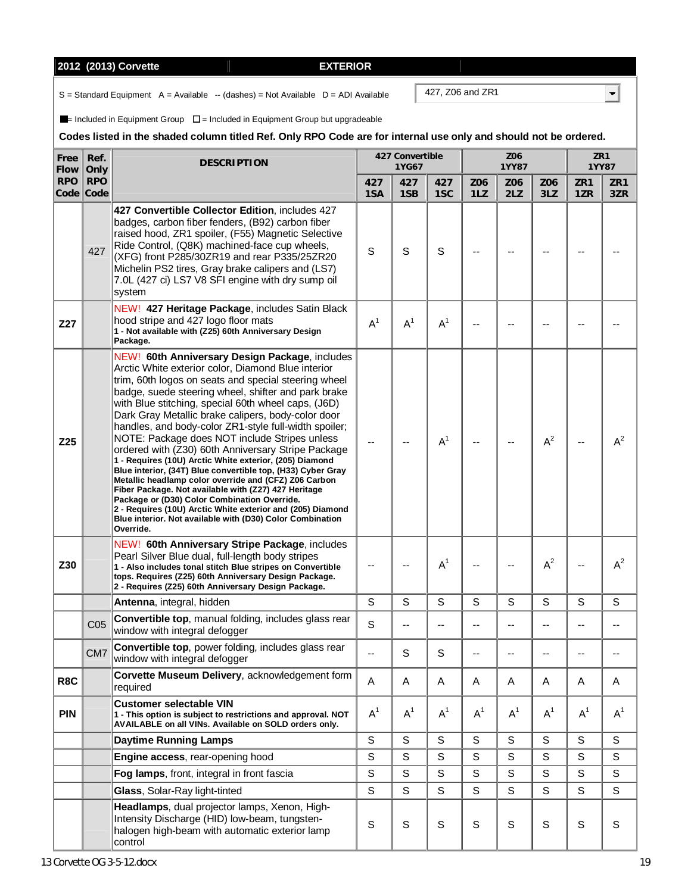| 2012 (2013) Corvette | EXTERIOR |
|---|---|

S = Standard Equipment A = Available -- (dashes) = Not Available D = ADI Available

427, Z06 and ZR1

■ = Included in Equipment Group □ = Included in Equipment Group but upgradeable

**Codes listed in the shaded column titled Ref. Only RPO Code are for internal use only and should not be ordered.**

| Free Flow RPO Code | Ref. Only RPO Code | DESCRIPTION | 427 Convertible 1YG67 | | | Z06 1YY87 | | | ZR1 1YY87 | |
|---|---|---|---|---|---|---|---|---|---|---|
| | | | 427 1SA | 427 1SB | 427 1SC | Z06 1LZ | Z06 2LZ | Z06 3LZ | ZR1 1ZR | ZR1 3ZR |
| | 427 | **427 Convertible Collector Edition**, includes 427 badges, carbon fiber fenders, (B92) carbon fiber raised hood, ZR1 spoiler, (F55) Magnetic Selective Ride Control, (Q8K) machined-face cup wheels, (XFG) front P285/30ZR19 and rear P335/25ZR20 Michelin PS2 tires, Gray brake calipers and (LS7) 7.0L (427 ci) LS7 V8 SFI engine with dry sump oil system | S | S | S | -- | -- | -- | -- | -- |
| Z27 | | NEW! **427 Heritage Package**, includes Satin Black hood stripe and 427 logo floor mats<br>**1 - Not available with (Z25) 60th Anniversary Design Package.** | A[1] | A[1] | A[1] | -- | -- | -- | -- | -- |
| Z25 | | NEW! **60th Anniversary Design Package**, includes Arctic White exterior color, Diamond Blue interior trim, 60th logos on seats and special steering wheel badge, suede steering wheel, shifter and park brake with Blue stitching, special 60th wheel caps, (J6D) Dark Gray Metallic brake calipers, body-color door handles, and body-color ZR1-style full-width spoiler; NOTE: Package does NOT include Stripes unless ordered with (Z30) 60th Anniversary Stripe Package<br>**1 - Requires (10U) Arctic White exterior, (205) Diamond Blue interior, (34T) Blue convertible top, (H33) Cyber Gray Metallic headlamp color override and (CFZ) Z06 Carbon Fiber Package. Not available with (Z27) 427 Heritage Package or (D30) Color Combination Override.**<br>**2 - Requires (10U) Arctic White exterior and (205) Diamond Blue interior. Not available with (D30) Color Combination Override.** | -- | -- | A[1] | -- | -- | A[2] | -- | A[2] |
| Z30 | | NEW! **60th Anniversary Stripe Package**, includes Pearl Silver Blue dual, full-length body stripes<br>**1 - Also includes tonal stitch Blue stripes on Convertible tops. Requires (Z25) 60th Anniversary Design Package.**<br>**2 - Requires (Z25) 60th Anniversary Design Package.** | -- | -- | A[1] | -- | -- | A[2] | -- | A[2] |
| | | **Antenna**, integral, hidden | S | S | S | S | S | S | S | S |
| | C05 | **Convertible top**, manual folding, includes glass rear window with integral defogger | S | -- | -- | -- | -- | -- | -- | -- |
| | CM7 | **Convertible top**, power folding, includes glass rear window with integral defogger | -- | S | S | -- | -- | -- | -- | -- |
| R8C | | **Corvette Museum Delivery**, acknowledgement form required | A | A | A | A | A | A | A | A |
| PIN | | **Customer selectable VIN**<br>**1 - This option is subject to restrictions and approval. NOT AVAILABLE on all VINs. Available on SOLD orders only.** | A[1] | A[1] | A[1] | A[1] | A[1] | A[1] | A[1] | A[1] |
| | | **Daytime Running Lamps** | S | S | S | S | S | S | S | S |
| | | **Engine access**, rear-opening hood | S | S | S | S | S | S | S | S |
| | | **Fog lamps**, front, integral in front fascia | S | S | S | S | S | S | S | S |
| | | **Glass**, Solar-Ray light-tinted | S | S | S | S | S | S | S | S |
| | | **Headlamps**, dual projector lamps, Xenon, High-Intensity Discharge (HID) low-beam, tungsten-halogen high-beam with automatic exterior lamp control | S | S | S | S | S | S | S | S |

13 Corvette OG 3-5-12.docx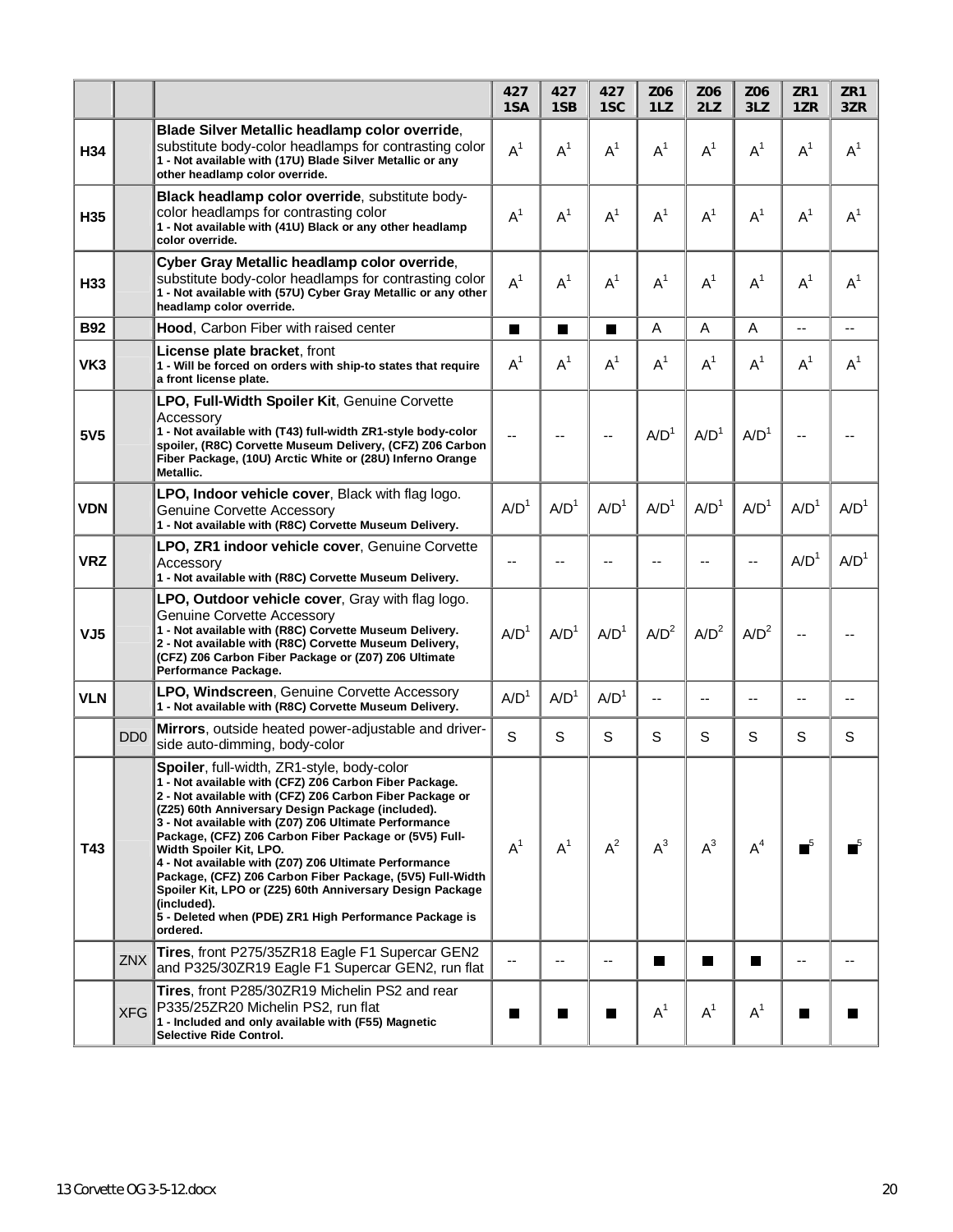| | | | 427 1SA | 427 1SB | 427 1SC | Z06 1LZ | Z06 2LZ | Z06 3LZ | ZR1 1ZR | ZR1 3ZR |
|---|---|---|---|---|---|---|---|---|---|---|
| H34 | | **Blade Silver Metallic headlamp color override**, substitute body-color headlamps for contrasting color **1 - Not available with (17U) Blade Silver Metallic or any other headlamp color override.** | A[1] | A[1] | A[1] | A[1] | A[1] | A[1] | A[1] | A[1] |
| H35 | | **Black headlamp color override**, substitute body-color headlamps for contrasting color **1 - Not available with (41U) Black or any other headlamp color override.** | A[1] | A[1] | A[1] | A[1] | A[1] | A[1] | A[1] | A[1] |
| H33 | | **Cyber Gray Metallic headlamp color override**, substitute body-color headlamps for contrasting color **1 - Not available with (57U) Cyber Gray Metallic or any other headlamp color override.** | A[1] | A[1] | A[1] | A[1] | A[1] | A[1] | A[1] | A[1] |
| B92 | | **Hood**, Carbon Fiber with raised center | ■ | ■ | ■ | A | A | A | -- | -- |
| VK3 | | **License plate bracket**, front **1 - Will be forced on orders with ship-to states that require a front license plate.** | A[1] | A[1] | A[1] | A[1] | A[1] | A[1] | A[1] | A[1] |
| 5V5 | | **LPO, Full-Width Spoiler Kit**, Genuine Corvette Accessory **1 - Not available with (T43) full-width ZR1-style body-color spoiler, (R8C) Corvette Museum Delivery, (CFZ) Z06 Carbon Fiber Package, (10U) Arctic White or (28U) Inferno Orange Metallic.** | -- | -- | -- | A/D[1] | A/D[1] | A/D[1] | -- | -- |
| VDN | | **LPO, Indoor vehicle cover**, Black with flag logo. Genuine Corvette Accessory **1 - Not available with (R8C) Corvette Museum Delivery.** | A/D[1] | A/D[1] | A/D[1] | A/D[1] | A/D[1] | A/D[1] | A/D[1] | A/D[1] |
| VRZ | | **LPO, ZR1 indoor vehicle cover**, Genuine Corvette Accessory **1 - Not available with (R8C) Corvette Museum Delivery.** | -- | -- | -- | -- | -- | -- | A/D[1] | A/D[1] |
| VJ5 | | **LPO, Outdoor vehicle cover**, Gray with flag logo. Genuine Corvette Accessory **1 - Not available with (R8C) Corvette Museum Delivery. 2 - Not available with (R8C) Corvette Museum Delivery, (CFZ) Z06 Carbon Fiber Package or (Z07) Z06 Ultimate Performance Package.** | A/D[1] | A/D[1] | A/D[1] | A/D[2] | A/D[2] | A/D[2] | -- | -- |
| VLN | | **LPO, Windscreen**, Genuine Corvette Accessory **1 - Not available with (R8C) Corvette Museum Delivery.** | A/D[1] | A/D[1] | A/D[1] | -- | -- | -- | -- | -- |
| | DD0 | **Mirrors**, outside heated power-adjustable and driver-side auto-dimming, body-color | S | S | S | S | S | S | S | S |
| T43 | | **Spoiler**, full-width, ZR1-style, body-color **1 - Not available with (CFZ) Z06 Carbon Fiber Package. 2 - Not available with (CFZ) Z06 Carbon Fiber Package or (Z25) 60th Anniversary Design Package (included). 3 - Not available with (Z07) Z06 Ultimate Performance Package, (CFZ) Z06 Carbon Fiber Package or (5V5) Full-Width Spoiler Kit, LPO. 4 - Not available with (Z07) Z06 Ultimate Performance Package, (CFZ) Z06 Carbon Fiber Package, (5V5) Full-Width Spoiler Kit, LPO or (Z25) 60th Anniversary Design Package (included). 5 - Deleted when (PDE) ZR1 High Performance Package is ordered.** | A[1] | A[1] | A[2] | A[3] | A[3] | A[4] | ■[5] | ■[5] |
| | ZNX | **Tires**, front P275/35ZR18 Eagle F1 Supercar GEN2 and P325/30ZR19 Eagle F1 Supercar GEN2, run flat | -- | -- | -- | ■ | ■ | ■ | -- | -- |
| | XFG | **Tires**, front P285/30ZR19 Michelin PS2 and rear P335/25ZR20 Michelin PS2, run flat **1 - Included and only available with (F55) Magnetic Selective Ride Control.** | ■ | ■ | ■ | A[1] | A[1] | A[1] | ■ | ■ |

13 Corvette OG 3-5-12.docx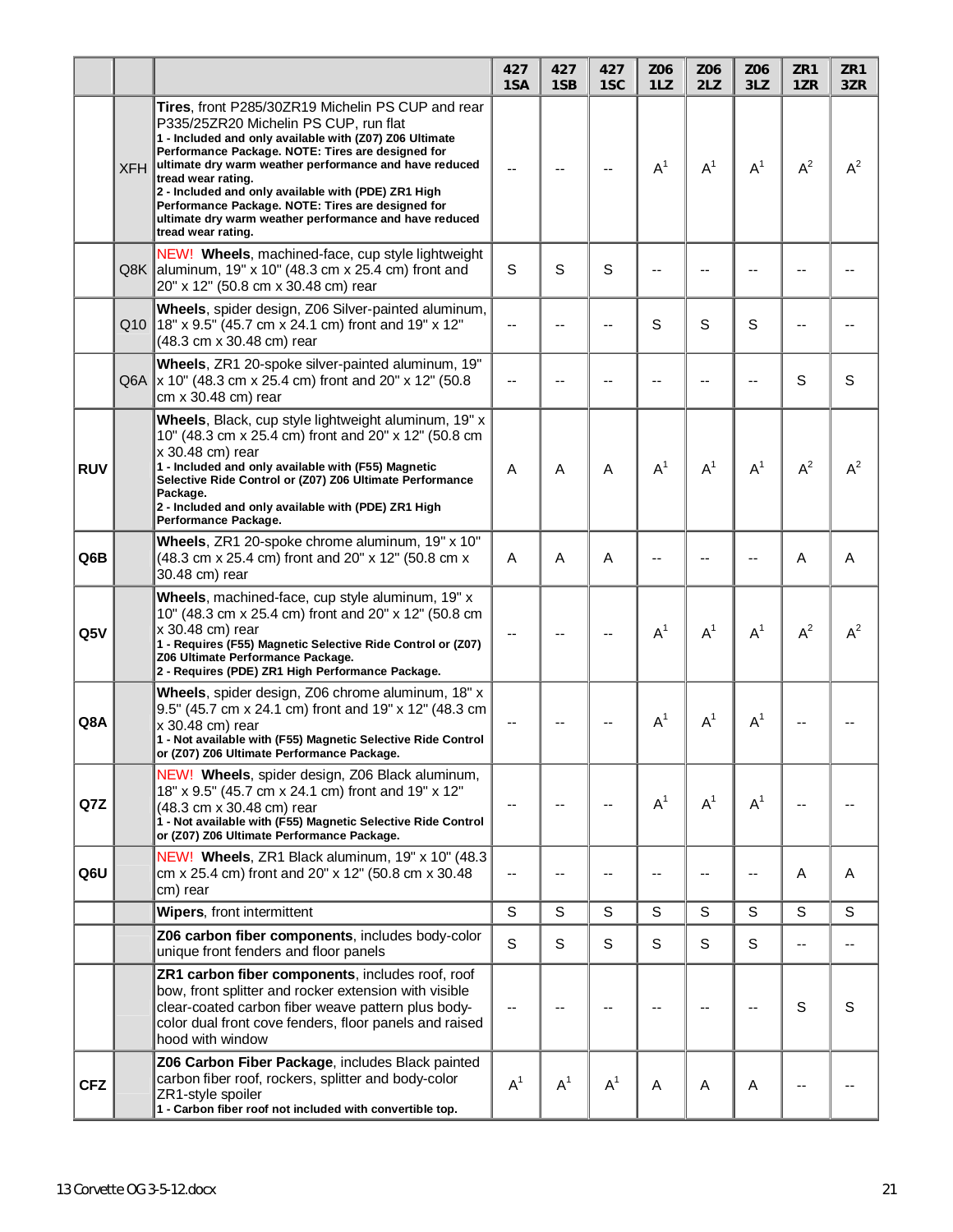| | | | 427 1SA | 427 1SB | 427 1SC | Z06 1LZ | Z06 2LZ | Z06 3LZ | ZR1 1ZR | ZR1 3ZR |
|---|---|---|---|---|---|---|---|---|---|---|
| | XFH | **Tires**, front P285/30ZR19 Michelin PS CUP and rear P335/25ZR20 Michelin PS CUP, run flat<br>**1 - Included and only available with (Z07) Z06 Ultimate Performance Package. NOTE: Tires are designed for ultimate dry warm weather performance and have reduced tread wear rating.**<br>**2 - Included and only available with (PDE) ZR1 High Performance Package. NOTE: Tires are designed for ultimate dry warm weather performance and have reduced tread wear rating.** | -- | -- | -- | A[1] | A[1] | A[1] | A[2] | A[2] |
| | Q8K | NEW! **Wheels**, machined-face, cup style lightweight aluminum, 19" x 10" (48.3 cm x 25.4 cm) front and 20" x 12" (50.8 cm x 30.48 cm) rear | S | S | S | -- | -- | -- | -- | -- |
| | Q10 | **Wheels**, spider design, Z06 Silver-painted aluminum, 18" x 9.5" (45.7 cm x 24.1 cm) front and 19" x 12" (48.3 cm x 30.48 cm) rear | -- | -- | -- | S | S | S | -- | -- |
| | Q6A | **Wheels**, ZR1 20-spoke silver-painted aluminum, 19" x 10" (48.3 cm x 25.4 cm) front and 20" x 12" (50.8 cm x 30.48 cm) rear | -- | -- | -- | -- | -- | -- | S | S |
| **RUV** | | **Wheels**, Black, cup style lightweight aluminum, 19" x 10" (48.3 cm x 25.4 cm) front and 20" x 12" (50.8 cm x 30.48 cm) rear<br>**1 - Included and only available with (F55) Magnetic Selective Ride Control or (Z07) Z06 Ultimate Performance Package.**<br>**2 - Included and only available with (PDE) ZR1 High Performance Package.** | A | A | A | A[1] | A[1] | A[1] | A[2] | A[2] |
| **Q6B** | | **Wheels**, ZR1 20-spoke chrome aluminum, 19" x 10" (48.3 cm x 25.4 cm) front and 20" x 12" (50.8 cm x 30.48 cm) rear | A | A | A | -- | -- | -- | A | A |
| **Q5V** | | **Wheels**, machined-face, cup style aluminum, 19" x 10" (48.3 cm x 25.4 cm) front and 20" x 12" (50.8 cm x 30.48 cm) rear<br>**1 - Requires (F55) Magnetic Selective Ride Control or (Z07) Z06 Ultimate Performance Package.**<br>**2 - Requires (PDE) ZR1 High Performance Package.** | -- | -- | -- | A[1] | A[1] | A[1] | A[2] | A[2] |
| **Q8A** | | **Wheels**, spider design, Z06 chrome aluminum, 18" x 9.5" (45.7 cm x 24.1 cm) front and 19" x 12" (48.3 cm x 30.48 cm) rear<br>**1 - Not available with (F55) Magnetic Selective Ride Control or (Z07) Z06 Ultimate Performance Package.** | -- | -- | -- | A[1] | A[1] | A[1] | -- | -- |
| **Q7Z** | | NEW! **Wheels**, spider design, Z06 Black aluminum, 18" x 9.5" (45.7 cm x 24.1 cm) front and 19" x 12" (48.3 cm x 30.48 cm) rear<br>**1 - Not available with (F55) Magnetic Selective Ride Control or (Z07) Z06 Ultimate Performance Package.** | -- | -- | -- | A[1] | A[1] | A[1] | -- | -- |
| **Q6U** | | NEW! **Wheels**, ZR1 Black aluminum, 19" x 10" (48.3 cm x 25.4 cm) front and 20" x 12" (50.8 cm x 30.48 cm) rear | -- | -- | -- | -- | -- | -- | A | A |
| | | **Wipers**, front intermittent | S | S | S | S | S | S | S | S |
| | | **Z06 carbon fiber components**, includes body-color unique front fenders and floor panels | S | S | S | S | S | S | -- | -- |
| | | **ZR1 carbon fiber components**, includes roof, roof bow, front splitter and rocker extension with visible clear-coated carbon fiber weave pattern plus body-color dual front cove fenders, floor panels and raised hood with window | -- | -- | -- | -- | -- | -- | S | S |
| **CFZ** | | **Z06 Carbon Fiber Package**, includes Black painted carbon fiber roof, rockers, splitter and body-color ZR1-style spoiler<br>**1 - Carbon fiber roof not included with convertible top.** | A[1] | A[1] | A[1] | A | A | A | -- | -- |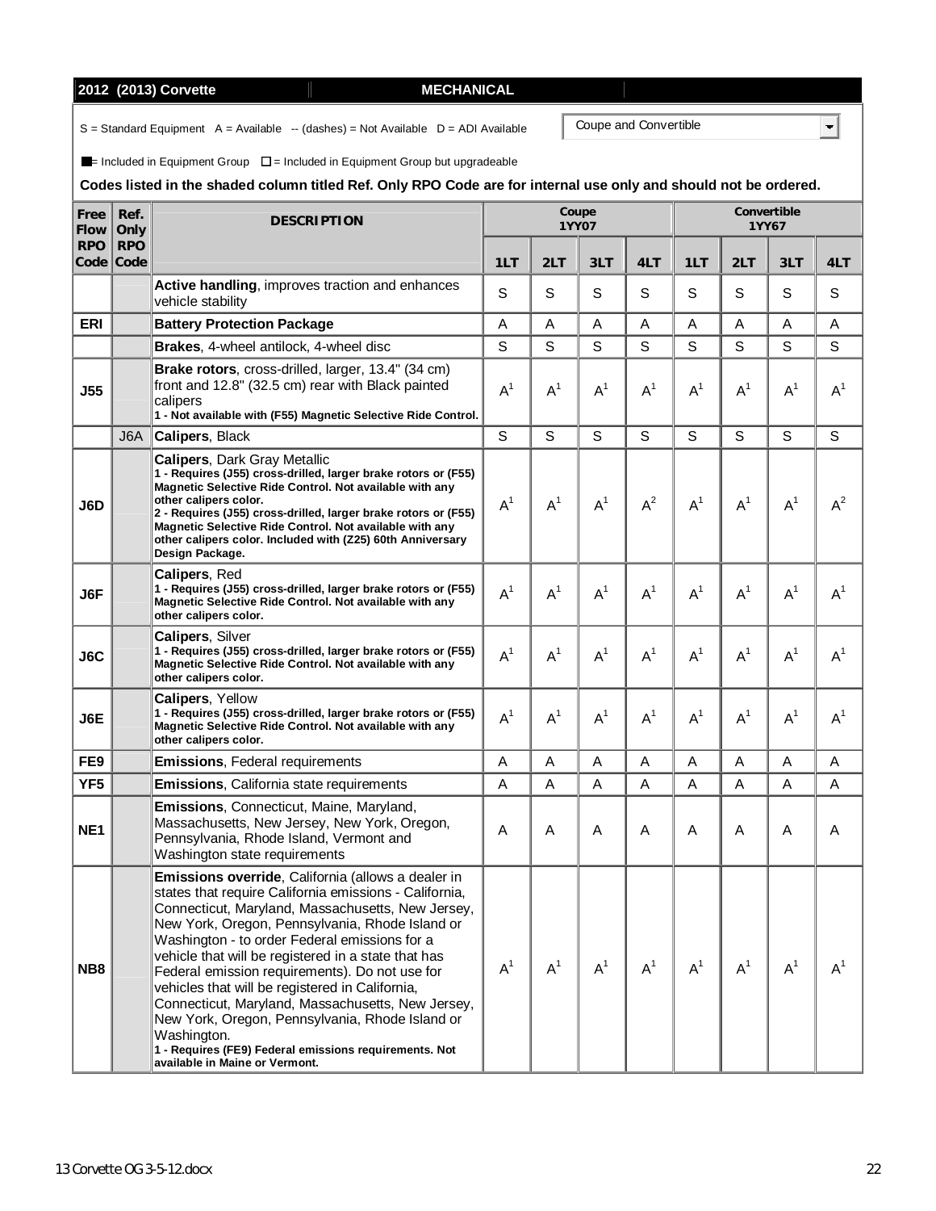**2012 (2013) Corvette** | **MECHANICAL**

S = Standard Equipment A = Available -- (dashes) = Not Available D = ADI Available

Coupe and Convertible

■ = Included in Equipment Group □ = Included in Equipment Group but upgradeable

**Codes listed in the shaded column titled Ref. Only RPO Code are for internal use only and should not be ordered.**

| Free Flow RPO Code | Ref. Only RPO Code | DESCRIPTION | Coupe 1YY07 | | | | Convertible 1YY67 | | | |
|---|---|---|---|---|---|---|---|---|---|---|
| | | | 1LT | 2LT | 3LT | 4LT | 1LT | 2LT | 3LT | 4LT |
| | | **Active handling**, improves traction and enhances vehicle stability | S | S | S | S | S | S | S | S |
| ERI | | **Battery Protection Package** | A | A | A | A | A | A | A | A |
| | | **Brakes**, 4-wheel antilock, 4-wheel disc | S | S | S | S | S | S | S | S |
| J55 | | **Brake rotors**, cross-drilled, larger, 13.4" (34 cm) front and 12.8" (32.5 cm) rear with Black painted calipers **1 - Not available with (F55) Magnetic Selective Ride Control.** | A[1] | A[1] | A[1] | A[1] | A[1] | A[1] | A[1] | A[1] |
| | J6A | **Calipers**, Black | S | S | S | S | S | S | S | S |
| J6D | | **Calipers**, Dark Gray Metallic **1 - Requires (J55) cross-drilled, larger brake rotors or (F55) Magnetic Selective Ride Control. Not available with any other calipers color. 2 - Requires (J55) cross-drilled, larger brake rotors or (F55) Magnetic Selective Ride Control. Not available with any other calipers color. Included with (Z25) 60th Anniversary Design Package.** | A[1] | A[1] | A[1] | A[2] | A[1] | A[1] | A[1] | A[2] |
| J6F | | **Calipers**, Red **1 - Requires (J55) cross-drilled, larger brake rotors or (F55) Magnetic Selective Ride Control. Not available with any other calipers color.** | A[1] | A[1] | A[1] | A[1] | A[1] | A[1] | A[1] | A[1] |
| J6C | | **Calipers**, Silver **1 - Requires (J55) cross-drilled, larger brake rotors or (F55) Magnetic Selective Ride Control. Not available with any other calipers color.** | A[1] | A[1] | A[1] | A[1] | A[1] | A[1] | A[1] | A[1] |
| J6E | | **Calipers**, Yellow **1 - Requires (J55) cross-drilled, larger brake rotors or (F55) Magnetic Selective Ride Control. Not available with any other calipers color.** | A[1] | A[1] | A[1] | A[1] | A[1] | A[1] | A[1] | A[1] |
| FE9 | | **Emissions**, Federal requirements | A | A | A | A | A | A | A | A |
| YF5 | | **Emissions**, California state requirements | A | A | A | A | A | A | A | A |
| NE1 | | **Emissions**, Connecticut, Maine, Maryland, Massachusetts, New Jersey, New York, Oregon, Pennsylvania, Rhode Island, Vermont and Washington state requirements | A | A | A | A | A | A | A | A |
| NB8 | | **Emissions override**, California (allows a dealer in states that require California emissions - California, Connecticut, Maryland, Massachusetts, New Jersey, New York, Oregon, Pennsylvania, Rhode Island or Washington - to order Federal emissions for a vehicle that will be registered in a state that has Federal emission requirements). Do not use for vehicles that will be registered in California, Connecticut, Maryland, Massachusetts, New Jersey, New York, Oregon, Pennsylvania, Rhode Island or Washington. **1 - Requires (FE9) Federal emissions requirements. Not available in Maine or Vermont.** | A[1] | A[1] | A[1] | A[1] | A[1] | A[1] | A[1] | A[1] |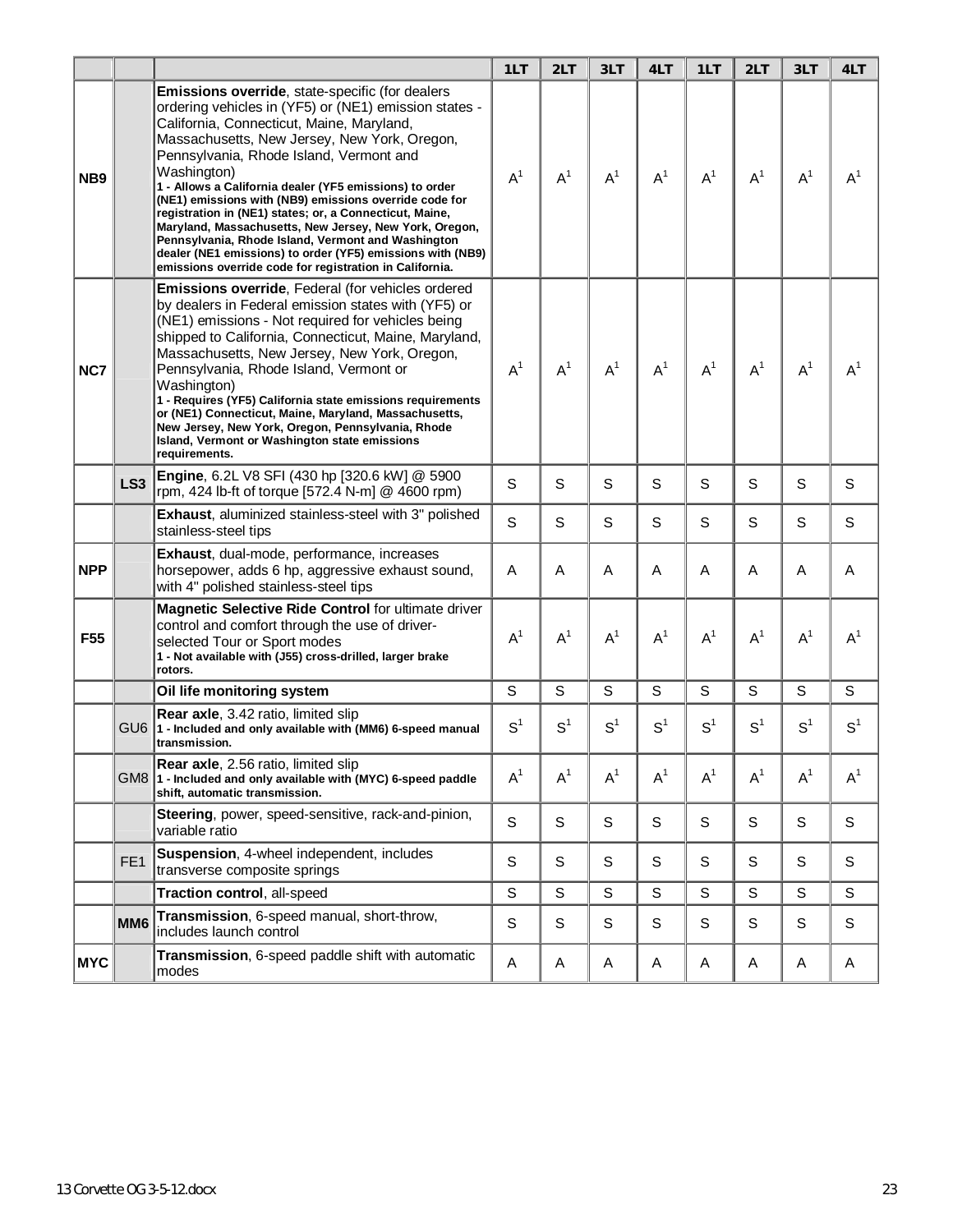| | | | 1LT | 2LT | 3LT | 4LT | 1LT | 2LT | 3LT | 4LT |
|---|---|---|---|---|---|---|---|---|---|---|
| **NB9** | | **Emissions override**, state-specific (for dealers ordering vehicles in (YF5) or (NE1) emission states - California, Connecticut, Maine, Maryland, Massachusetts, New Jersey, New York, Oregon, Pennsylvania, Rhode Island, Vermont and Washington) **1 - Allows a California dealer (YF5 emissions) to order (NE1) emissions with (NB9) emissions override code for registration in (NE1) states; or, a Connecticut, Maine, Maryland, Massachusetts, New Jersey, New York, Oregon, Pennsylvania, Rhode Island, Vermont and Washington dealer (NE1 emissions) to order (YF5) emissions with (NB9) emissions override code for registration in California.** | A[1] | A[1] | A[1] | A[1] | A[1] | A[1] | A[1] | A[1] |
| **NC7** | | **Emissions override**, Federal (for vehicles ordered by dealers in Federal emission states with (YF5) or (NE1) emissions - Not required for vehicles being shipped to California, Connecticut, Maine, Maryland, Massachusetts, New Jersey, New York, Oregon, Pennsylvania, Rhode Island, Vermont or Washington) **1 - Requires (YF5) California state emissions requirements or (NE1) Connecticut, Maine, Maryland, Massachusetts, New Jersey, New York, Oregon, Pennsylvania, Rhode Island, Vermont or Washington state emissions requirements.** | A[1] | A[1] | A[1] | A[1] | A[1] | A[1] | A[1] | A[1] |
| | **LS3** | **Engine**, 6.2L V8 SFI (430 hp [320.6 kW] @ 5900 rpm, 424 lb-ft of torque [572.4 N-m] @ 4600 rpm) | S | S | S | S | S | S | S | S |
| | | **Exhaust**, aluminized stainless-steel with 3" polished stainless-steel tips | S | S | S | S | S | S | S | S |
| **NPP** | | **Exhaust**, dual-mode, performance, increases horsepower, adds 6 hp, aggressive exhaust sound, with 4" polished stainless-steel tips | A | A | A | A | A | A | A | A |
| **F55** | | **Magnetic Selective Ride Control** for ultimate driver control and comfort through the use of driver-selected Tour or Sport modes **1 - Not available with (J55) cross-drilled, larger brake rotors.** | A[1] | A[1] | A[1] | A[1] | A[1] | A[1] | A[1] | A[1] |
| | | **Oil life monitoring system** | S | S | S | S | S | S | S | S |
| | GU6 | **Rear axle**, 3.42 ratio, limited slip **1 - Included and only available with (MM6) 6-speed manual transmission.** | S[1] | S[1] | S[1] | S[1] | S[1] | S[1] | S[1] | S[1] |
| | GM8 | **Rear axle**, 2.56 ratio, limited slip **1 - Included and only available with (MYC) 6-speed paddle shift, automatic transmission.** | A[1] | A[1] | A[1] | A[1] | A[1] | A[1] | A[1] | A[1] |
| | | **Steering**, power, speed-sensitive, rack-and-pinion, variable ratio | S | S | S | S | S | S | S | S |
| | FE1 | **Suspension**, 4-wheel independent, includes transverse composite springs | S | S | S | S | S | S | S | S |
| | | **Traction control**, all-speed | S | S | S | S | S | S | S | S |
| | **MM6** | **Transmission**, 6-speed manual, short-throw, includes launch control | S | S | S | S | S | S | S | S |
| **MYC** | | **Transmission**, 6-speed paddle shift with automatic modes | A | A | A | A | A | A | A | A |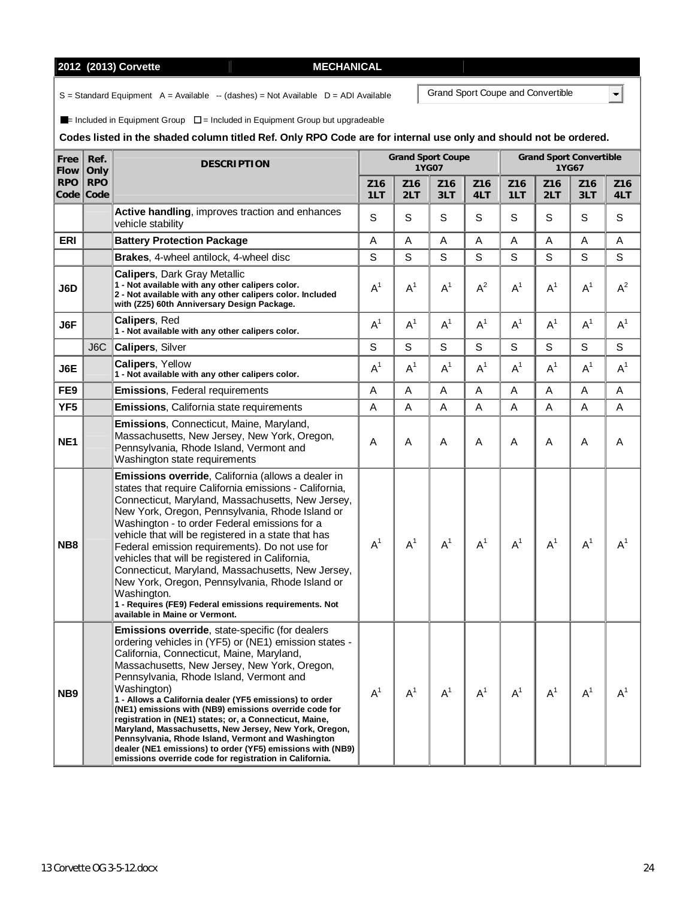**2012 (2013) Corvette** **MECHANICAL**

S = Standard Equipment A = Available -- (dashes) = Not Available D = ADI Available

Grand Sport Coupe and Convertible

■ = Included in Equipment Group □ = Included in Equipment Group but upgradeable

**Codes listed in the shaded column titled Ref. Only RPO Code are for internal use only and should not be ordered.**

| Free Flow RPO Code | Ref. Only RPO Code | DESCRIPTION | Grand Sport Coupe 1YG07 | | | | Grand Sport Convertible 1YG67 | | | |
|---|---|---|---|---|---|---|---|---|---|---|
| | | | Z16 1LT | Z16 2LT | Z16 3LT | Z16 4LT | Z16 1LT | Z16 2LT | Z16 3LT | Z16 4LT |
| | | **Active handling**, improves traction and enhances vehicle stability | S | S | S | S | S | S | S | S |
| **ERI** | | **Battery Protection Package** | A | A | A | A | A | A | A | A |
| | | **Brakes**, 4-wheel antilock, 4-wheel disc | S | S | S | S | S | S | S | S |
| **J6D** | | **Calipers**, Dark Gray Metallic<br>**1 - Not available with any other calipers color.**<br>**2 - Not available with any other calipers color. Included with (Z25) 60th Anniversary Design Package.** | A[1] | A[1] | A[1] | A[2] | A[1] | A[1] | A[1] | A[2] |
| **J6F** | | **Calipers**, Red<br>**1 - Not available with any other calipers color.** | A[1] | A[1] | A[1] | A[1] | A[1] | A[1] | A[1] | A[1] |
| | J6C | **Calipers**, Silver | S | S | S | S | S | S | S | S |
| **J6E** | | **Calipers**, Yellow<br>**1 - Not available with any other calipers color.** | A[1] | A[1] | A[1] | A[1] | A[1] | A[1] | A[1] | A[1] |
| **FE9** | | **Emissions**, Federal requirements | A | A | A | A | A | A | A | A |
| **YF5** | | **Emissions**, California state requirements | A | A | A | A | A | A | A | A |
| **NE1** | | **Emissions**, Connecticut, Maine, Maryland, Massachusetts, New Jersey, New York, Oregon, Pennsylvania, Rhode Island, Vermont and Washington state requirements | A | A | A | A | A | A | A | A |
| **NB8** | | **Emissions override**, California (allows a dealer in states that require California emissions - California, Connecticut, Maryland, Massachusetts, New Jersey, New York, Oregon, Pennsylvania, Rhode Island or Washington - to order Federal emissions for a vehicle that will be registered in a state that has Federal emission requirements). Do not use for vehicles that will be registered in California, Connecticut, Maryland, Massachusetts, New Jersey, New York, Oregon, Pennsylvania, Rhode Island or Washington.<br>**1 - Requires (FE9) Federal emissions requirements. Not available in Maine or Vermont.** | A[1] | A[1] | A[1] | A[1] | A[1] | A[1] | A[1] | A[1] |
| **NB9** | | **Emissions override**, state-specific (for dealers ordering vehicles in (YF5) or (NE1) emission states - California, Connecticut, Maine, Maryland, Massachusetts, New Jersey, New York, Oregon, Pennsylvania, Rhode Island, Vermont and Washington)<br>**1 - Allows a California dealer (YF5 emissions) to order (NE1) emissions with (NB9) emissions override code for registration in (NE1) states; or, a Connecticut, Maine, Maryland, Massachusetts, New Jersey, New York, Oregon, Pennsylvania, Rhode Island, Vermont and Washington dealer (NE1 emissions) to order (YF5) emissions with (NB9) emissions override code for registration in California.** | A[1] | A[1] | A[1] | A[1] | A[1] | A[1] | A[1] | A[1] |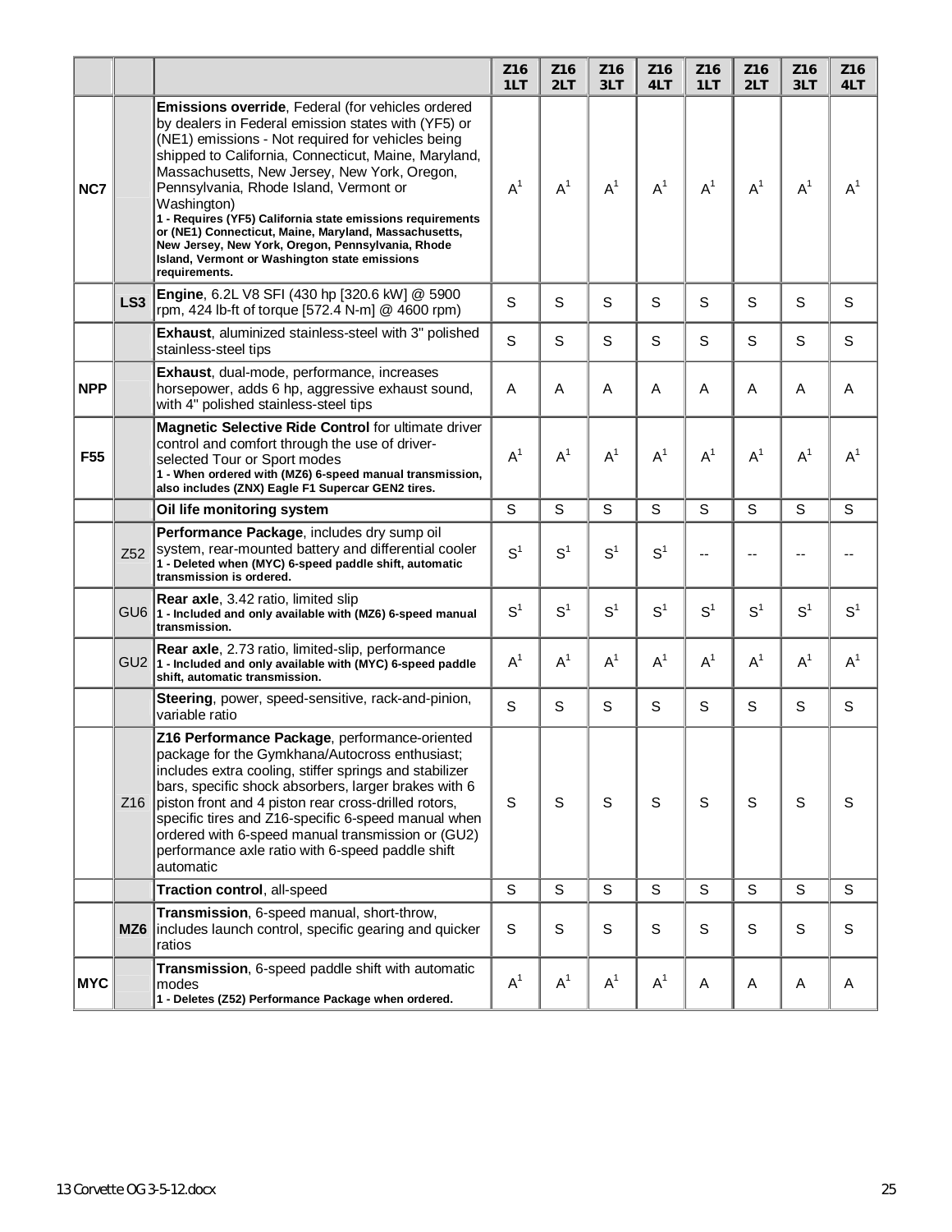| | | | Z16 1LT | Z16 2LT | Z16 3LT | Z16 4LT | Z16 1LT | Z16 2LT | Z16 3LT | Z16 4LT |
|---|---|---|---|---|---|---|---|---|---|---|
| NC7 | | **Emissions override**, Federal (for vehicles ordered by dealers in Federal emission states with (YF5) or (NE1) emissions - Not required for vehicles being shipped to California, Connecticut, Maine, Maryland, Massachusetts, New Jersey, New York, Oregon, Pennsylvania, Rhode Island, Vermont or Washington) **1 - Requires (YF5) California state emissions requirements or (NE1) Connecticut, Maine, Maryland, Massachusetts, New Jersey, New York, Oregon, Pennsylvania, Rhode Island, Vermont or Washington state emissions requirements.** | A[1] | A[1] | A[1] | A[1] | A[1] | A[1] | A[1] | A[1] |
| | LS3 | **Engine**, 6.2L V8 SFI (430 hp [320.6 kW] @ 5900 rpm, 424 lb-ft of torque [572.4 N-m] @ 4600 rpm) | S | S | S | S | S | S | S | S |
| | | **Exhaust**, aluminized stainless-steel with 3" polished stainless-steel tips | S | S | S | S | S | S | S | S |
| NPP | | **Exhaust**, dual-mode, performance, increases horsepower, adds 6 hp, aggressive exhaust sound, with 4" polished stainless-steel tips | A | A | A | A | A | A | A | A |
| F55 | | **Magnetic Selective Ride Control** for ultimate driver control and comfort through the use of driver-selected Tour or Sport modes **1 - When ordered with (MZ6) 6-speed manual transmission, also includes (ZNX) Eagle F1 Supercar GEN2 tires.** | A[1] | A[1] | A[1] | A[1] | A[1] | A[1] | A[1] | A[1] |
| | | **Oil life monitoring system** | S | S | S | S | S | S | S | S |
| | Z52 | **Performance Package**, includes dry sump oil system, rear-mounted battery and differential cooler **1 - Deleted when (MYC) 6-speed paddle shift, automatic transmission is ordered.** | S[1] | S[1] | S[1] | S[1] | -- | -- | -- | -- |
| | GU6 | **Rear axle**, 3.42 ratio, limited slip **1 - Included and only available with (MZ6) 6-speed manual transmission.** | S[1] | S[1] | S[1] | S[1] | S[1] | S[1] | S[1] | S[1] |
| | GU2 | **Rear axle**, 2.73 ratio, limited-slip, performance **1 - Included and only available with (MYC) 6-speed paddle shift, automatic transmission.** | A[1] | A[1] | A[1] | A[1] | A[1] | A[1] | A[1] | A[1] |
| | | **Steering**, power, speed-sensitive, rack-and-pinion, variable ratio | S | S | S | S | S | S | S | S |
| | Z16 | **Z16 Performance Package**, performance-oriented package for the Gymkhana/Autocross enthusiast; includes extra cooling, stiffer springs and stabilizer bars, specific shock absorbers, larger brakes with 6 piston front and 4 piston rear cross-drilled rotors, specific tires and Z16-specific 6-speed manual when ordered with 6-speed manual transmission or (GU2) performance axle ratio with 6-speed paddle shift automatic | S | S | S | S | S | S | S | S |
| | | **Traction control**, all-speed | S | S | S | S | S | S | S | S |
| | MZ6 | **Transmission**, 6-speed manual, short-throw, includes launch control, specific gearing and quicker ratios | S | S | S | S | S | S | S | S |
| MYC | | **Transmission**, 6-speed paddle shift with automatic modes **1 - Deletes (Z52) Performance Package when ordered.** | A[1] | A[1] | A[1] | A[1] | A | A | A | A |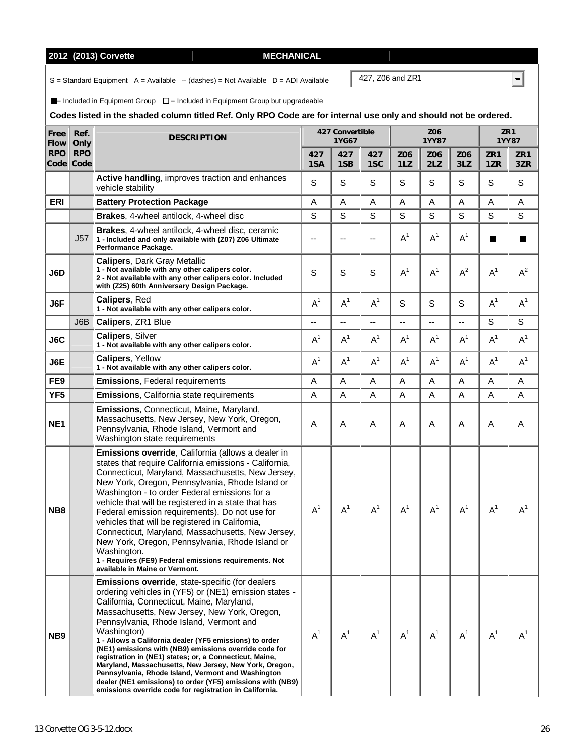**2012 (2013) Corvette** | **MECHANICAL**

S = Standard Equipment A = Available -- (dashes) = Not Available D = ADI Available

427, Z06 and ZR1

■ = Included in Equipment Group □ = Included in Equipment Group but upgradeable

**Codes listed in the shaded column titled Ref. Only RPO Code are for internal use only and should not be ordered.**

| Free Flow RPO Code | Ref. Only RPO Code | DESCRIPTION | 427 Convertible 1YG67 | | | Z06 1YY87 | | | ZR1 1YY87 | |
|---|---|---|---|---|---|---|---|---|---|---|
| | | | 427 1SA | 427 1SB | 427 1SC | Z06 1LZ | Z06 2LZ | Z06 3LZ | ZR1 1ZR | ZR1 3ZR |
| | | **Active handling**, improves traction and enhances vehicle stability | S | S | S | S | S | S | S | S |
| ERI | | **Battery Protection Package** | A | A | A | A | A | A | A | A |
| | | **Brakes**, 4-wheel antilock, 4-wheel disc | S | S | S | S | S | S | S | S |
| | J57 | **Brakes**, 4-wheel antilock, 4-wheel disc, ceramic **1 - Included and only available with (Z07) Z06 Ultimate Performance Package.** | -- | -- | -- | A[1] | A[1] | A[1] | ■ | ■ |
| J6D | | **Calipers**, Dark Gray Metallic **1 - Not available with any other calipers color. 2 - Not available with any other calipers color. Included with (Z25) 60th Anniversary Design Package.** | S | S | S | A[1] | A[1] | A[2] | A[1] | A[2] |
| J6F | | **Calipers**, Red **1 - Not available with any other calipers color.** | A[1] | A[1] | A[1] | S | S | S | A[1] | A[1] |
| | J6B | **Calipers**, ZR1 Blue | -- | -- | -- | -- | -- | -- | S | S |
| J6C | | **Calipers**, Silver **1 - Not available with any other calipers color.** | A[1] | A[1] | A[1] | A[1] | A[1] | A[1] | A[1] | A[1] |
| J6E | | **Calipers**, Yellow **1 - Not available with any other calipers color.** | A[1] | A[1] | A[1] | A[1] | A[1] | A[1] | A[1] | A[1] |
| FE9 | | **Emissions**, Federal requirements | A | A | A | A | A | A | A | A |
| YF5 | | **Emissions**, California state requirements | A | A | A | A | A | A | A | A |
| NE1 | | **Emissions**, Connecticut, Maine, Maryland, Massachusetts, New Jersey, New York, Oregon, Pennsylvania, Rhode Island, Vermont and Washington state requirements | A | A | A | A | A | A | A | A |
| NB8 | | **Emissions override**, California (allows a dealer in states that require California emissions - California, Connecticut, Maryland, Massachusetts, New Jersey, New York, Oregon, Pennsylvania, Rhode Island or Washington - to order Federal emissions for a vehicle that will be registered in a state that has Federal emission requirements). Do not use for vehicles that will be registered in California, Connecticut, Maryland, Massachusetts, New Jersey, New York, Oregon, Pennsylvania, Rhode Island or Washington. **1 - Requires (FE9) Federal emissions requirements. Not available in Maine or Vermont.** | A[1] | A[1] | A[1] | A[1] | A[1] | A[1] | A[1] | A[1] |
| NB9 | | **Emissions override**, state-specific (for dealers ordering vehicles in (YF5) or (NE1) emission states - California, Connecticut, Maine, Maryland, Massachusetts, New Jersey, New York, Oregon, Pennsylvania, Rhode Island, Vermont and Washington) **1 - Allows a California dealer (YF5 emissions) to order (NE1) emissions with (NB9) emissions override code for registration in (NE1) states; or, a Connecticut, Maine, Maryland, Massachusetts, New Jersey, New York, Oregon, Pennsylvania, Rhode Island, Vermont and Washington dealer (NE1 emissions) to order (YF5) emissions with (NB9) emissions override code for registration in California.** | A[1] | A[1] | A[1] | A[1] | A[1] | A[1] | A[1] | A[1] |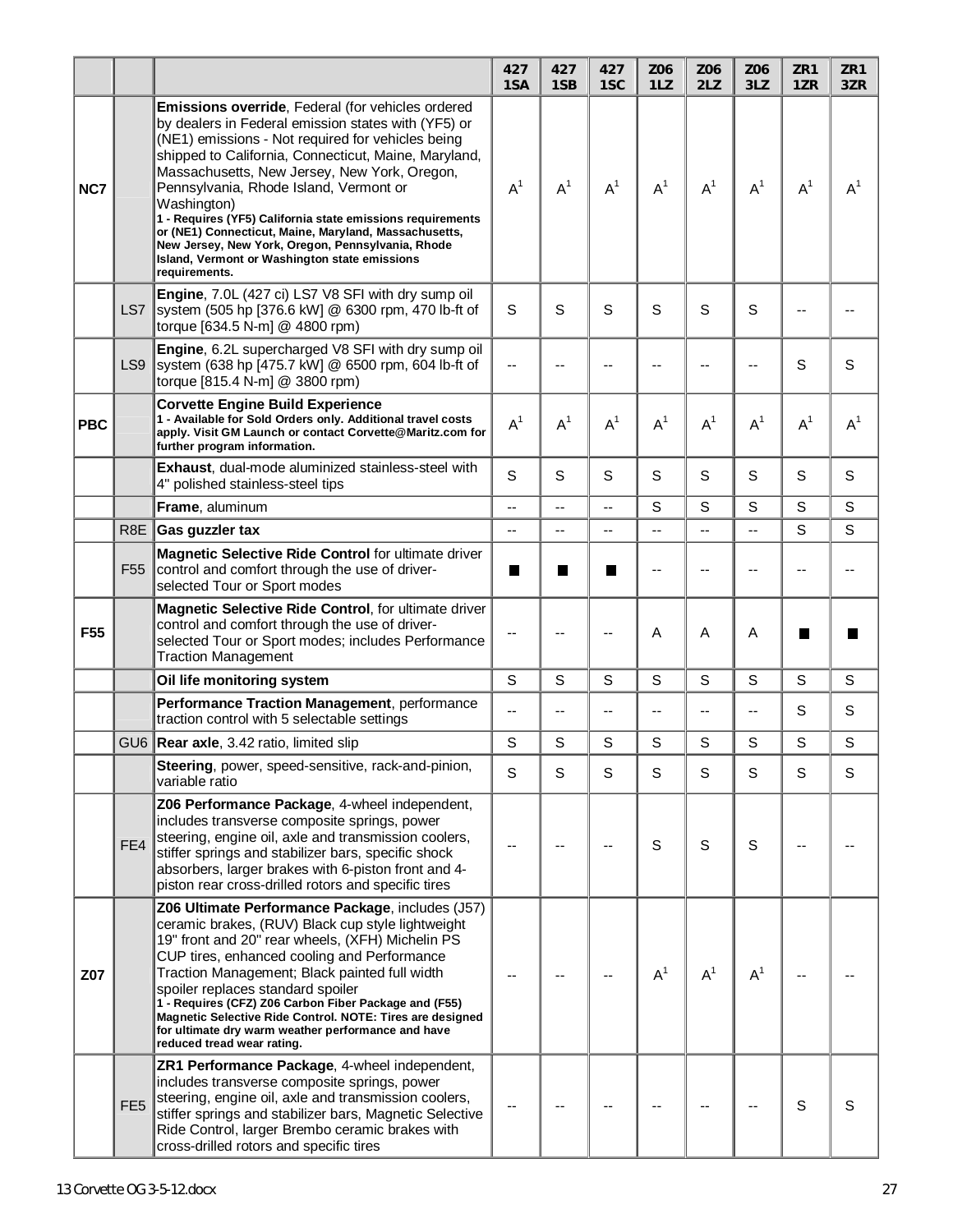| | | | 427 1SA | 427 1SB | 427 1SC | Z06 1LZ | Z06 2LZ | Z06 3LZ | ZR1 1ZR | ZR1 3ZR |
|---|---|---|---|---|---|---|---|---|---|---|
| NC7 | | **Emissions override**, Federal (for vehicles ordered by dealers in Federal emission states with (YF5) or (NE1) emissions - Not required for vehicles being shipped to California, Connecticut, Maine, Maryland, Massachusetts, New Jersey, New York, Oregon, Pennsylvania, Rhode Island, Vermont or Washington) **1 - Requires (YF5) California state emissions requirements or (NE1) Connecticut, Maine, Maryland, Massachusetts, New Jersey, New York, Oregon, Pennsylvania, Rhode Island, Vermont or Washington state emissions requirements.** | A[1] | A[1] | A[1] | A[1] | A[1] | A[1] | A[1] | A[1] |
| | LS7 | **Engine**, 7.0L (427 ci) LS7 V8 SFI with dry sump oil system (505 hp [376.6 kW] @ 6300 rpm, 470 lb-ft of torque [634.5 N-m] @ 4800 rpm) | S | S | S | S | S | S | -- | -- |
| | LS9 | **Engine**, 6.2L supercharged V8 SFI with dry sump oil system (638 hp [475.7 kW] @ 6500 rpm, 604 lb-ft of torque [815.4 N-m] @ 3800 rpm) | -- | -- | -- | -- | -- | -- | S | S |
| PBC | | **Corvette Engine Build Experience** **1 - Available for Sold Orders only. Additional travel costs apply. Visit GM Launch or contact Corvette@Maritz.com for further program information.** | A[1] | A[1] | A[1] | A[1] | A[1] | A[1] | A[1] | A[1] |
| | | **Exhaust**, dual-mode aluminized stainless-steel with 4" polished stainless-steel tips | S | S | S | S | S | S | S | S |
| | | **Frame**, aluminum | -- | -- | -- | S | S | S | S | S |
| | R8E | **Gas guzzler tax** | -- | -- | -- | -- | -- | -- | S | S |
| | F55 | **Magnetic Selective Ride Control** for ultimate driver control and comfort through the use of driver-selected Tour or Sport modes | ■ | ■ | ■ | -- | -- | -- | -- | -- |
| F55 | | **Magnetic Selective Ride Control**, for ultimate driver control and comfort through the use of driver-selected Tour or Sport modes; includes Performance Traction Management | -- | -- | -- | A | A | A | ■ | ■ |
| | | **Oil life monitoring system** | S | S | S | S | S | S | S | S |
| | | **Performance Traction Management**, performance traction control with 5 selectable settings | -- | -- | -- | -- | -- | -- | S | S |
| | GU6 | **Rear axle**, 3.42 ratio, limited slip | S | S | S | S | S | S | S | S |
| | | **Steering**, power, speed-sensitive, rack-and-pinion, variable ratio | S | S | S | S | S | S | S | S |
| | FE4 | **Z06 Performance Package**, 4-wheel independent, includes transverse composite springs, power steering, engine oil, axle and transmission coolers, stiffer springs and stabilizer bars, specific shock absorbers, larger brakes with 6-piston front and 4-piston rear cross-drilled rotors and specific tires | -- | -- | -- | S | S | S | -- | -- |
| Z07 | | **Z06 Ultimate Performance Package**, includes (J57) ceramic brakes, (RUV) Black cup style lightweight 19" front and 20" rear wheels, (XFH) Michelin PS CUP tires, enhanced cooling and Performance Traction Management; Black painted full width spoiler replaces standard spoiler **1 - Requires (CFZ) Z06 Carbon Fiber Package and (F55) Magnetic Selective Ride Control. NOTE: Tires are designed for ultimate dry warm weather performance and have reduced tread wear rating.** | -- | -- | -- | A[1] | A[1] | A[1] | -- | -- |
| | FE5 | **ZR1 Performance Package**, 4-wheel independent, includes transverse composite springs, power steering, engine oil, axle and transmission coolers, stiffer springs and stabilizer bars, Magnetic Selective Ride Control, larger Brembo ceramic brakes with cross-drilled rotors and specific tires | -- | -- | -- | -- | -- | -- | S | S |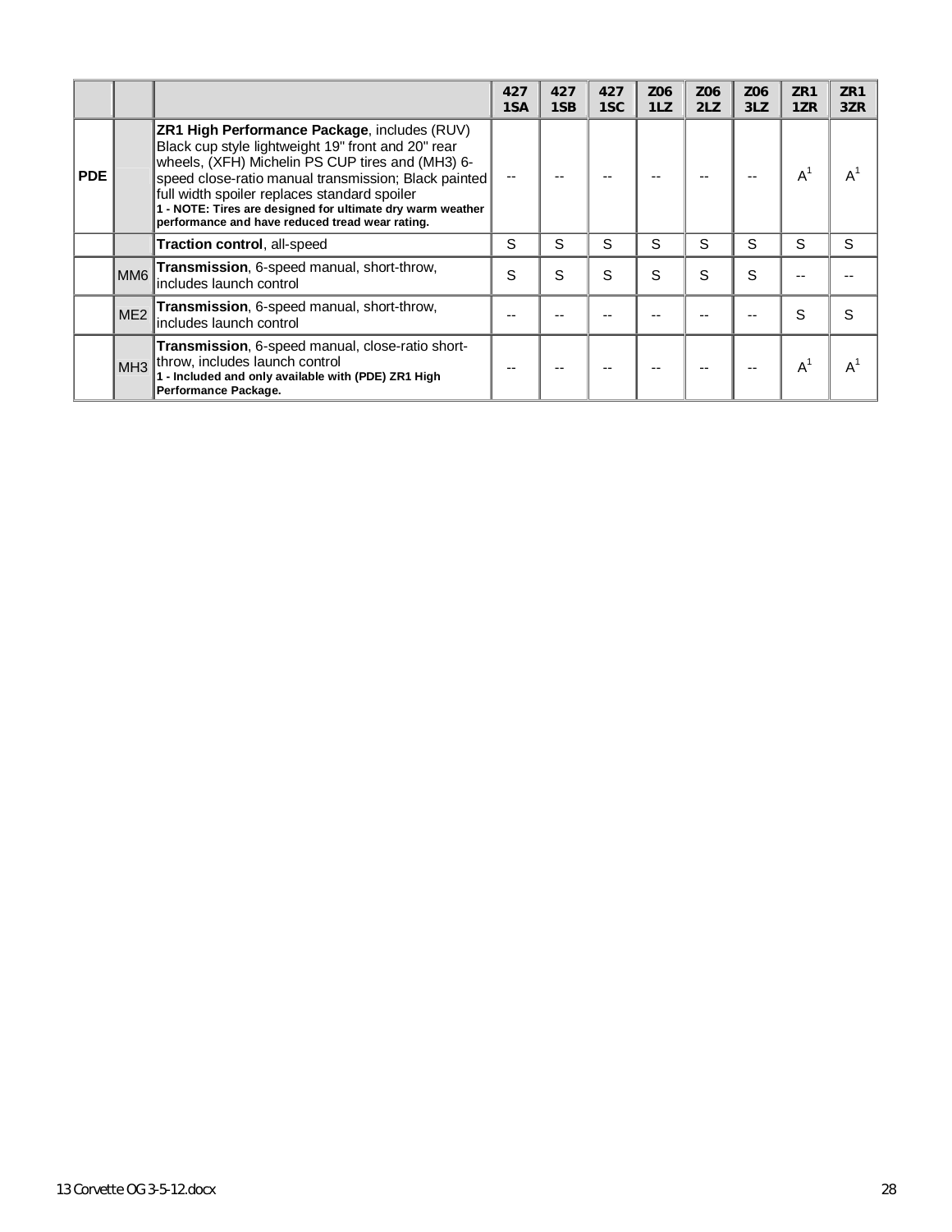| | | | 427 1SA | 427 1SB | 427 1SC | Z06 1LZ | Z06 2LZ | Z06 3LZ | ZR1 1ZR | ZR1 3ZR |
|---|---|---|---|---|---|---|---|---|---|---|
| PDE | | **ZR1 High Performance Package**, includes (RUV) Black cup style lightweight 19" front and 20" rear wheels, (XFH) Michelin PS CUP tires and (MH3) 6-speed close-ratio manual transmission; Black painted full width spoiler replaces standard spoiler **1 - NOTE: Tires are designed for ultimate dry warm weather performance and have reduced tread wear rating.** | -- | -- | -- | -- | -- | -- | A[1] | A[1] |
| | | **Traction control**, all-speed | S | S | S | S | S | S | S | S |
| | MM6 | **Transmission**, 6-speed manual, short-throw, includes launch control | S | S | S | S | S | S | -- | -- |
| | ME2 | **Transmission**, 6-speed manual, short-throw, includes launch control | -- | -- | -- | -- | -- | -- | S | S |
| | MH3 | **Transmission**, 6-speed manual, close-ratio short-throw, includes launch control **1 - Included and only available with (PDE) ZR1 High Performance Package.** | -- | -- | -- | -- | -- | -- | A[1] | A[1] |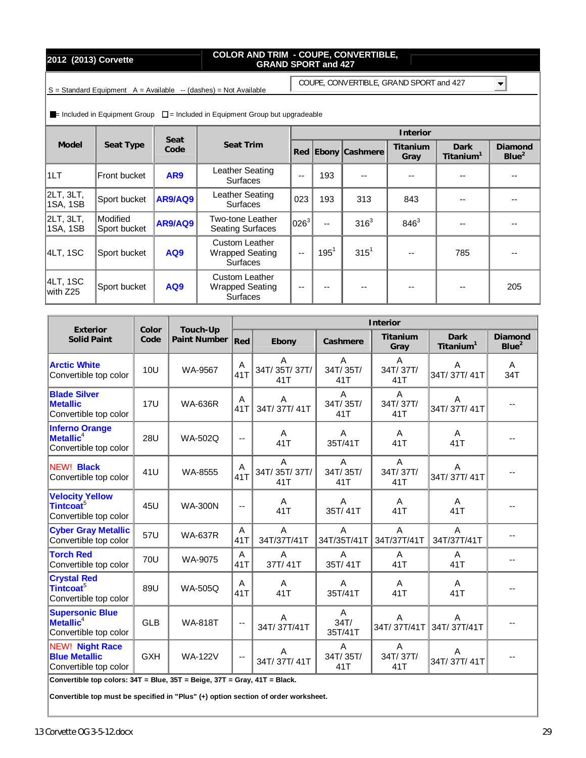| 2012 (2013) Corvette | COLOR AND TRIM - COUPE, CONVERTIBLE, GRAND SPORT and 427 |
|---|---|

S = Standard Equipment A = Available -- (dashes) = Not Available

COUPE, CONVERTIBLE, GRAND SPORT and 427

■ = Included in Equipment Group □ = Included in Equipment Group but upgradeable

| Model | Seat Type | Seat Code | Seat Trim | Interior | | | | | |
|---|---|---|---|---|---|---|---|---|---|
| | | | | Red | Ebony | Cashmere | Titanium Gray | Dark Titanium[1] | Diamond Blue[2] |
| 1LT | Front bucket | AR9 | Leather Seating Surfaces | -- | 193 | -- | -- | -- | -- |
| 2LT, 3LT, 1SA, 1SB | Sport bucket | AR9/AQ9 | Leather Seating Surfaces | 023 | 193 | 313 | 843 | -- | -- |
| 2LT, 3LT, 1SA, 1SB | Modified Sport bucket | AR9/AQ9 | Two-tone Leather Seating Surfaces | 026[3] | -- | 316[3] | 846[3] | -- | -- |
| 4LT, 1SC | Sport bucket | AQ9 | Custom Leather Wrapped Seating Surfaces | -- | 195[1] | 315[1] | -- | 785 | -- |
| 4LT, 1SC with Z25 | Sport bucket | AQ9 | Custom Leather Wrapped Seating Surfaces | -- | -- | -- | -- | -- | 205 |

| Exterior Solid Paint | Color Code | Touch-Up Paint Number | Interior | | | | | |
|---|---|---|---|---|---|---|---|---|
| | | | Red | Ebony | Cashmere | Titanium Gray | Dark Titanium[1] | Diamond Blue[2] |
| **Arctic White** Convertible top color | 10U | WA-9567 | A 41T | A 34T/ 35T/ 37T/ 41T | A 34T/ 35T/ 41T | A 34T/ 37T/ 41T | A 34T/ 37T/ 41T | A 34T |
| **Blade Silver Metallic** Convertible top color | 17U | WA-636R | A 41T | A 34T/ 37T/ 41T | A 34T/ 35T/ 41T | A 34T/ 37T/ 41T | A 34T/ 37T/ 41T | -- |
| **Inferno Orange Metallic**[4] Convertible top color | 28U | WA-502Q | -- | A 41T | A 35T/41T | A 41T | A 41T | -- |
| NEW! **Black** Convertible top color | 41U | WA-8555 | A 41T | A 34T/ 35T/ 37T/ 41T | A 34T/ 35T/ 41T | A 34T/ 37T/ 41T | A 34T/ 37T/ 41T | -- |
| **Velocity Yellow Tintcoat**[5] Convertible top color | 45U | WA-300N | -- | A 41T | A 35T/ 41T | A 41T | A 41T | -- |
| **Cyber Gray Metallic** Convertible top color | 57U | WA-637R | A 41T | A 34T/37T/41T | A 34T/35T/41T | A 34T/37T/41T | A 34T/37T/41T | -- |
| **Torch Red** Convertible top color | 70U | WA-9075 | A 41T | A 37T/ 41T | A 35T/ 41T | A 41T | A 41T | -- |
| **Crystal Red Tintcoat**[5] Convertible top color | 89U | WA-505Q | A 41T | A 41T | A 35T/41T | A 41T | A 41T | -- |
| **Supersonic Blue Metallic**[4] Convertible top color | GLB | WA-818T | -- | A 34T/ 37T/41T | A 34T/ 35T/41T | A 34T/ 37T/41T | A 34T/ 37T/41T | -- |
| NEW! **Night Race Blue Metallic** Convertible top color | GXH | WA-122V | -- | A 34T/ 37T/ 41T | A 34T/ 35T/ 41T | A 34T/ 37T/ 41T | A 34T/ 37T/ 41T | -- |

**Convertible top colors: 34T = Blue, 35T = Beige, 37T = Gray, 41T = Black.**

**Convertible top must be specified in "Plus" (+) option section of order worksheet.**

13 Corvette OG 3-5-12.docx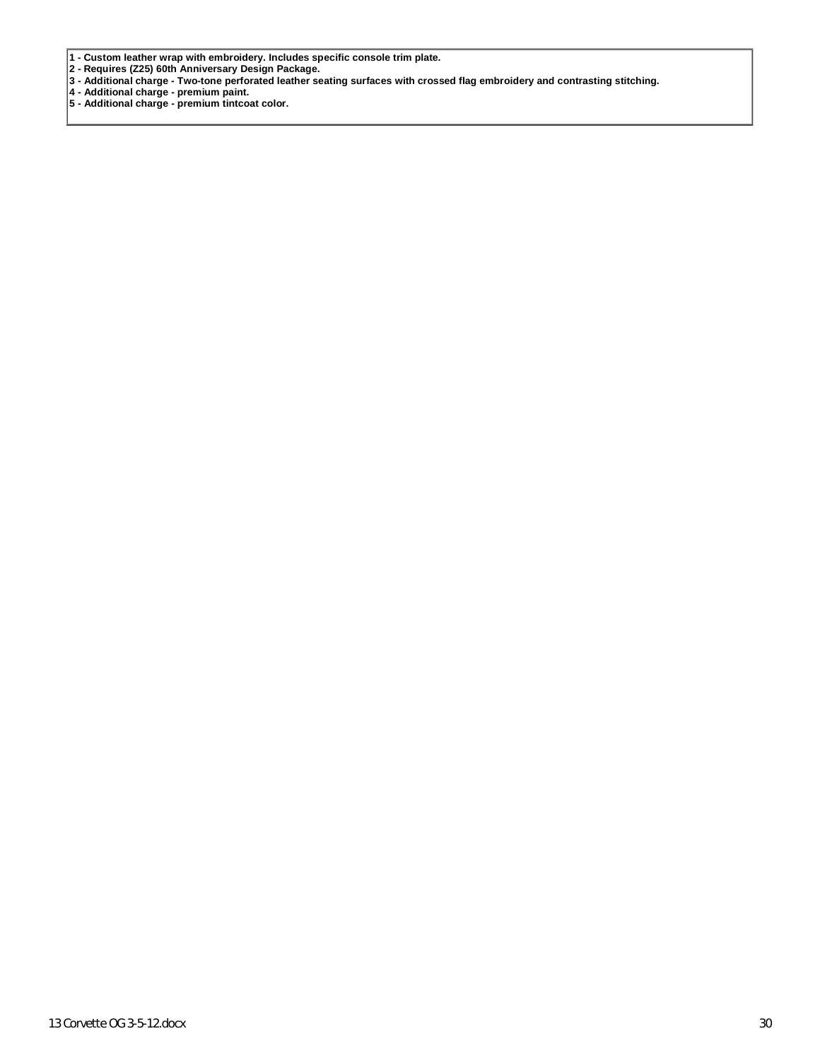**1 - Custom leather wrap with embroidery. Includes specific console trim plate.**
**2 - Requires (Z25) 60th Anniversary Design Package.**
**3 - Additional charge - Two-tone perforated leather seating surfaces with crossed flag embroidery and contrasting stitching.**
**4 - Additional charge - premium paint.**
**5 - Additional charge - premium tintcoat color.**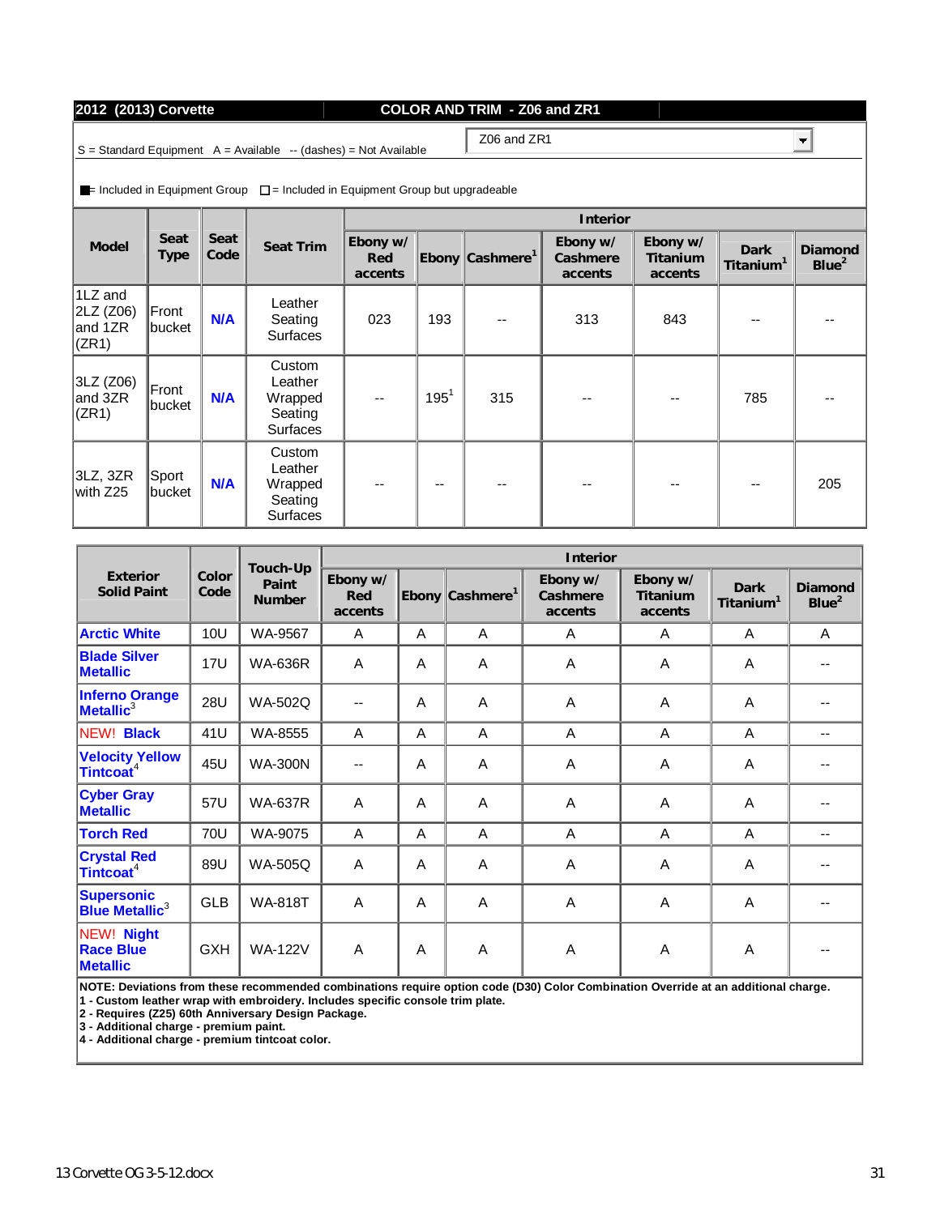**2012 (2013) Corvette** — **COLOR AND TRIM - Z06 and ZR1**

S = Standard Equipment A = Available -- (dashes) = Not Available

Z06 and ZR1

■ = Included in Equipment Group □ = Included in Equipment Group but upgradeable

| Model | Seat Type | Seat Code | Seat Trim | Interior | | | | | | |
|---|---|---|---|---|---|---|---|---|---|---|
| | | | | Ebony w/ Red accents | Ebony | Cashmere[1] | Ebony w/ Cashmere accents | Ebony w/ Titanium accents | Dark Titanium[1] | Diamond Blue[2] |
| 1LZ and 2LZ (Z06) and 1ZR (ZR1) | Front bucket | N/A | Leather Seating Surfaces | 023 | 193 | -- | 313 | 843 | -- | -- |
| 3LZ (Z06) and 3ZR (ZR1) | Front bucket | N/A | Custom Leather Wrapped Seating Surfaces | -- | 195[1] | 315 | -- | -- | 785 | -- |
| 3LZ, 3ZR with Z25 | Sport bucket | N/A | Custom Leather Wrapped Seating Surfaces | -- | -- | -- | -- | -- | -- | 205 |

| Exterior Solid Paint | Color Code | Touch-Up Paint Number | Interior | | | | | | |
|---|---|---|---|---|---|---|---|---|---|
| | | | Ebony w/ Red accents | Ebony | Cashmere[1] | Ebony w/ Cashmere accents | Ebony w/ Titanium accents | Dark Titanium[1] | Diamond Blue[2] |
| Arctic White | 10U | WA-9567 | A | A | A | A | A | A | A |
| Blade Silver Metallic | 17U | WA-636R | A | A | A | A | A | A | -- |
| Inferno Orange Metallic[3] | 28U | WA-502Q | -- | A | A | A | A | A | -- |
| NEW! Black | 41U | WA-8555 | A | A | A | A | A | A | -- |
| Velocity Yellow Tintcoat[4] | 45U | WA-300N | -- | A | A | A | A | A | -- |
| Cyber Gray Metallic | 57U | WA-637R | A | A | A | A | A | A | -- |
| Torch Red | 70U | WA-9075 | A | A | A | A | A | A | -- |
| Crystal Red Tintcoat[4] | 89U | WA-505Q | A | A | A | A | A | A | -- |
| Supersonic Blue Metallic[3] | GLB | WA-818T | A | A | A | A | A | A | -- |
| NEW! Night Race Blue Metallic | GXH | WA-122V | A | A | A | A | A | A | -- |

**NOTE: Deviations from these recommended combinations require option code (D30) Color Combination Override at an additional charge.**
**1 - Custom leather wrap with embroidery. Includes specific console trim plate.**
**2 - Requires (Z25) 60th Anniversary Design Package.**
**3 - Additional charge - premium paint.**
**4 - Additional charge - premium tintcoat color.**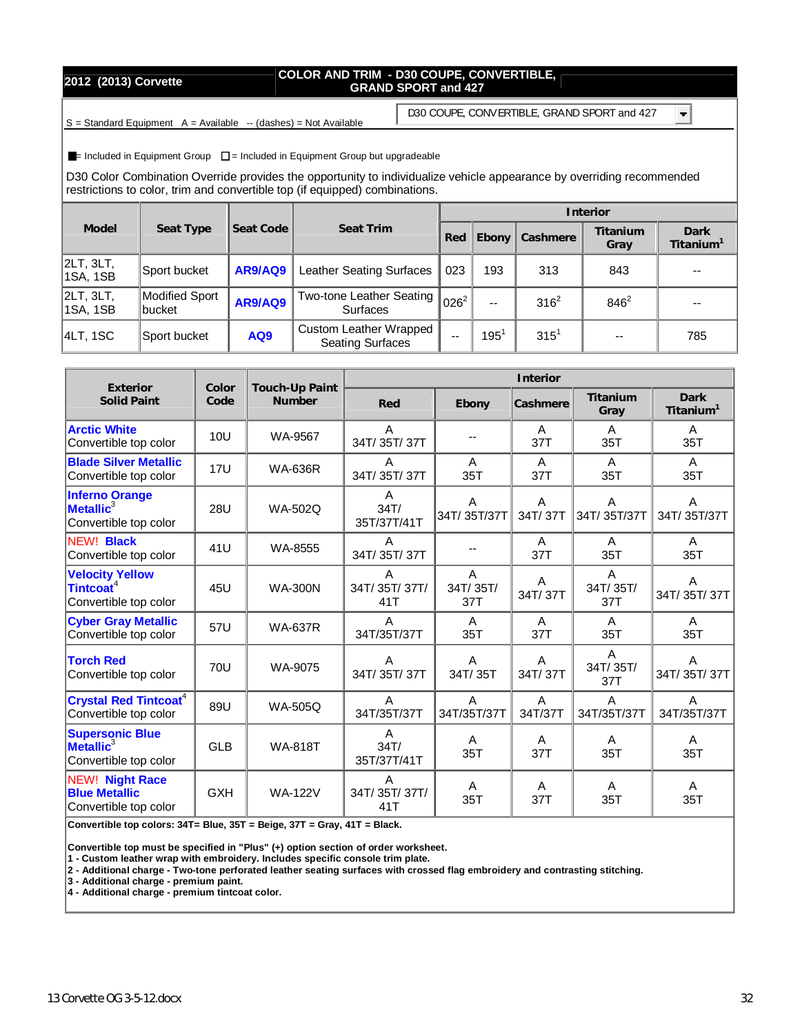**2012 (2013) Corvette** | **COLOR AND TRIM - D30 COUPE, CONVERTIBLE, GRAND SPORT and 427**

S = Standard Equipment   A = Available   -- (dashes) = Not Available

D30 COUPE, CONVERTIBLE, GRAND SPORT and 427

■ = Included in Equipment Group  □ = Included in Equipment Group but upgradeable

D30 Color Combination Override provides the opportunity to individualize vehicle appearance by overriding recommended restrictions to color, trim and convertible top (if equipped) combinations.

| Model | Seat Type | Seat Code | Seat Trim | Interior | | | | |
|---|---|---|---|---|---|---|---|---|
| | | | | Red | Ebony | Cashmere | Titanium Gray | Dark Titanium[1] |
| 2LT, 3LT, 1SA, 1SB | Sport bucket | AR9/AQ9 | Leather Seating Surfaces | 023 | 193 | 313 | 843 | -- |
| 2LT, 3LT, 1SA, 1SB | Modified Sport bucket | AR9/AQ9 | Two-tone Leather Seating Surfaces | 026[2] | -- | 316[2] | 846[2] | -- |
| 4LT, 1SC | Sport bucket | AQ9 | Custom Leather Wrapped Seating Surfaces | -- | 195[1] | 315[1] | -- | 785 |

| Exterior Solid Paint | Color Code | Touch-Up Paint Number | Interior | | | | |
|---|---|---|---|---|---|---|---|
| | | | Red | Ebony | Cashmere | Titanium Gray | Dark Titanium[1] |
| Arctic White<br>Convertible top color | 10U | WA-9567 | A<br>34T/ 35T/ 37T | -- | A<br>37T | A<br>35T | A<br>35T |
| Blade Silver Metallic<br>Convertible top color | 17U | WA-636R | A<br>34T/ 35T/ 37T | A<br>35T | A<br>37T | A<br>35T | A<br>35T |
| Inferno Orange Metallic[3]<br>Convertible top color | 28U | WA-502Q | A<br>34T/ 35T/37T/41T | A<br>34T/ 35T/37T | A<br>34T/ 37T | A<br>34T/ 35T/37T | A<br>34T/ 35T/37T |
| NEW! Black<br>Convertible top color | 41U | WA-8555 | A<br>34T/ 35T/ 37T | -- | A<br>37T | A<br>35T | A<br>35T |
| Velocity Yellow Tintcoat[4]<br>Convertible top color | 45U | WA-300N | A<br>34T/ 35T/ 37T/ 41T | A<br>34T/ 35T/ 37T | A<br>34T/ 37T | A<br>34T/ 35T/ 37T | A<br>34T/ 35T/ 37T |
| Cyber Gray Metallic<br>Convertible top color | 57U | WA-637R | A<br>34T/35T/37T | A<br>35T | A<br>37T | A<br>35T | A<br>35T |
| Torch Red<br>Convertible top color | 70U | WA-9075 | A<br>34T/ 35T/ 37T | A<br>34T/ 35T | A<br>34T/ 37T | A<br>34T/ 35T/ 37T | A<br>34T/ 35T/ 37T |
| Crystal Red Tintcoat[4]<br>Convertible top color | 89U | WA-505Q | A<br>34T/35T/37T | A<br>34T/35T/37T | A<br>34T/37T | A<br>34T/35T/37T | A<br>34T/35T/37T |
| Supersonic Blue Metallic[3]<br>Convertible top color | GLB | WA-818T | A<br>34T/ 35T/37T/41T | A<br>35T | A<br>37T | A<br>35T | A<br>35T |
| NEW! Night Race Blue Metallic<br>Convertible top color | GXH | WA-122V | A<br>34T/ 35T/ 37T/ 41T | A<br>35T | A<br>37T | A<br>35T | A<br>35T |

**Convertible top colors: 34T= Blue, 35T = Beige, 37T = Gray, 41T = Black.**

**Convertible top must be specified in "Plus" (+) option section of order worksheet.**
**1 - Custom leather wrap with embroidery. Includes specific console trim plate.**
**2 - Additional charge - Two-tone perforated leather seating surfaces with crossed flag embroidery and contrasting stitching.**
**3 - Additional charge - premium paint.**
**4 - Additional charge - premium tintcoat color.**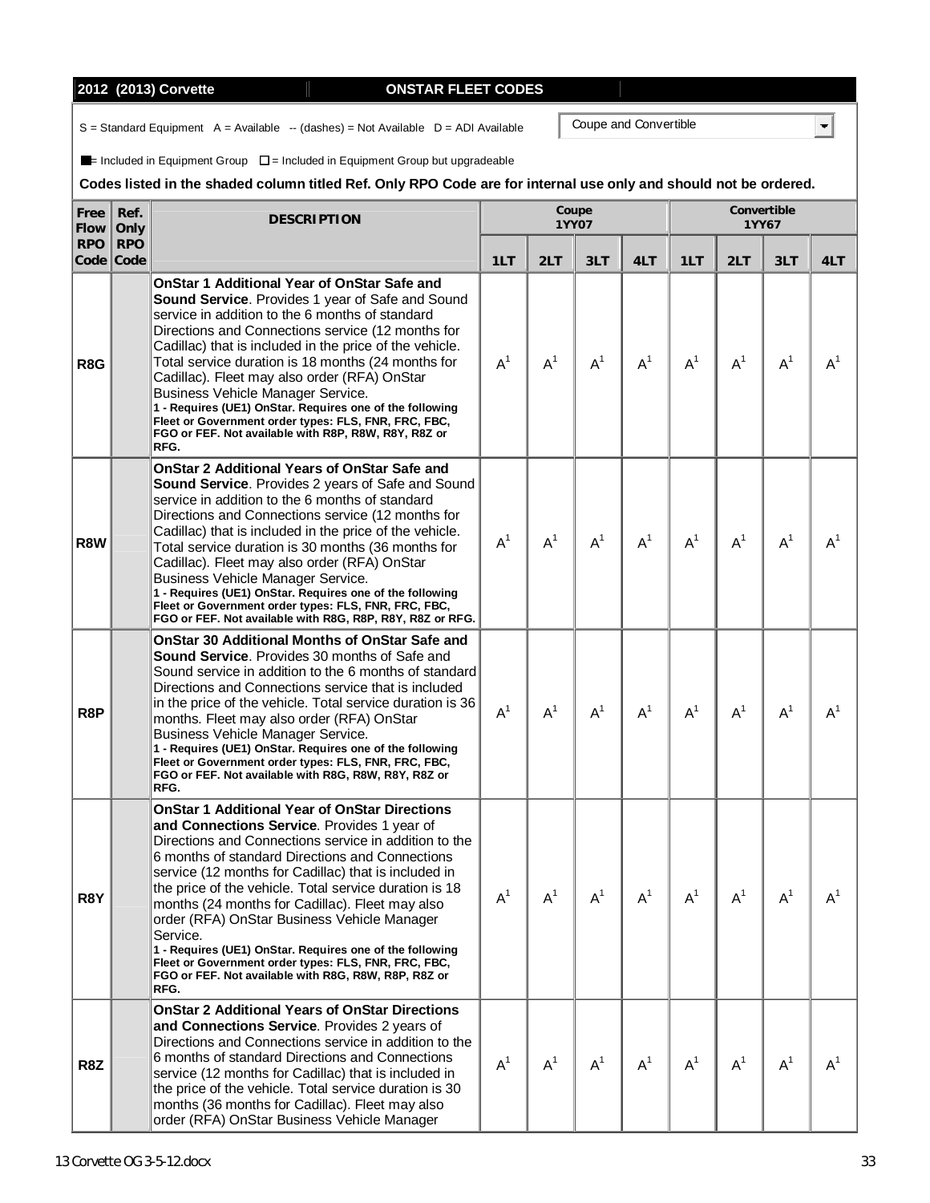**2012 (2013) Corvette — ONSTAR FLEET CODES**

S = Standard Equipment A = Available -- (dashes) = Not Available D = ADI Available

Coupe and Convertible

■ = Included in Equipment Group □ = Included in Equipment Group but upgradeable

**Codes listed in the shaded column titled Ref. Only RPO Code are for internal use only and should not be ordered.**

| Free Flow RPO Code | Ref. Only RPO Code | DESCRIPTION | Coupe 1YY07 | | | | Convertible 1YY67 | | | |
|---|---|---|---|---|---|---|---|---|---|---|
| | | | 1LT | 2LT | 3LT | 4LT | 1LT | 2LT | 3LT | 4LT |
| **R8G** | | **OnStar 1 Additional Year of OnStar Safe and Sound Service**. Provides 1 year of Safe and Sound service in addition to the 6 months of standard Directions and Connections service (12 months for Cadillac) that is included in the price of the vehicle. Total service duration is 18 months (24 months for Cadillac). Fleet may also order (RFA) OnStar Business Vehicle Manager Service. **1 - Requires (UE1) OnStar. Requires one of the following Fleet or Government order types: FLS, FNR, FRC, FBC, FGO or FEF. Not available with R8P, R8W, R8Y, R8Z or RFG.** | A[1] | A[1] | A[1] | A[1] | A[1] | A[1] | A[1] | A[1] |
| **R8W** | | **OnStar 2 Additional Years of OnStar Safe and Sound Service**. Provides 2 years of Safe and Sound service in addition to the 6 months of standard Directions and Connections service (12 months for Cadillac) that is included in the price of the vehicle. Total service duration is 30 months (36 months for Cadillac). Fleet may also order (RFA) OnStar Business Vehicle Manager Service. **1 - Requires (UE1) OnStar. Requires one of the following Fleet or Government order types: FLS, FNR, FRC, FBC, FGO or FEF. Not available with R8G, R8P, R8Y, R8Z or RFG.** | A[1] | A[1] | A[1] | A[1] | A[1] | A[1] | A[1] | A[1] |
| **R8P** | | **OnStar 30 Additional Months of OnStar Safe and Sound Service**. Provides 30 months of Safe and Sound service in addition to the 6 months of standard Directions and Connections service that is included in the price of the vehicle. Total service duration is 36 months. Fleet may also order (RFA) OnStar Business Vehicle Manager Service. **1 - Requires (UE1) OnStar. Requires one of the following Fleet or Government order types: FLS, FNR, FRC, FBC, FGO or FEF. Not available with R8G, R8W, R8Y, R8Z or RFG.** | A[1] | A[1] | A[1] | A[1] | A[1] | A[1] | A[1] | A[1] |
| **R8Y** | | **OnStar 1 Additional Year of OnStar Directions and Connections Service**. Provides 1 year of Directions and Connections service in addition to the 6 months of standard Directions and Connections service (12 months for Cadillac) that is included in the price of the vehicle. Total service duration is 18 months (24 months for Cadillac). Fleet may also order (RFA) OnStar Business Vehicle Manager Service. **1 - Requires (UE1) OnStar. Requires one of the following Fleet or Government order types: FLS, FNR, FRC, FBC, FGO or FEF. Not available with R8G, R8W, R8P, R8Z or RFG.** | A[1] | A[1] | A[1] | A[1] | A[1] | A[1] | A[1] | A[1] |
| **R8Z** | | **OnStar 2 Additional Years of OnStar Directions and Connections Service**. Provides 2 years of Directions and Connections service in addition to the 6 months of standard Directions and Connections service (12 months for Cadillac) that is included in the price of the vehicle. Total service duration is 30 months (36 months for Cadillac). Fleet may also order (RFA) OnStar Business Vehicle Manager | A[1] | A[1] | A[1] | A[1] | A[1] | A[1] | A[1] | A[1] |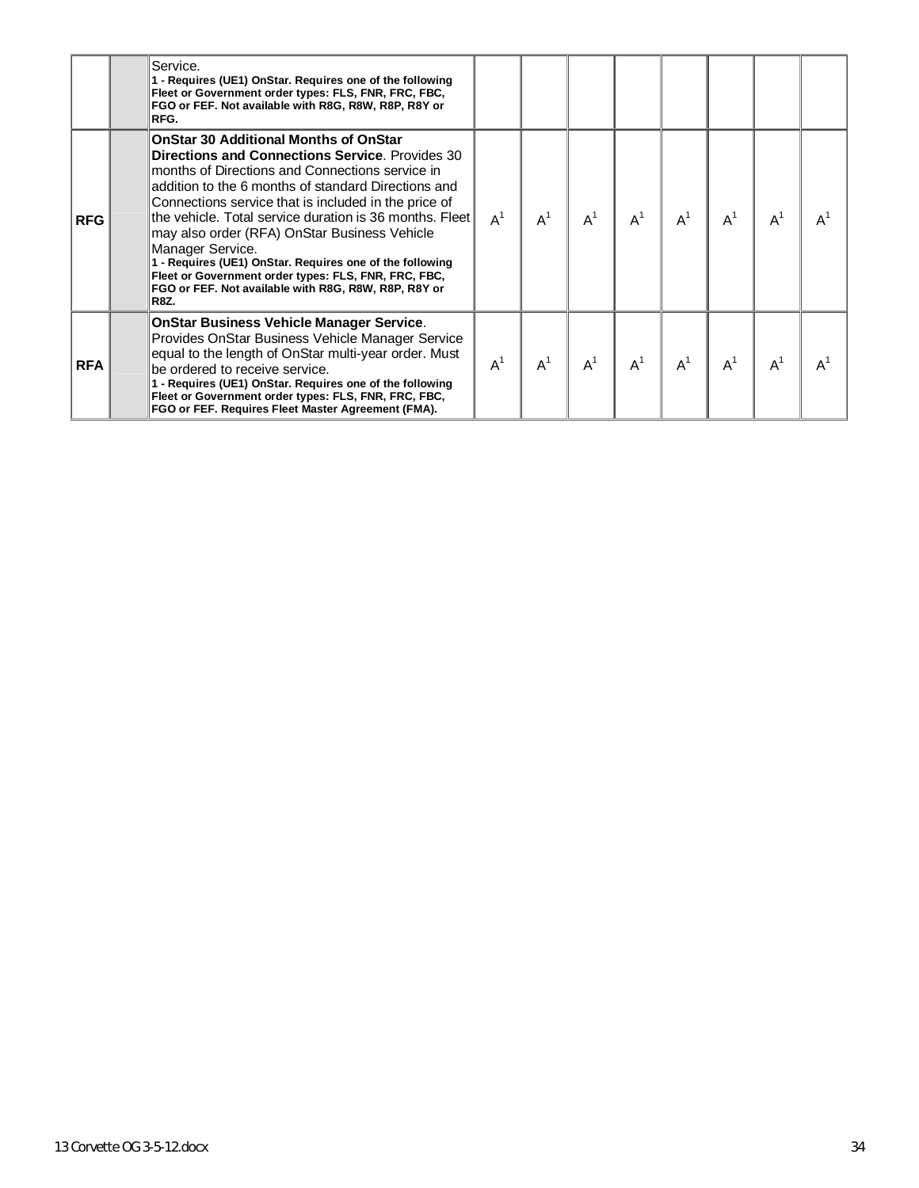| | | | | | | | | | | |
|---|---|---|---|---|---|---|---|---|---|---|
| | | Service.<br>**1 - Requires (UE1) OnStar. Requires one of the following Fleet or Government order types: FLS, FNR, FRC, FBC, FGO or FEF. Not available with R8G, R8W, R8P, R8Y or RFG.** | | | | | | | | |
| **RFG** | | **OnStar 30 Additional Months of OnStar Directions and Connections Service**. Provides 30 months of Directions and Connections service in addition to the 6 months of standard Directions and Connections service that is included in the price of the vehicle. Total service duration is 36 months. Fleet may also order (RFA) OnStar Business Vehicle Manager Service.<br>**1 - Requires (UE1) OnStar. Requires one of the following Fleet or Government order types: FLS, FNR, FRC, FBC, FGO or FEF. Not available with R8G, R8W, R8P, R8Y or R8Z.** | A[1] | A[1] | A[1] | A[1] | A[1] | A[1] | A[1] | A[1] |
| **RFA** | | **OnStar Business Vehicle Manager Service**. Provides OnStar Business Vehicle Manager Service equal to the length of OnStar multi-year order. Must be ordered to receive service.<br>**1 - Requires (UE1) OnStar. Requires one of the following Fleet or Government order types: FLS, FNR, FRC, FBC, FGO or FEF. Requires Fleet Master Agreement (FMA).** | A[1] | A[1] | A[1] | A[1] | A[1] | A[1] | A[1] | A[1] |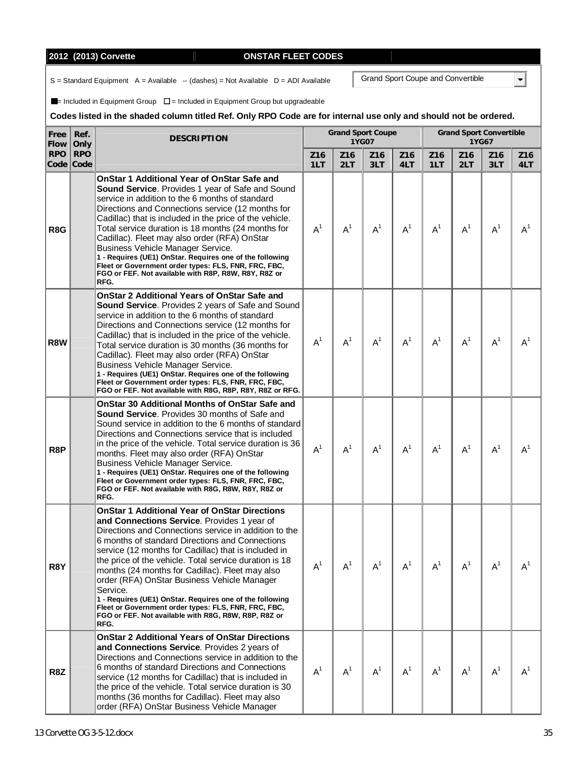**2012 (2013) Corvette** — **ONSTAR FLEET CODES**

S = Standard Equipment A = Available -- (dashes) = Not Available D = ADI Available

Grand Sport Coupe and Convertible

■ = Included in Equipment Group □ = Included in Equipment Group but upgradeable

**Codes listed in the shaded column titled Ref. Only RPO Code are for internal use only and should not be ordered.**

| Free Flow RPO Code | Ref. Only RPO Code | DESCRIPTION | Grand Sport Coupe 1YG07 | | | | Grand Sport Convertible 1YG67 | | | |
|---|---|---|---|---|---|---|---|---|---|---|
| | | | Z16 1LT | Z16 2LT | Z16 3LT | Z16 4LT | Z16 1LT | Z16 2LT | Z16 3LT | Z16 4LT |
| **R8G** | | **OnStar 1 Additional Year of OnStar Safe and Sound Service**. Provides 1 year of Safe and Sound service in addition to the 6 months of standard Directions and Connections service (12 months for Cadillac) that is included in the price of the vehicle. Total service duration is 18 months (24 months for Cadillac). Fleet may also order (RFA) OnStar Business Vehicle Manager Service. **1 - Requires (UE1) OnStar. Requires one of the following Fleet or Government order types: FLS, FNR, FRC, FBC, FGO or FEF. Not available with R8P, R8W, R8Y, R8Z or RFG.** | A[1] | A[1] | A[1] | A[1] | A[1] | A[1] | A[1] | A[1] |
| **R8W** | | **OnStar 2 Additional Years of OnStar Safe and Sound Service**. Provides 2 years of Safe and Sound service in addition to the 6 months of standard Directions and Connections service (12 months for Cadillac) that is included in the price of the vehicle. Total service duration is 30 months (36 months for Cadillac). Fleet may also order (RFA) OnStar Business Vehicle Manager Service. **1 - Requires (UE1) OnStar. Requires one of the following Fleet or Government order types: FLS, FNR, FRC, FBC, FGO or FEF. Not available with R8G, R8P, R8Y, R8Z or RFG.** | A[1] | A[1] | A[1] | A[1] | A[1] | A[1] | A[1] | A[1] |
| **R8P** | | **OnStar 30 Additional Months of OnStar Safe and Sound Service**. Provides 30 months of Safe and Sound service in addition to the 6 months of standard Directions and Connections service that is included in the price of the vehicle. Total service duration is 36 months. Fleet may also order (RFA) OnStar Business Vehicle Manager Service. **1 - Requires (UE1) OnStar. Requires one of the following Fleet or Government order types: FLS, FNR, FRC, FBC, FGO or FEF. Not available with R8G, R8W, R8Y, R8Z or RFG.** | A[1] | A[1] | A[1] | A[1] | A[1] | A[1] | A[1] | A[1] |
| **R8Y** | | **OnStar 1 Additional Year of OnStar Directions and Connections Service**. Provides 1 year of Directions and Connections service in addition to the 6 months of standard Directions and Connections service (12 months for Cadillac) that is included in the price of the vehicle. Total service duration is 18 months (24 months for Cadillac). Fleet may also order (RFA) OnStar Business Vehicle Manager Service. **1 - Requires (UE1) OnStar. Requires one of the following Fleet or Government order types: FLS, FNR, FRC, FBC, FGO or FEF. Not available with R8G, R8W, R8P, R8Z or RFG.** | A[1] | A[1] | A[1] | A[1] | A[1] | A[1] | A[1] | A[1] |
| **R8Z** | | **OnStar 2 Additional Years of OnStar Directions and Connections Service**. Provides 2 years of Directions and Connections service in addition to the 6 months of standard Directions and Connections service (12 months for Cadillac) that is included in the price of the vehicle. Total service duration is 30 months (36 months for Cadillac). Fleet may also order (RFA) OnStar Business Vehicle Manager | A[1] | A[1] | A[1] | A[1] | A[1] | A[1] | A[1] | A[1] |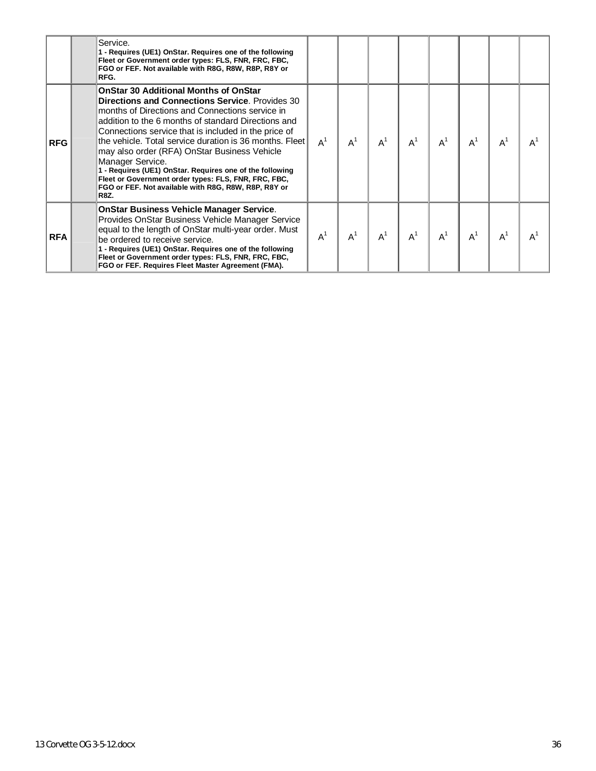| | | | | | | | | | | |
|---|---|---|---|---|---|---|---|---|---|---|
| | | Service.<br>**1 - Requires (UE1) OnStar. Requires one of the following Fleet or Government order types: FLS, FNR, FRC, FBC, FGO or FEF. Not available with R8G, R8W, R8P, R8Y or RFG.** | | | | | | | | |
| **RFG** | | **OnStar 30 Additional Months of OnStar Directions and Connections Service**. Provides 30 months of Directions and Connections service in addition to the 6 months of standard Directions and Connections service that is included in the price of the vehicle. Total service duration is 36 months. Fleet may also order (RFA) OnStar Business Vehicle Manager Service.<br>**1 - Requires (UE1) OnStar. Requires one of the following Fleet or Government order types: FLS, FNR, FRC, FBC, FGO or FEF. Not available with R8G, R8W, R8P, R8Y or R8Z.** | A[1] | A[1] | A[1] | A[1] | A[1] | A[1] | A[1] | A[1] |
| **RFA** | | **OnStar Business Vehicle Manager Service**. Provides OnStar Business Vehicle Manager Service equal to the length of OnStar multi-year order. Must be ordered to receive service.<br>**1 - Requires (UE1) OnStar. Requires one of the following Fleet or Government order types: FLS, FNR, FRC, FBC, FGO or FEF. Requires Fleet Master Agreement (FMA).** | A[1] | A[1] | A[1] | A[1] | A[1] | A[1] | A[1] | A[1] |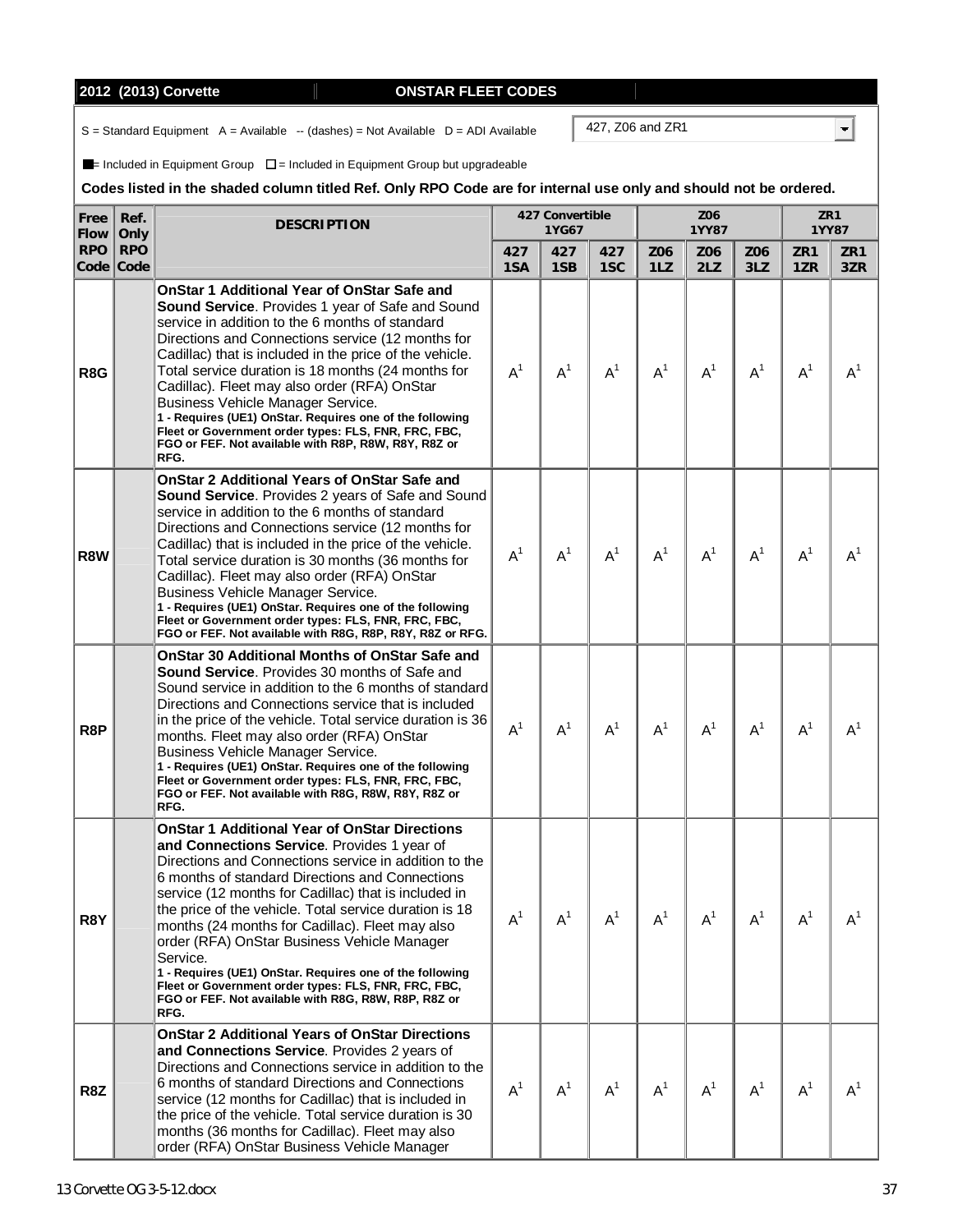**2012 (2013) Corvette — ONSTAR FLEET CODES**

S = Standard Equipment A = Available -- (dashes) = Not Available D = ADI Available

427, Z06 and ZR1

■ = Included in Equipment Group □ = Included in Equipment Group but upgradeable

**Codes listed in the shaded column titled Ref. Only RPO Code are for internal use only and should not be ordered.**

| Free Flow RPO Code | Ref. Only RPO Code | DESCRIPTION | 427 Convertible 1YG67 | | | Z06 1YY87 | | | ZR1 1YY87 | |
|---|---|---|---|---|---|---|---|---|---|---|
| | | | 427 1SA | 427 1SB | 427 1SC | Z06 1LZ | Z06 2LZ | Z06 3LZ | ZR1 1ZR | ZR1 3ZR |
| R8G | | **OnStar 1 Additional Year of OnStar Safe and Sound Service**. Provides 1 year of Safe and Sound service in addition to the 6 months of standard Directions and Connections service (12 months for Cadillac) that is included in the price of the vehicle. Total service duration is 18 months (24 months for Cadillac). Fleet may also order (RFA) OnStar Business Vehicle Manager Service. **1 - Requires (UE1) OnStar. Requires one of the following Fleet or Government order types: FLS, FNR, FRC, FBC, FGO or FEF. Not available with R8P, R8W, R8Y, R8Z or RFG.** | A[1] | A[1] | A[1] | A[1] | A[1] | A[1] | A[1] | A[1] |
| R8W | | **OnStar 2 Additional Years of OnStar Safe and Sound Service**. Provides 2 years of Safe and Sound service in addition to the 6 months of standard Directions and Connections service (12 months for Cadillac) that is included in the price of the vehicle. Total service duration is 30 months (36 months for Cadillac). Fleet may also order (RFA) OnStar Business Vehicle Manager Service. **1 - Requires (UE1) OnStar. Requires one of the following Fleet or Government order types: FLS, FNR, FRC, FBC, FGO or FEF. Not available with R8G, R8P, R8Y, R8Z or RFG.** | A[1] | A[1] | A[1] | A[1] | A[1] | A[1] | A[1] | A[1] |
| R8P | | **OnStar 30 Additional Months of OnStar Safe and Sound Service**. Provides 30 months of Safe and Sound service in addition to the 6 months of standard Directions and Connections service that is included in the price of the vehicle. Total service duration is 36 months. Fleet may also order (RFA) OnStar Business Vehicle Manager Service. **1 - Requires (UE1) OnStar. Requires one of the following Fleet or Government order types: FLS, FNR, FRC, FBC, FGO or FEF. Not available with R8G, R8W, R8Y, R8Z or RFG.** | A[1] | A[1] | A[1] | A[1] | A[1] | A[1] | A[1] | A[1] |
| R8Y | | **OnStar 1 Additional Year of OnStar Directions and Connections Service**. Provides 1 year of Directions and Connections service in addition to the 6 months of standard Directions and Connections service (12 months for Cadillac) that is included in the price of the vehicle. Total service duration is 18 months (24 months for Cadillac). Fleet may also order (RFA) OnStar Business Vehicle Manager Service. **1 - Requires (UE1) OnStar. Requires one of the following Fleet or Government order types: FLS, FNR, FRC, FBC, FGO or FEF. Not available with R8G, R8W, R8P, R8Z or RFG.** | A[1] | A[1] | A[1] | A[1] | A[1] | A[1] | A[1] | A[1] |
| R8Z | | **OnStar 2 Additional Years of OnStar Directions and Connections Service**. Provides 2 years of Directions and Connections service in addition to the 6 months of standard Directions and Connections service (12 months for Cadillac) that is included in the price of the vehicle. Total service duration is 30 months (36 months for Cadillac). Fleet may also order (RFA) OnStar Business Vehicle Manager | A[1] | A[1] | A[1] | A[1] | A[1] | A[1] | A[1] | A[1] |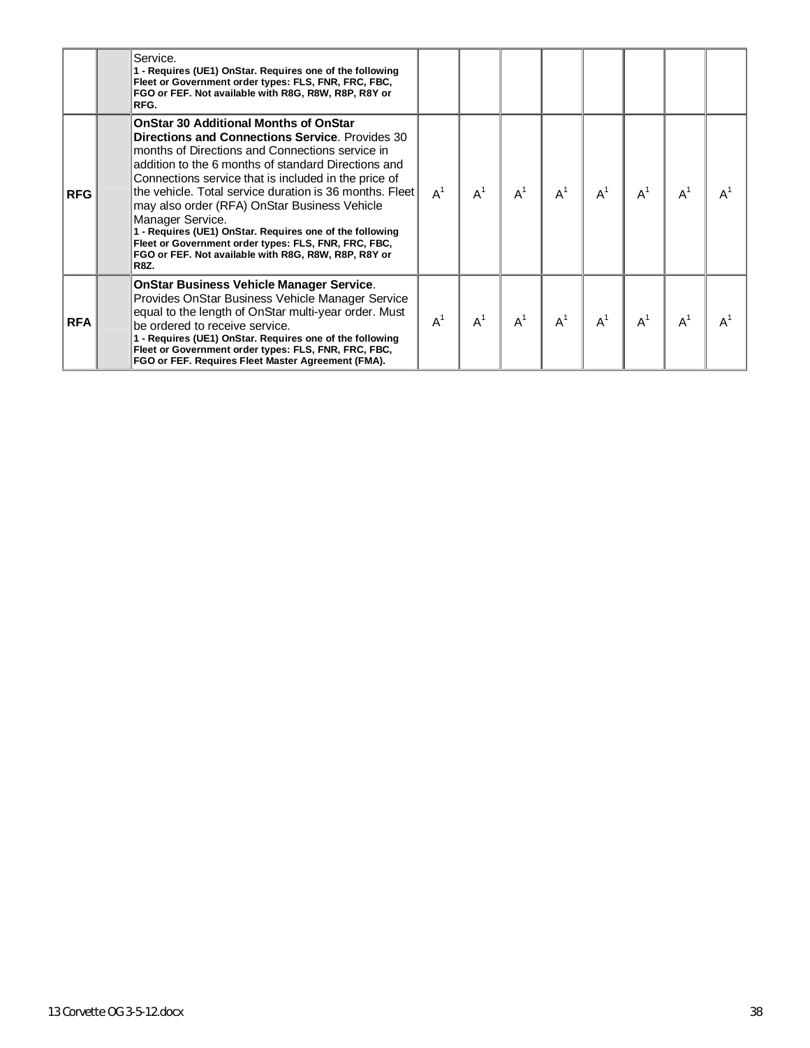| | | | | | | | | | | |
|---|---|---|---|---|---|---|---|---|---|---|
| | | Service.<br>**1 - Requires (UE1) OnStar. Requires one of the following Fleet or Government order types: FLS, FNR, FRC, FBC, FGO or FEF. Not available with R8G, R8W, R8P, R8Y or RFG.** | | | | | | | | |
| **RFG** | | **OnStar 30 Additional Months of OnStar Directions and Connections Service**. Provides 30 months of Directions and Connections service in addition to the 6 months of standard Directions and Connections service that is included in the price of the vehicle. Total service duration is 36 months. Fleet may also order (RFA) OnStar Business Vehicle Manager Service.<br>**1 - Requires (UE1) OnStar. Requires one of the following Fleet or Government order types: FLS, FNR, FRC, FBC, FGO or FEF. Not available with R8G, R8W, R8P, R8Y or R8Z.** | A[1] | A[1] | A[1] | A[1] | A[1] | A[1] | A[1] | A[1] |
| **RFA** | | **OnStar Business Vehicle Manager Service**. Provides OnStar Business Vehicle Manager Service equal to the length of OnStar multi-year order. Must be ordered to receive service.<br>**1 - Requires (UE1) OnStar. Requires one of the following Fleet or Government order types: FLS, FNR, FRC, FBC, FGO or FEF. Requires Fleet Master Agreement (FMA).** | A[1] | A[1] | A[1] | A[1] | A[1] | A[1] | A[1] | A[1] |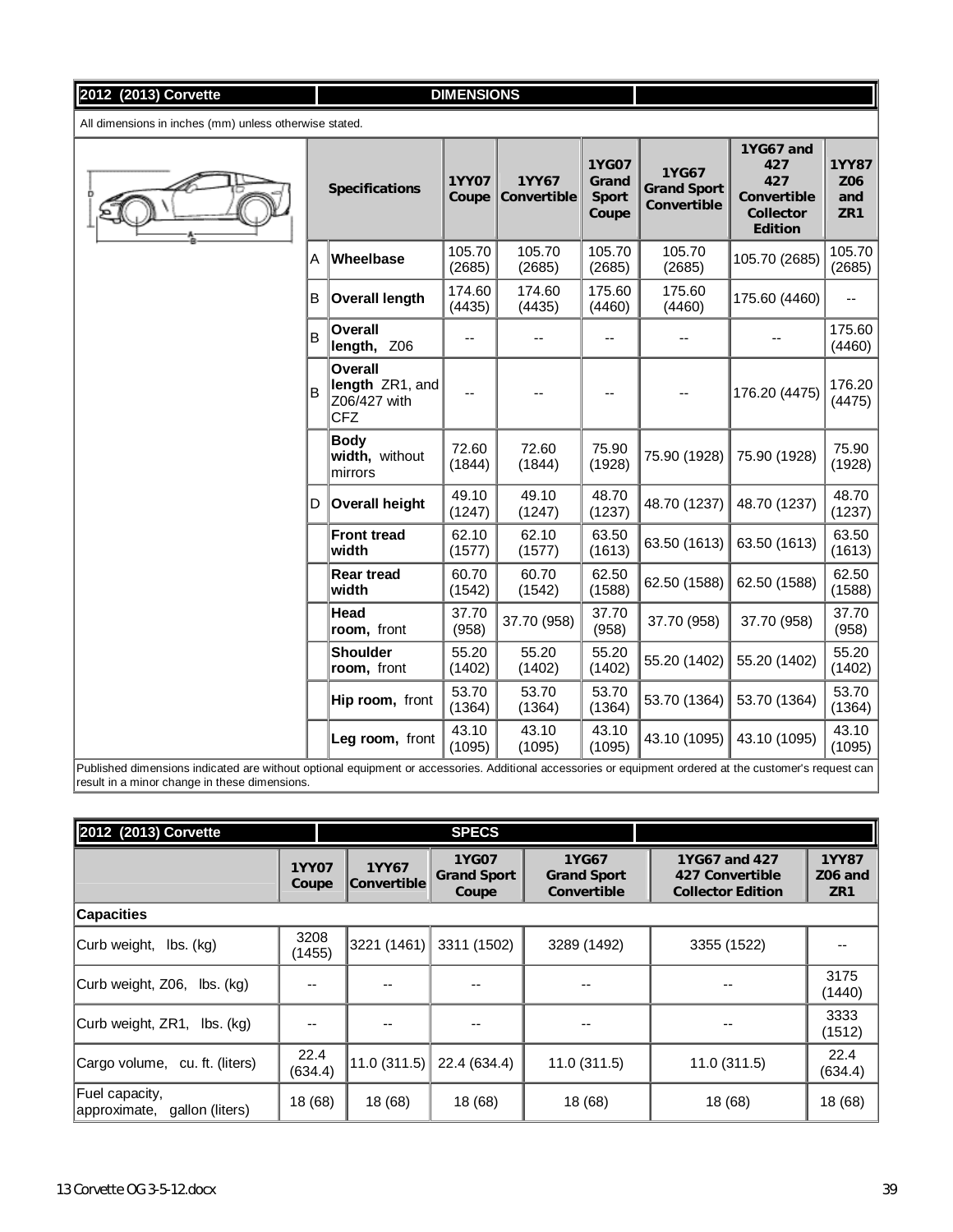## 2012 (2013) Corvette — DIMENSIONS

All dimensions in inches (mm) unless otherwise stated.

| | Specifications | 1YY07 Coupe | 1YY67 Convertible | 1YG07 Grand Sport Coupe | 1YG67 Grand Sport Convertible | 1YG67 and 427 427 Convertible Collector Edition | 1YY87 Z06 and ZR1 |
|---|---|---|---|---|---|---|---|
| A | **Wheelbase** | 105.70 (2685) | 105.70 (2685) | 105.70 (2685) | 105.70 (2685) | 105.70 (2685) | 105.70 (2685) |
| B | **Overall length** | 174.60 (4435) | 174.60 (4435) | 175.60 (4460) | 175.60 (4460) | 175.60 (4460) | -- |
| B | **Overall length,** Z06 | -- | -- | -- | -- | -- | 175.60 (4460) |
| B | **Overall length** ZR1, and Z06/427 with CFZ | -- | -- | -- | -- | 176.20 (4475) | 176.20 (4475) |
| | **Body width,** without mirrors | 72.60 (1844) | 72.60 (1844) | 75.90 (1928) | 75.90 (1928) | 75.90 (1928) | 75.90 (1928) |
| D | **Overall height** | 49.10 (1247) | 49.10 (1247) | 48.70 (1237) | 48.70 (1237) | 48.70 (1237) | 48.70 (1237) |
| | **Front tread width** | 62.10 (1577) | 62.10 (1577) | 63.50 (1613) | 63.50 (1613) | 63.50 (1613) | 63.50 (1613) |
| | **Rear tread width** | 60.70 (1542) | 60.70 (1542) | 62.50 (1588) | 62.50 (1588) | 62.50 (1588) | 62.50 (1588) |
| | **Head room,** front | 37.70 (958) | 37.70 (958) | 37.70 (958) | 37.70 (958) | 37.70 (958) | 37.70 (958) |
| | **Shoulder room,** front | 55.20 (1402) | 55.20 (1402) | 55.20 (1402) | 55.20 (1402) | 55.20 (1402) | 55.20 (1402) |
| | **Hip room,** front | 53.70 (1364) | 53.70 (1364) | 53.70 (1364) | 53.70 (1364) | 53.70 (1364) | 53.70 (1364) |
| | **Leg room,** front | 43.10 (1095) | 43.10 (1095) | 43.10 (1095) | 43.10 (1095) | 43.10 (1095) | 43.10 (1095) |

Published dimensions indicated are without optional equipment or accessories. Additional accessories or equipment ordered at the customer's request can result in a minor change in these dimensions.

## 2012 (2013) Corvette — SPECS

| | 1YY07 Coupe | 1YY67 Convertible | 1YG07 Grand Sport Coupe | 1YG67 Grand Sport Convertible | 1YG67 and 427 427 Convertible Collector Edition | 1YY87 Z06 and ZR1 |
|---|---|---|---|---|---|---|
| **Capacities** | | | | | | |
| Curb weight, lbs. (kg) | 3208 (1455) | 3221 (1461) | 3311 (1502) | 3289 (1492) | 3355 (1522) | -- |
| Curb weight, Z06, lbs. (kg) | -- | -- | -- | -- | -- | 3175 (1440) |
| Curb weight, ZR1, lbs. (kg) | -- | -- | -- | -- | -- | 3333 (1512) |
| Cargo volume, cu. ft. (liters) | 22.4 (634.4) | 11.0 (311.5) | 22.4 (634.4) | 11.0 (311.5) | 11.0 (311.5) | 22.4 (634.4) |
| Fuel capacity, approximate, gallon (liters) | 18 (68) | 18 (68) | 18 (68) | 18 (68) | 18 (68) | 18 (68) |